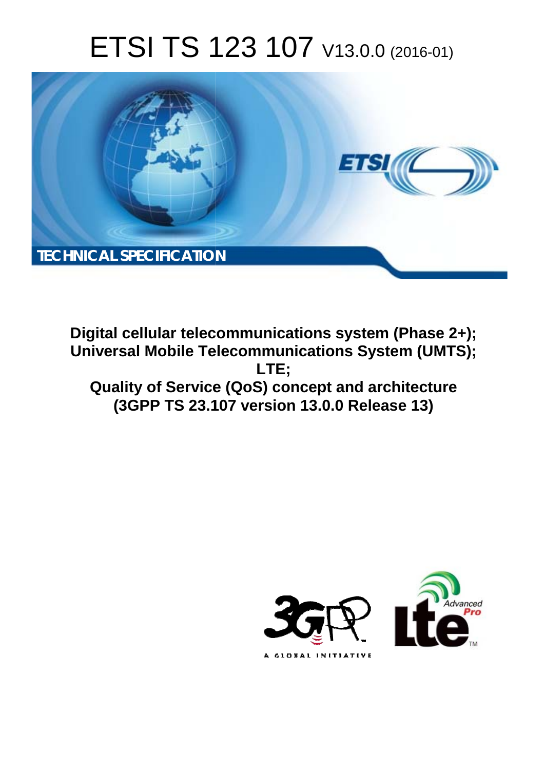# ETSI TS 123 107 V13.0.0 (2016-01)

TECHNICAL SPECIFICATION

**Digital cellular telecommunications system (Phase 2+); Universal Mobile Telecommunications System (UMTS); LTE; Quality of Service (QoS) concept and architecture (3GPP TS 23.107 version 13.0.0 Release 13)**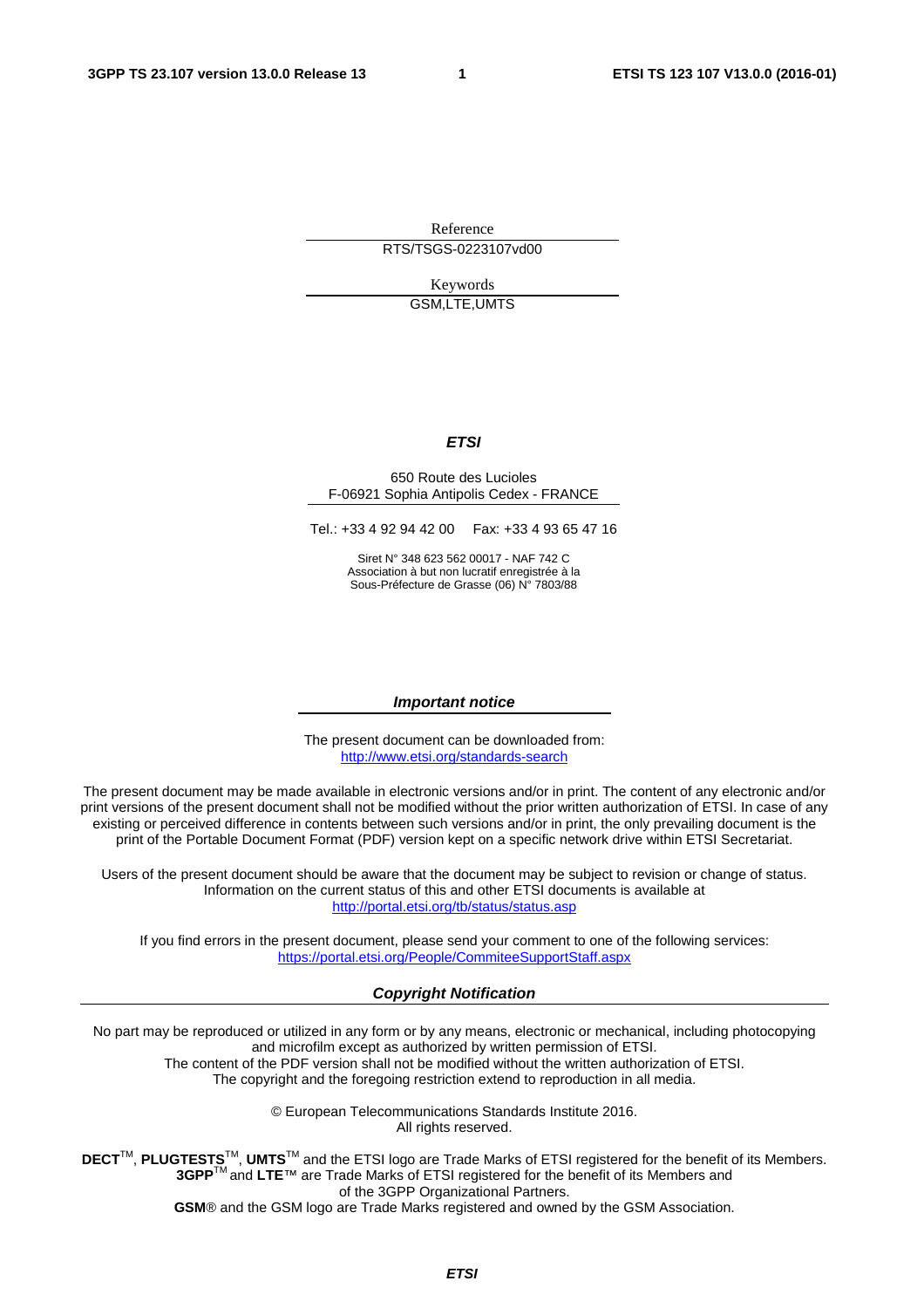Reference

RTS/TSGS-0223107vd00

Keywords

GSM,LTE,UMTS

***ETSI***

650 Route des Lucioles
F-06921 Sophia Antipolis Cedex - FRANCE

Tel.: +33 4 92 94 42 00 Fax: +33 4 93 65 47 16

Siret N° 348 623 562 00017 - NAF 742 C
Association à but non lucratif enregistrée à la
Sous-Préfecture de Grasse (06) N° 7803/88

***Important notice***

The present document can be downloaded from:
http://www.etsi.org/standards-search

The present document may be made available in electronic versions and/or in print. The content of any electronic and/or print versions of the present document shall not be modified without the prior written authorization of ETSI. In case of any existing or perceived difference in contents between such versions and/or in print, the only prevailing document is the print of the Portable Document Format (PDF) version kept on a specific network drive within ETSI Secretariat.

Users of the present document should be aware that the document may be subject to revision or change of status. Information on the current status of this and other ETSI documents is available at
http://portal.etsi.org/tb/status/status.asp

If you find errors in the present document, please send your comment to one of the following services:
https://portal.etsi.org/People/CommiteeSupportStaff.aspx

***Copyright Notification***

No part may be reproduced or utilized in any form or by any means, electronic or mechanical, including photocopying and microfilm except as authorized by written permission of ETSI.
The content of the PDF version shall not be modified without the written authorization of ETSI.
The copyright and the foregoing restriction extend to reproduction in all media.

© European Telecommunications Standards Institute 2016.
All rights reserved.

**DECT**™, **PLUGTESTS**™, **UMTS**™ and the ETSI logo are Trade Marks of ETSI registered for the benefit of its Members.
**3GPP**™ and **LTE**™ are Trade Marks of ETSI registered for the benefit of its Members and of the 3GPP Organizational Partners.
**GSM**® and the GSM logo are Trade Marks registered and owned by the GSM Association.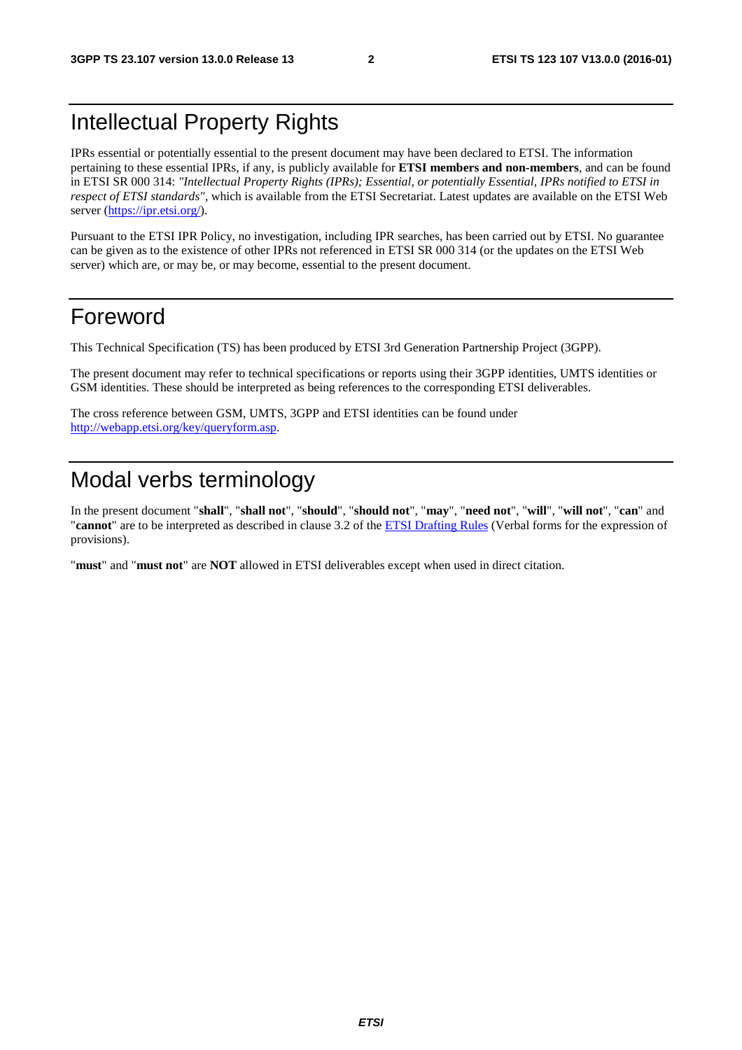# Intellectual Property Rights

IPRs essential or potentially essential to the present document may have been declared to ETSI. The information pertaining to these essential IPRs, if any, is publicly available for **ETSI members and non-members**, and can be found in ETSI SR 000 314: *"Intellectual Property Rights (IPRs); Essential, or potentially Essential, IPRs notified to ETSI in respect of ETSI standards"*, which is available from the ETSI Secretariat. Latest updates are available on the ETSI Web server (https://ipr.etsi.org/).

Pursuant to the ETSI IPR Policy, no investigation, including IPR searches, has been carried out by ETSI. No guarantee can be given as to the existence of other IPRs not referenced in ETSI SR 000 314 (or the updates on the ETSI Web server) which are, or may be, or may become, essential to the present document.

# Foreword

This Technical Specification (TS) has been produced by ETSI 3rd Generation Partnership Project (3GPP).

The present document may refer to technical specifications or reports using their 3GPP identities, UMTS identities or GSM identities. These should be interpreted as being references to the corresponding ETSI deliverables.

The cross reference between GSM, UMTS, 3GPP and ETSI identities can be found under http://webapp.etsi.org/key/queryform.asp.

# Modal verbs terminology

In the present document "**shall**", "**shall not**", "**should**", "**should not**", "**may**", "**need not**", "**will**", "**will not**", "**can**" and "**cannot**" are to be interpreted as described in clause 3.2 of the ETSI Drafting Rules (Verbal forms for the expression of provisions).

"**must**" and "**must not**" are **NOT** allowed in ETSI deliverables except when used in direct citation.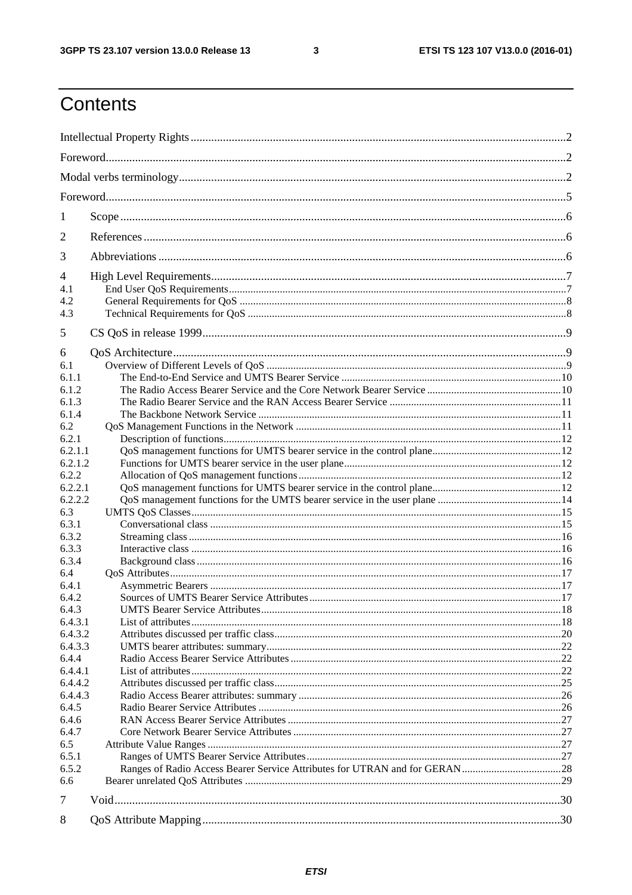# Contents

Intellectual Property Rights ............................................................ 2
Foreword ............................................................ 2
Modal verbs terminology ............................................................ 2
Foreword ............................................................ 5

1 Scope ............................................................ 6

2 References ............................................................ 6

3 Abbreviations ............................................................ 6

4 High Level Requirements ............................................................ 7
4.1 End User QoS Requirements ............................................................ 7
4.2 General Requirements for QoS ............................................................ 8
4.3 Technical Requirements for QoS ............................................................ 8

5 CS QoS in release 1999 ............................................................ 9

6 QoS Architecture ............................................................ 9
6.1 Overview of Different Levels of QoS ............................................................ 9
6.1.1 The End-to-End Service and UMTS Bearer Service ............................................................ 10
6.1.2 The Radio Access Bearer Service and the Core Network Bearer Service ............................................................ 10
6.1.3 The Radio Bearer Service and the RAN Access Bearer Service ............................................................ 11
6.1.4 The Backbone Network Service ............................................................ 11
6.2 QoS Management Functions in the Network ............................................................ 11
6.2.1 Description of functions ............................................................ 12
6.2.1.1 QoS management functions for UMTS bearer service in the control plane ............................................................ 12
6.2.1.2 Functions for UMTS bearer service in the user plane ............................................................ 12
6.2.2 Allocation of QoS management functions ............................................................ 12
6.2.2.1 QoS management functions for UMTS bearer service in the control plane ............................................................ 12
6.2.2.2 QoS management functions for the UMTS bearer service in the user plane ............................................................ 14
6.3 UMTS QoS Classes ............................................................ 15
6.3.1 Conversational class ............................................................ 15
6.3.2 Streaming class ............................................................ 16
6.3.3 Interactive class ............................................................ 16
6.3.4 Background class ............................................................ 16
6.4 QoS Attributes ............................................................ 17
6.4.1 Asymmetric Bearers ............................................................ 17
6.4.2 Sources of UMTS Bearer Service Attributes ............................................................ 17
6.4.3 UMTS Bearer Service Attributes ............................................................ 18
6.4.3.1 List of attributes ............................................................ 18
6.4.3.2 Attributes discussed per traffic class ............................................................ 20
6.4.3.3 UMTS bearer attributes: summary ............................................................ 22
6.4.4 Radio Access Bearer Service Attributes ............................................................ 22
6.4.4.1 List of attributes ............................................................ 22
6.4.4.2 Attributes discussed per traffic class ............................................................ 25
6.4.4.3 Radio Access Bearer attributes: summary ............................................................ 26
6.4.5 Radio Bearer Service Attributes ............................................................ 26
6.4.6 RAN Access Bearer Service Attributes ............................................................ 27
6.4.7 Core Network Bearer Service Attributes ............................................................ 27
6.5 Attribute Value Ranges ............................................................ 27
6.5.1 Ranges of UMTS Bearer Service Attributes ............................................................ 27
6.5.2 Ranges of Radio Access Bearer Service Attributes for UTRAN and for GERAN ............................................................ 28
6.6 Bearer unrelated QoS Attributes ............................................................ 29

7 Void ............................................................ 30

8 QoS Attribute Mapping ............................................................ 30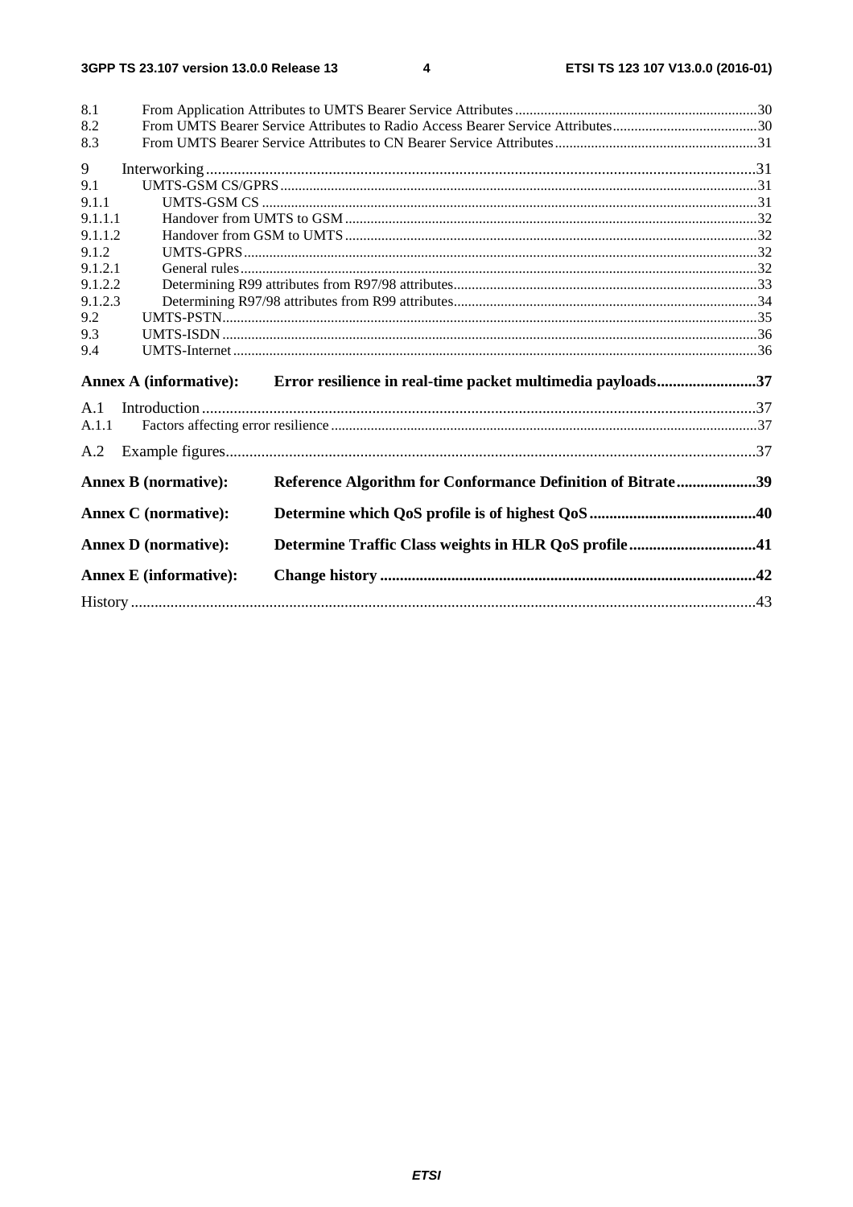8.1 From Application Attributes to UMTS Bearer Service Attributes .......... 30
8.2 From UMTS Bearer Service Attributes to Radio Access Bearer Service Attributes .......... 30
8.3 From UMTS Bearer Service Attributes to CN Bearer Service Attributes .......... 31

9 Interworking .......... 31
9.1 UMTS-GSM CS/GPRS .......... 31
9.1.1 UMTS-GSM CS .......... 31
9.1.1.1 Handover from UMTS to GSM .......... 32
9.1.1.2 Handover from GSM to UMTS .......... 32
9.1.2 UMTS-GPRS .......... 32
9.1.2.1 General rules .......... 32
9.1.2.2 Determining R99 attributes from R97/98 attributes .......... 33
9.1.2.3 Determining R97/98 attributes from R99 attributes .......... 34
9.2 UMTS-PSTN .......... 35
9.3 UMTS-ISDN .......... 36
9.4 UMTS-Internet .......... 36

**Annex A (informative): Error resilience in real-time packet multimedia payloads .......... 37**

A.1 Introduction .......... 37
A.1.1 Factors affecting error resilience .......... 37

A.2 Example figures .......... 37

**Annex B (normative): Reference Algorithm for Conformance Definition of Bitrate .......... 39**

**Annex C (normative): Determine which QoS profile is of highest QoS .......... 40**

**Annex D (normative): Determine Traffic Class weights in HLR QoS profile .......... 41**

**Annex E (informative): Change history .......... 42**

History .......... 43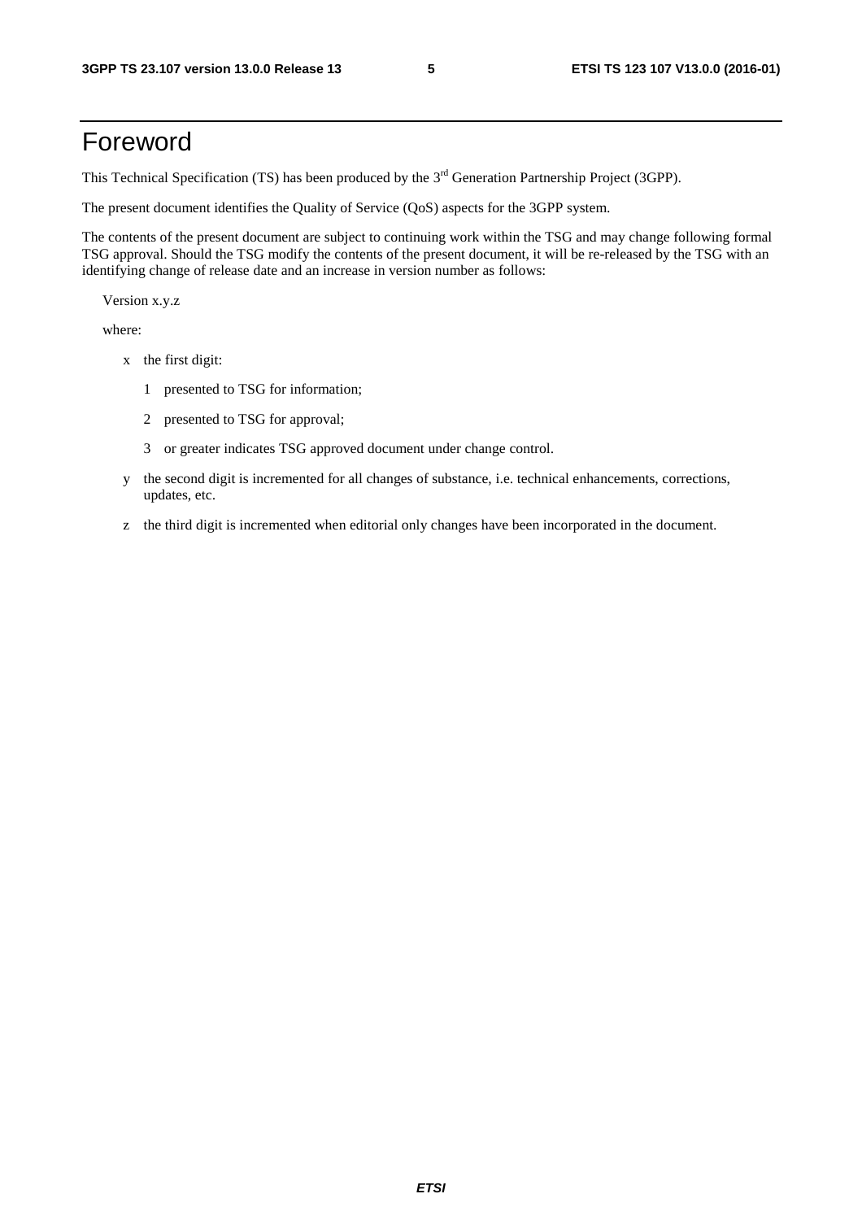# Foreword

This Technical Specification (TS) has been produced by the 3rd Generation Partnership Project (3GPP).

The present document identifies the Quality of Service (QoS) aspects for the 3GPP system.

The contents of the present document are subject to continuing work within the TSG and may change following formal TSG approval. Should the TSG modify the contents of the present document, it will be re-released by the TSG with an identifying change of release date and an increase in version number as follows:

Version x.y.z

where:

- x the first digit:
  - 1 presented to TSG for information;
  - 2 presented to TSG for approval;
  - 3 or greater indicates TSG approved document under change control.
- y the second digit is incremented for all changes of substance, i.e. technical enhancements, corrections, updates, etc.
- z the third digit is incremented when editorial only changes have been incorporated in the document.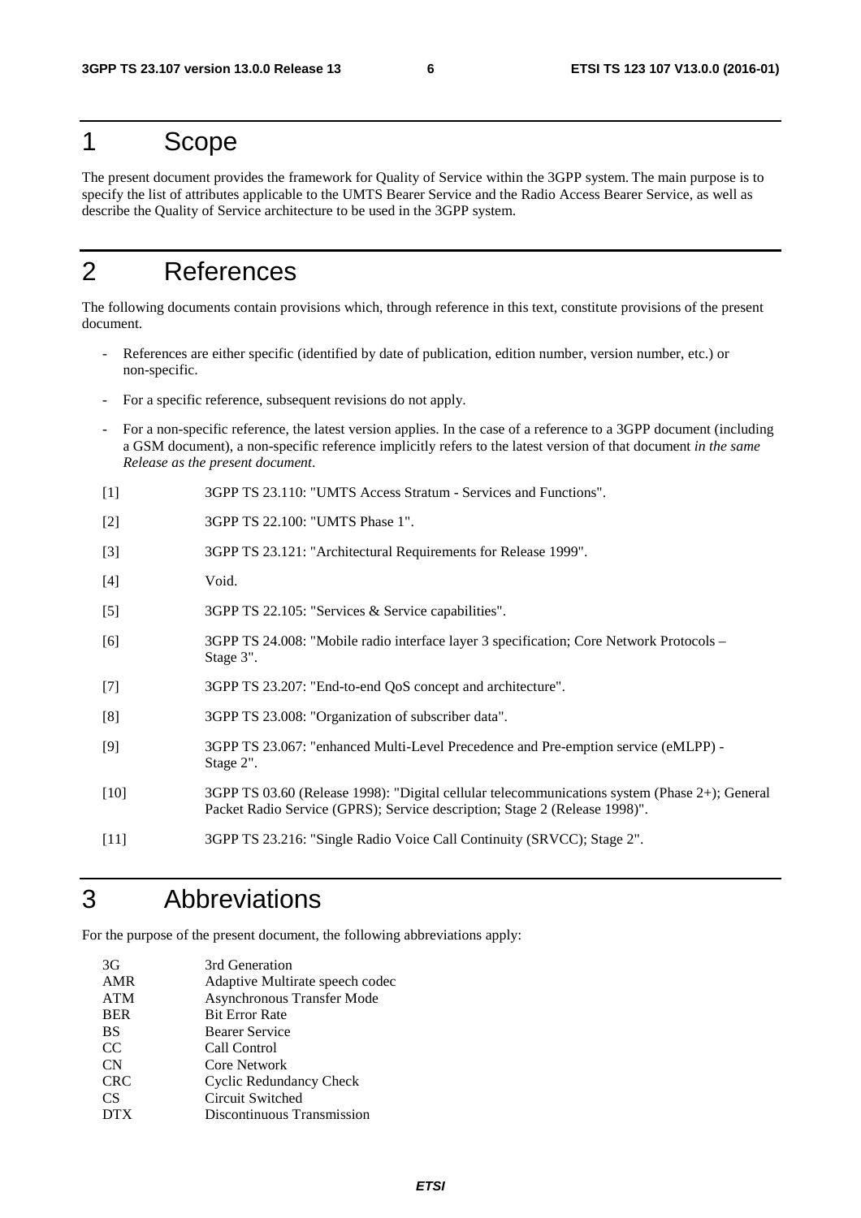# 1 Scope

The present document provides the framework for Quality of Service within the 3GPP system. The main purpose is to specify the list of attributes applicable to the UMTS Bearer Service and the Radio Access Bearer Service, as well as describe the Quality of Service architecture to be used in the 3GPP system.

# 2 References

The following documents contain provisions which, through reference in this text, constitute provisions of the present document.

- References are either specific (identified by date of publication, edition number, version number, etc.) or non-specific.
- For a specific reference, subsequent revisions do not apply.
- For a non-specific reference, the latest version applies. In the case of a reference to a 3GPP document (including a GSM document), a non-specific reference implicitly refers to the latest version of that document *in the same Release as the present document*.

[1] 3GPP TS 23.110: "UMTS Access Stratum - Services and Functions".

[2] 3GPP TS 22.100: "UMTS Phase 1".

[3] 3GPP TS 23.121: "Architectural Requirements for Release 1999".

[4] Void.

[5] 3GPP TS 22.105: "Services & Service capabilities".

[6] 3GPP TS 24.008: "Mobile radio interface layer 3 specification; Core Network Protocols – Stage 3".

[7] 3GPP TS 23.207: "End-to-end QoS concept and architecture".

[8] 3GPP TS 23.008: "Organization of subscriber data".

[9] 3GPP TS 23.067: "enhanced Multi-Level Precedence and Pre-emption service (eMLPP) - Stage 2".

[10] 3GPP TS 03.60 (Release 1998): "Digital cellular telecommunications system (Phase 2+); General Packet Radio Service (GPRS); Service description; Stage 2 (Release 1998)".

[11] 3GPP TS 23.216: "Single Radio Voice Call Continuity (SRVCC); Stage 2".

# 3 Abbreviations

For the purpose of the present document, the following abbreviations apply:

| | |
|---|---|
| 3G | 3rd Generation |
| AMR | Adaptive Multirate speech codec |
| ATM | Asynchronous Transfer Mode |
| BER | Bit Error Rate |
| BS | Bearer Service |
| CC | Call Control |
| CN | Core Network |
| CRC | Cyclic Redundancy Check |
| CS | Circuit Switched |
| DTX | Discontinuous Transmission |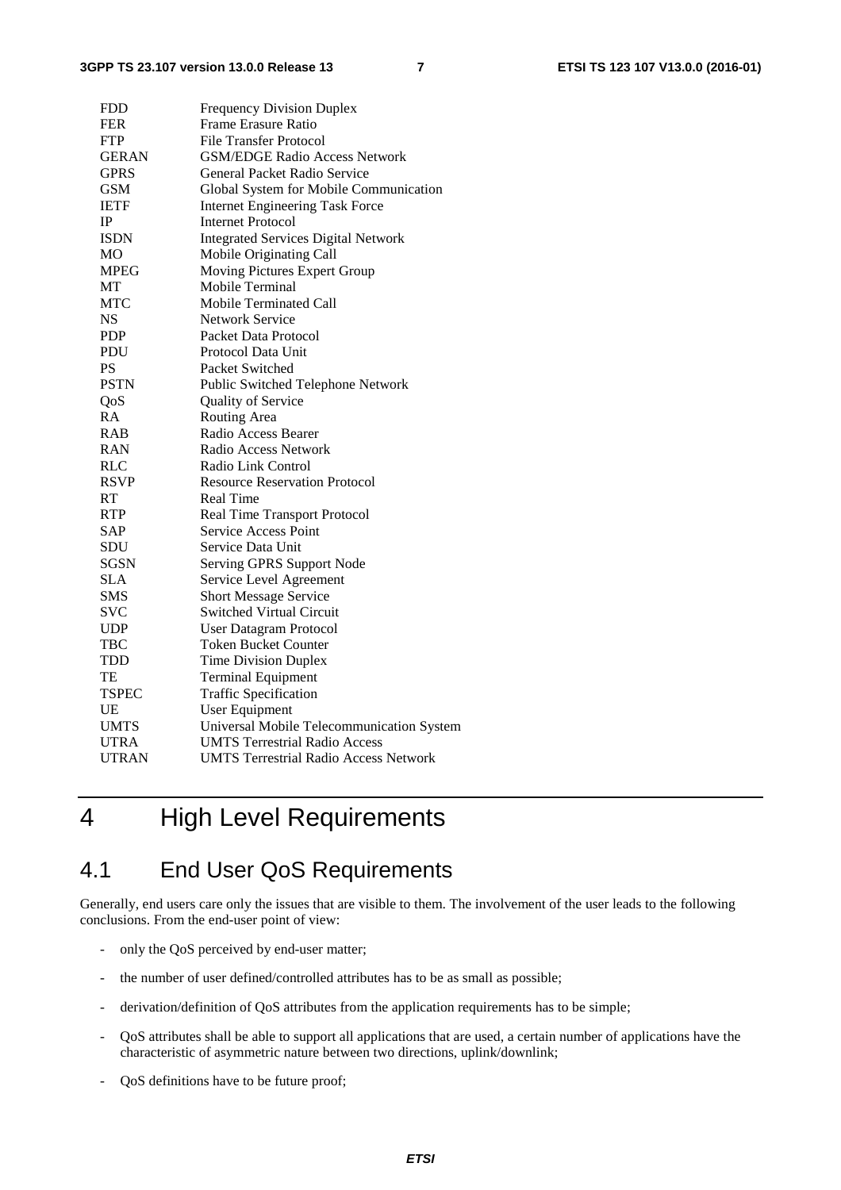| | |
|---|---|
| FDD | Frequency Division Duplex |
| FER | Frame Erasure Ratio |
| FTP | File Transfer Protocol |
| GERAN | GSM/EDGE Radio Access Network |
| GPRS | General Packet Radio Service |
| GSM | Global System for Mobile Communication |
| IETF | Internet Engineering Task Force |
| IP | Internet Protocol |
| ISDN | Integrated Services Digital Network |
| MO | Mobile Originating Call |
| MPEG | Moving Pictures Expert Group |
| MT | Mobile Terminal |
| MTC | Mobile Terminated Call |
| NS | Network Service |
| PDP | Packet Data Protocol |
| PDU | Protocol Data Unit |
| PS | Packet Switched |
| PSTN | Public Switched Telephone Network |
| QoS | Quality of Service |
| RA | Routing Area |
| RAB | Radio Access Bearer |
| RAN | Radio Access Network |
| RLC | Radio Link Control |
| RSVP | Resource Reservation Protocol |
| RT | Real Time |
| RTP | Real Time Transport Protocol |
| SAP | Service Access Point |
| SDU | Service Data Unit |
| SGSN | Serving GPRS Support Node |
| SLA | Service Level Agreement |
| SMS | Short Message Service |
| SVC | Switched Virtual Circuit |
| UDP | User Datagram Protocol |
| TBC | Token Bucket Counter |
| TDD | Time Division Duplex |
| TE | Terminal Equipment |
| TSPEC | Traffic Specification |
| UE | User Equipment |
| UMTS | Universal Mobile Telecommunication System |
| UTRA | UMTS Terrestrial Radio Access |
| UTRAN | UMTS Terrestrial Radio Access Network |

# 4 High Level Requirements

## 4.1 End User QoS Requirements

Generally, end users care only the issues that are visible to them. The involvement of the user leads to the following conclusions. From the end-user point of view:

- only the QoS perceived by end-user matter;
- the number of user defined/controlled attributes has to be as small as possible;
- derivation/definition of QoS attributes from the application requirements has to be simple;
- QoS attributes shall be able to support all applications that are used, a certain number of applications have the characteristic of asymmetric nature between two directions, uplink/downlink;
- QoS definitions have to be future proof;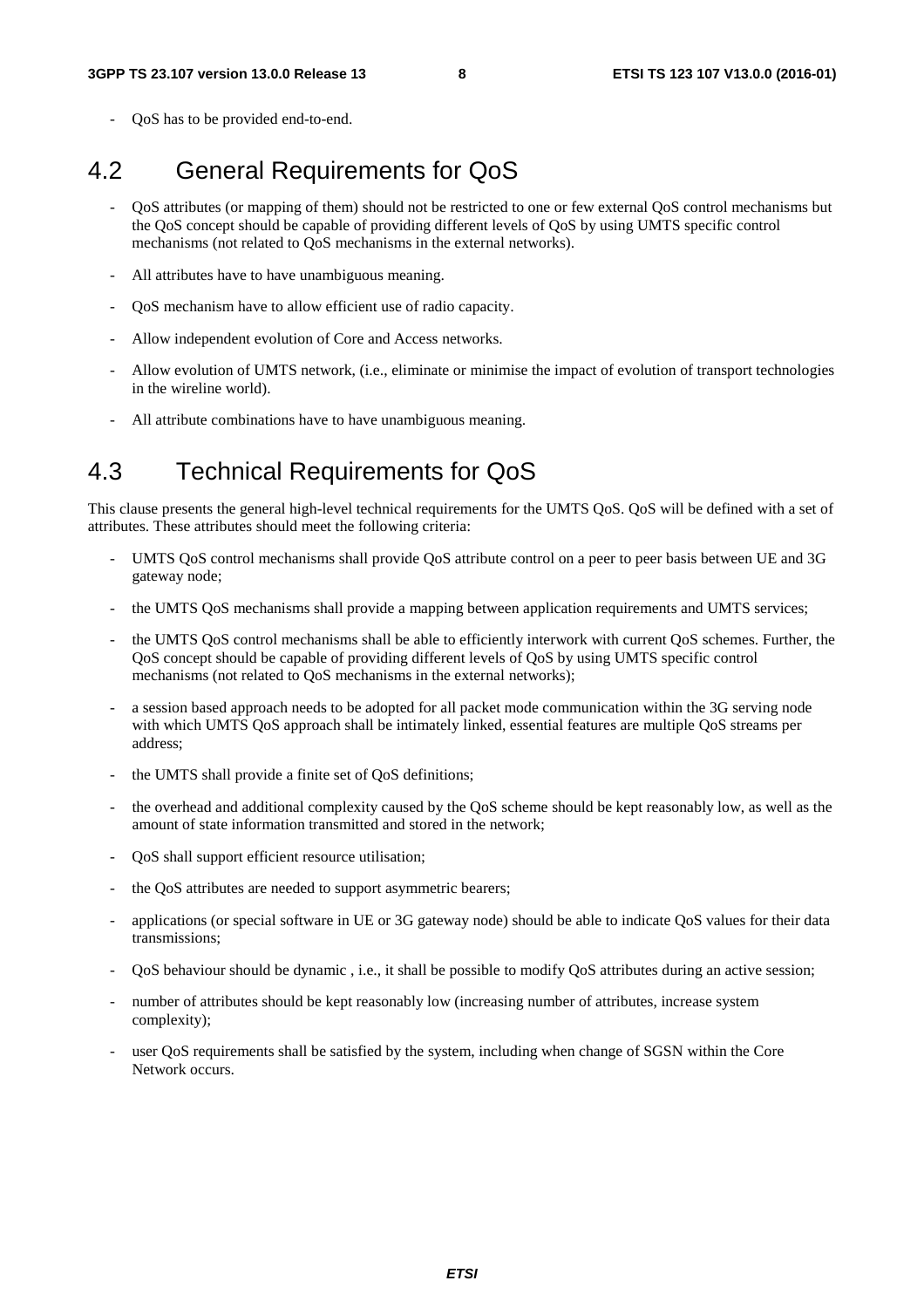- QoS has to be provided end-to-end.

## 4.2 General Requirements for QoS

- QoS attributes (or mapping of them) should not be restricted to one or few external QoS control mechanisms but the QoS concept should be capable of providing different levels of QoS by using UMTS specific control mechanisms (not related to QoS mechanisms in the external networks).
- All attributes have to have unambiguous meaning.
- QoS mechanism have to allow efficient use of radio capacity.
- Allow independent evolution of Core and Access networks.
- Allow evolution of UMTS network, (i.e., eliminate or minimise the impact of evolution of transport technologies in the wireline world).
- All attribute combinations have to have unambiguous meaning.

## 4.3 Technical Requirements for QoS

This clause presents the general high-level technical requirements for the UMTS QoS. QoS will be defined with a set of attributes. These attributes should meet the following criteria:

- UMTS QoS control mechanisms shall provide QoS attribute control on a peer to peer basis between UE and 3G gateway node;
- the UMTS QoS mechanisms shall provide a mapping between application requirements and UMTS services;
- the UMTS QoS control mechanisms shall be able to efficiently interwork with current QoS schemes. Further, the QoS concept should be capable of providing different levels of QoS by using UMTS specific control mechanisms (not related to QoS mechanisms in the external networks);
- a session based approach needs to be adopted for all packet mode communication within the 3G serving node with which UMTS QoS approach shall be intimately linked, essential features are multiple QoS streams per address;
- the UMTS shall provide a finite set of QoS definitions;
- the overhead and additional complexity caused by the QoS scheme should be kept reasonably low, as well as the amount of state information transmitted and stored in the network;
- QoS shall support efficient resource utilisation;
- the QoS attributes are needed to support asymmetric bearers;
- applications (or special software in UE or 3G gateway node) should be able to indicate QoS values for their data transmissions;
- QoS behaviour should be dynamic , i.e., it shall be possible to modify QoS attributes during an active session;
- number of attributes should be kept reasonably low (increasing number of attributes, increase system complexity);
- user QoS requirements shall be satisfied by the system, including when change of SGSN within the Core Network occurs.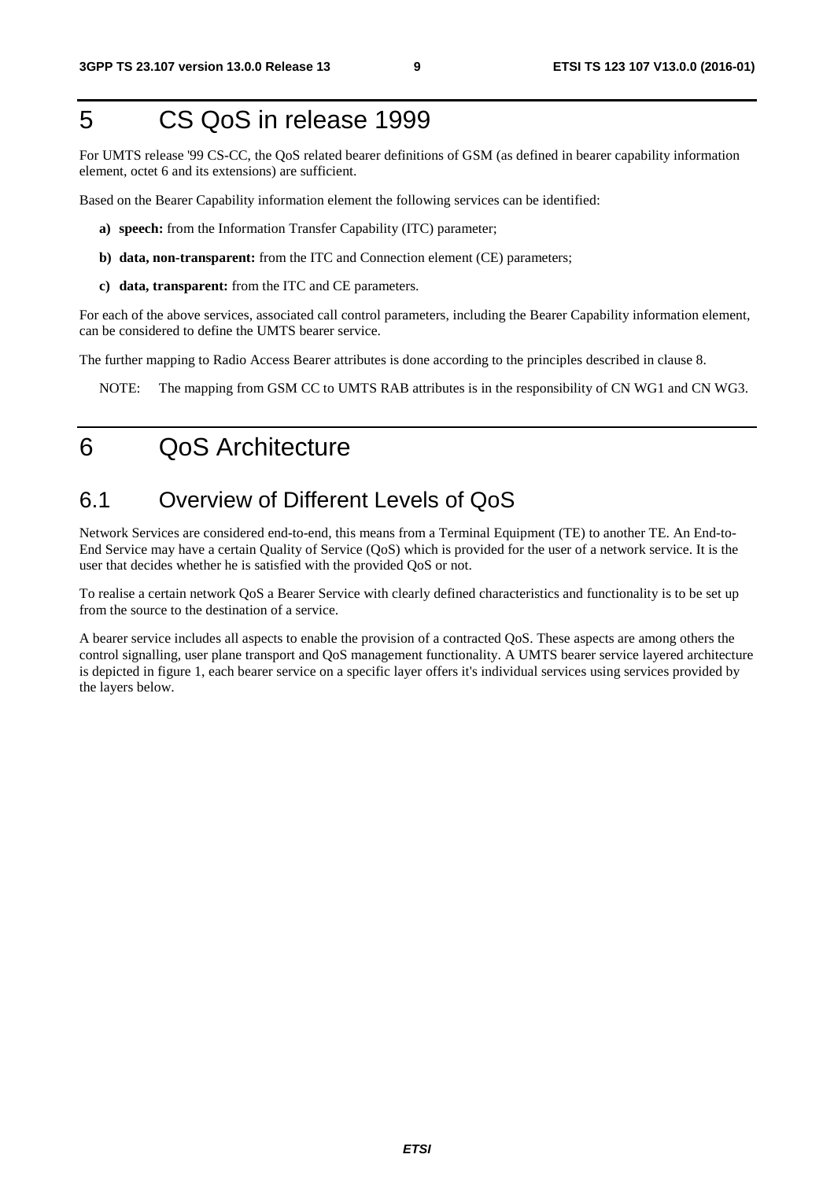# 5 CS QoS in release 1999

For UMTS release '99 CS-CC, the QoS related bearer definitions of GSM (as defined in bearer capability information element, octet 6 and its extensions) are sufficient.

Based on the Bearer Capability information element the following services can be identified:

- **a) speech:** from the Information Transfer Capability (ITC) parameter;
- **b) data, non-transparent:** from the ITC and Connection element (CE) parameters;
- **c) data, transparent:** from the ITC and CE parameters.

For each of the above services, associated call control parameters, including the Bearer Capability information element, can be considered to define the UMTS bearer service.

The further mapping to Radio Access Bearer attributes is done according to the principles described in clause 8.

NOTE: The mapping from GSM CC to UMTS RAB attributes is in the responsibility of CN WG1 and CN WG3.

# 6 QoS Architecture

## 6.1 Overview of Different Levels of QoS

Network Services are considered end-to-end, this means from a Terminal Equipment (TE) to another TE. An End-to-End Service may have a certain Quality of Service (QoS) which is provided for the user of a network service. It is the user that decides whether he is satisfied with the provided QoS or not.

To realise a certain network QoS a Bearer Service with clearly defined characteristics and functionality is to be set up from the source to the destination of a service.

A bearer service includes all aspects to enable the provision of a contracted QoS. These aspects are among others the control signalling, user plane transport and QoS management functionality. A UMTS bearer service layered architecture is depicted in figure 1, each bearer service on a specific layer offers it's individual services using services provided by the layers below.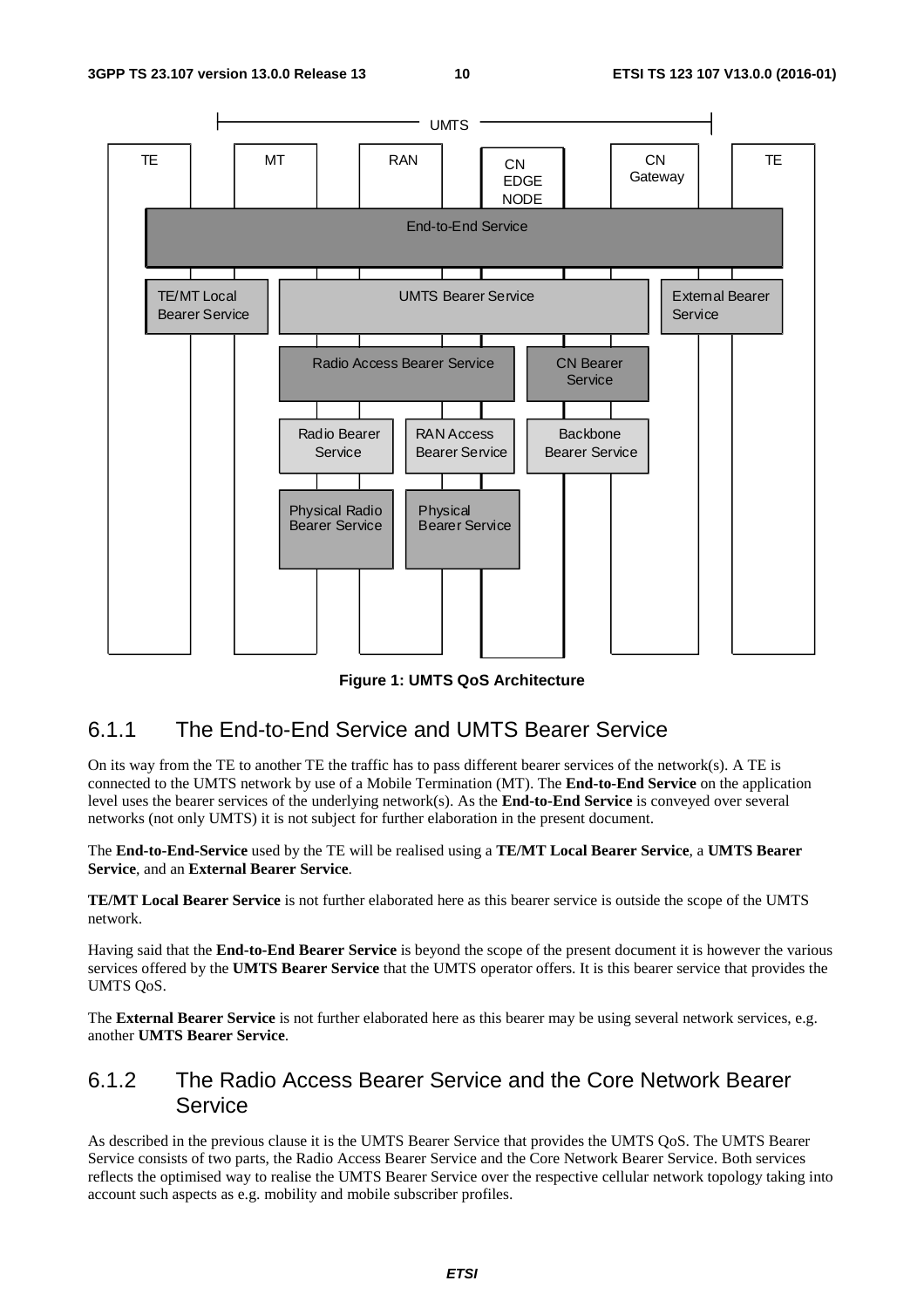Figure 1: UMTS QoS Architecture

### 6.1.1 The End-to-End Service and UMTS Bearer Service

On its way from the TE to another TE the traffic has to pass different bearer services of the network(s). A TE is connected to the UMTS network by use of a Mobile Termination (MT). The **End-to-End Service** on the application level uses the bearer services of the underlying network(s). As the **End-to-End Service** is conveyed over several networks (not only UMTS) it is not subject for further elaboration in the present document.

The **End-to-End-Service** used by the TE will be realised using a **TE/MT Local Bearer Service**, a **UMTS Bearer Service**, and an **External Bearer Service**.

**TE/MT Local Bearer Service** is not further elaborated here as this bearer service is outside the scope of the UMTS network.

Having said that the **End-to-End Bearer Service** is beyond the scope of the present document it is however the various services offered by the **UMTS Bearer Service** that the UMTS operator offers. It is this bearer service that provides the UMTS QoS.

The **External Bearer Service** is not further elaborated here as this bearer may be using several network services, e.g. another **UMTS Bearer Service**.

### 6.1.2 The Radio Access Bearer Service and the Core Network Bearer Service

As described in the previous clause it is the UMTS Bearer Service that provides the UMTS QoS. The UMTS Bearer Service consists of two parts, the Radio Access Bearer Service and the Core Network Bearer Service. Both services reflects the optimised way to realise the UMTS Bearer Service over the respective cellular network topology taking into account such aspects as e.g. mobility and mobile subscriber profiles.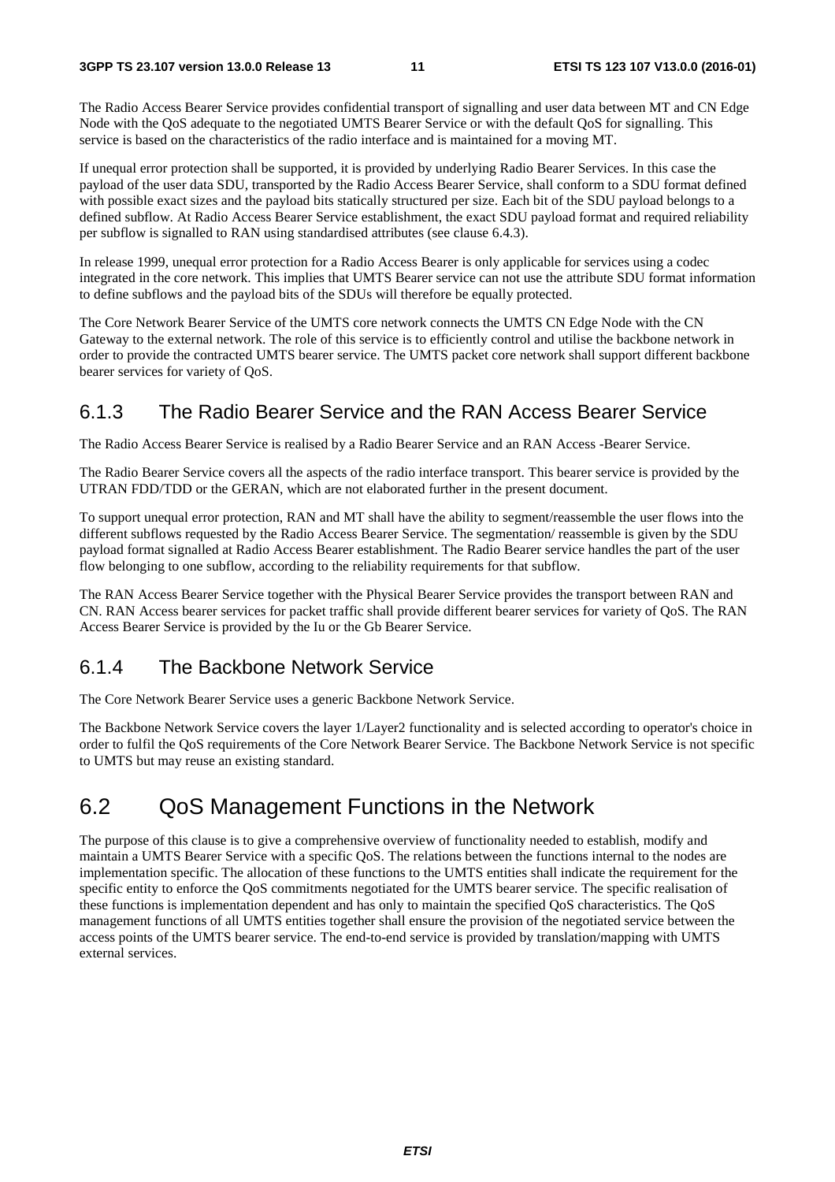The Radio Access Bearer Service provides confidential transport of signalling and user data between MT and CN Edge Node with the QoS adequate to the negotiated UMTS Bearer Service or with the default QoS for signalling. This service is based on the characteristics of the radio interface and is maintained for a moving MT.

If unequal error protection shall be supported, it is provided by underlying Radio Bearer Services. In this case the payload of the user data SDU, transported by the Radio Access Bearer Service, shall conform to a SDU format defined with possible exact sizes and the payload bits statically structured per size. Each bit of the SDU payload belongs to a defined subflow. At Radio Access Bearer Service establishment, the exact SDU payload format and required reliability per subflow is signalled to RAN using standardised attributes (see clause 6.4.3).

In release 1999, unequal error protection for a Radio Access Bearer is only applicable for services using a codec integrated in the core network. This implies that UMTS Bearer service can not use the attribute SDU format information to define subflows and the payload bits of the SDUs will therefore be equally protected.

The Core Network Bearer Service of the UMTS core network connects the UMTS CN Edge Node with the CN Gateway to the external network. The role of this service is to efficiently control and utilise the backbone network in order to provide the contracted UMTS bearer service. The UMTS packet core network shall support different backbone bearer services for variety of QoS.

### 6.1.3 The Radio Bearer Service and the RAN Access Bearer Service

The Radio Access Bearer Service is realised by a Radio Bearer Service and an RAN Access -Bearer Service.

The Radio Bearer Service covers all the aspects of the radio interface transport. This bearer service is provided by the UTRAN FDD/TDD or the GERAN, which are not elaborated further in the present document.

To support unequal error protection, RAN and MT shall have the ability to segment/reassemble the user flows into the different subflows requested by the Radio Access Bearer Service. The segmentation/ reassemble is given by the SDU payload format signalled at Radio Access Bearer establishment. The Radio Bearer service handles the part of the user flow belonging to one subflow, according to the reliability requirements for that subflow.

The RAN Access Bearer Service together with the Physical Bearer Service provides the transport between RAN and CN. RAN Access bearer services for packet traffic shall provide different bearer services for variety of QoS. The RAN Access Bearer Service is provided by the Iu or the Gb Bearer Service.

### 6.1.4 The Backbone Network Service

The Core Network Bearer Service uses a generic Backbone Network Service.

The Backbone Network Service covers the layer 1/Layer2 functionality and is selected according to operator's choice in order to fulfil the QoS requirements of the Core Network Bearer Service. The Backbone Network Service is not specific to UMTS but may reuse an existing standard.

## 6.2 QoS Management Functions in the Network

The purpose of this clause is to give a comprehensive overview of functionality needed to establish, modify and maintain a UMTS Bearer Service with a specific QoS. The relations between the functions internal to the nodes are implementation specific. The allocation of these functions to the UMTS entities shall indicate the requirement for the specific entity to enforce the QoS commitments negotiated for the UMTS bearer service. The specific realisation of these functions is implementation dependent and has only to maintain the specified QoS characteristics. The QoS management functions of all UMTS entities together shall ensure the provision of the negotiated service between the access points of the UMTS bearer service. The end-to-end service is provided by translation/mapping with UMTS external services.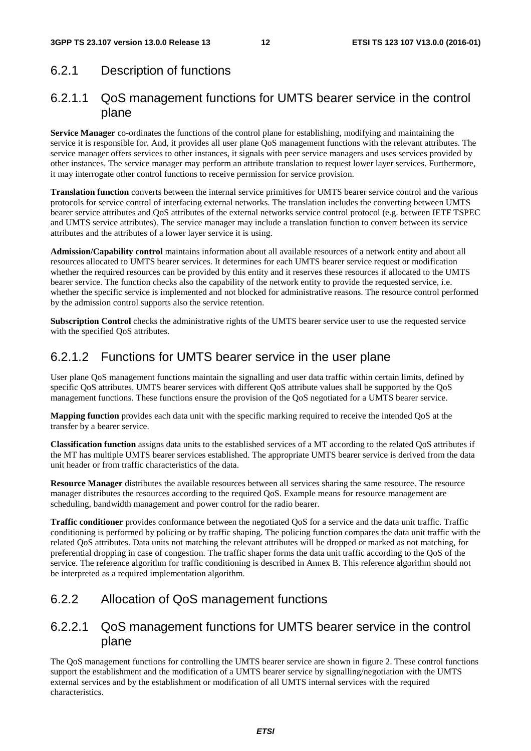## 6.2.1 Description of functions

### 6.2.1.1 QoS management functions for UMTS bearer service in the control plane

**Service Manager** co-ordinates the functions of the control plane for establishing, modifying and maintaining the service it is responsible for. And, it provides all user plane QoS management functions with the relevant attributes. The service manager offers services to other instances, it signals with peer service managers and uses services provided by other instances. The service manager may perform an attribute translation to request lower layer services. Furthermore, it may interrogate other control functions to receive permission for service provision.

**Translation function** converts between the internal service primitives for UMTS bearer service control and the various protocols for service control of interfacing external networks. The translation includes the converting between UMTS bearer service attributes and QoS attributes of the external networks service control protocol (e.g. between IETF TSPEC and UMTS service attributes). The service manager may include a translation function to convert between its service attributes and the attributes of a lower layer service it is using.

**Admission/Capability control** maintains information about all available resources of a network entity and about all resources allocated to UMTS bearer services. It determines for each UMTS bearer service request or modification whether the required resources can be provided by this entity and it reserves these resources if allocated to the UMTS bearer service. The function checks also the capability of the network entity to provide the requested service, i.e. whether the specific service is implemented and not blocked for administrative reasons. The resource control performed by the admission control supports also the service retention.

**Subscription Control** checks the administrative rights of the UMTS bearer service user to use the requested service with the specified QoS attributes.

### 6.2.1.2 Functions for UMTS bearer service in the user plane

User plane QoS management functions maintain the signalling and user data traffic within certain limits, defined by specific QoS attributes. UMTS bearer services with different QoS attribute values shall be supported by the QoS management functions. These functions ensure the provision of the QoS negotiated for a UMTS bearer service.

**Mapping function** provides each data unit with the specific marking required to receive the intended QoS at the transfer by a bearer service.

**Classification function** assigns data units to the established services of a MT according to the related QoS attributes if the MT has multiple UMTS bearer services established. The appropriate UMTS bearer service is derived from the data unit header or from traffic characteristics of the data.

**Resource Manager** distributes the available resources between all services sharing the same resource. The resource manager distributes the resources according to the required QoS. Example means for resource management are scheduling, bandwidth management and power control for the radio bearer.

**Traffic conditioner** provides conformance between the negotiated QoS for a service and the data unit traffic. Traffic conditioning is performed by policing or by traffic shaping. The policing function compares the data unit traffic with the related QoS attributes. Data units not matching the relevant attributes will be dropped or marked as not matching, for preferential dropping in case of congestion. The traffic shaper forms the data unit traffic according to the QoS of the service. The reference algorithm for traffic conditioning is described in Annex B. This reference algorithm should not be interpreted as a required implementation algorithm.

## 6.2.2 Allocation of QoS management functions

### 6.2.2.1 QoS management functions for UMTS bearer service in the control plane

The QoS management functions for controlling the UMTS bearer service are shown in figure 2. These control functions support the establishment and the modification of a UMTS bearer service by signalling/negotiation with the UMTS external services and by the establishment or modification of all UMTS internal services with the required characteristics.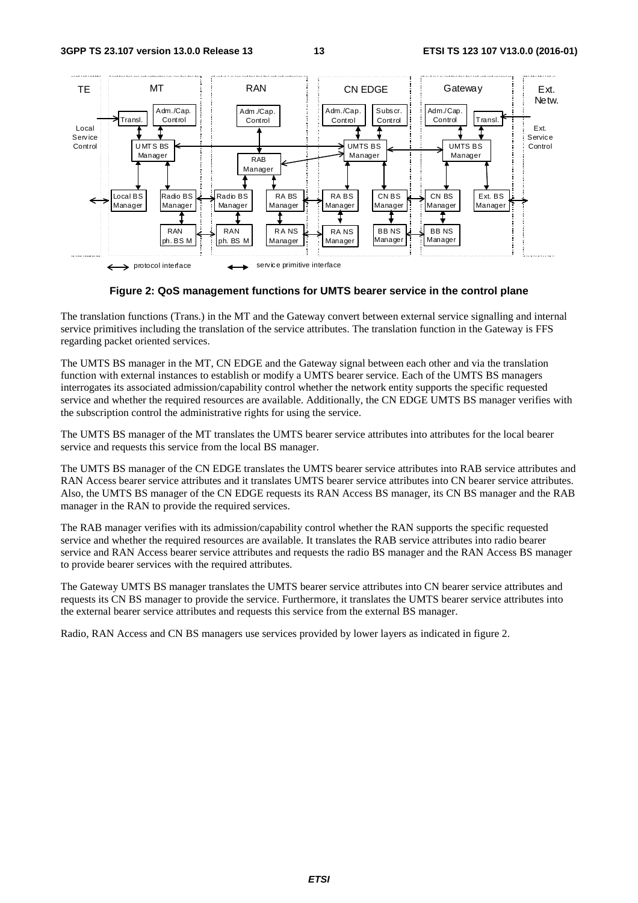**Figure 2: QoS management functions for UMTS bearer service in the control plane**

The translation functions (Trans.) in the MT and the Gateway convert between external service signalling and internal service primitives including the translation of the service attributes. The translation function in the Gateway is FFS regarding packet oriented services.

The UMTS BS manager in the MT, CN EDGE and the Gateway signal between each other and via the translation function with external instances to establish or modify a UMTS bearer service. Each of the UMTS BS managers interrogates its associated admission/capability control whether the network entity supports the specific requested service and whether the required resources are available. Additionally, the CN EDGE UMTS BS manager verifies with the subscription control the administrative rights for using the service.

The UMTS BS manager of the MT translates the UMTS bearer service attributes into attributes for the local bearer service and requests this service from the local BS manager.

The UMTS BS manager of the CN EDGE translates the UMTS bearer service attributes into RAB service attributes and RAN Access bearer service attributes and it translates UMTS bearer service attributes into CN bearer service attributes. Also, the UMTS BS manager of the CN EDGE requests its RAN Access BS manager, its CN BS manager and the RAB manager in the RAN to provide the required services.

The RAB manager verifies with its admission/capability control whether the RAN supports the specific requested service and whether the required resources are available. It translates the RAB service attributes into radio bearer service and RAN Access bearer service attributes and requests the radio BS manager and the RAN Access BS manager to provide bearer services with the required attributes.

The Gateway UMTS BS manager translates the UMTS bearer service attributes into CN bearer service attributes and requests its CN BS manager to provide the service. Furthermore, it translates the UMTS bearer service attributes into the external bearer service attributes and requests this service from the external BS manager.

Radio, RAN Access and CN BS managers use services provided by lower layers as indicated in figure 2.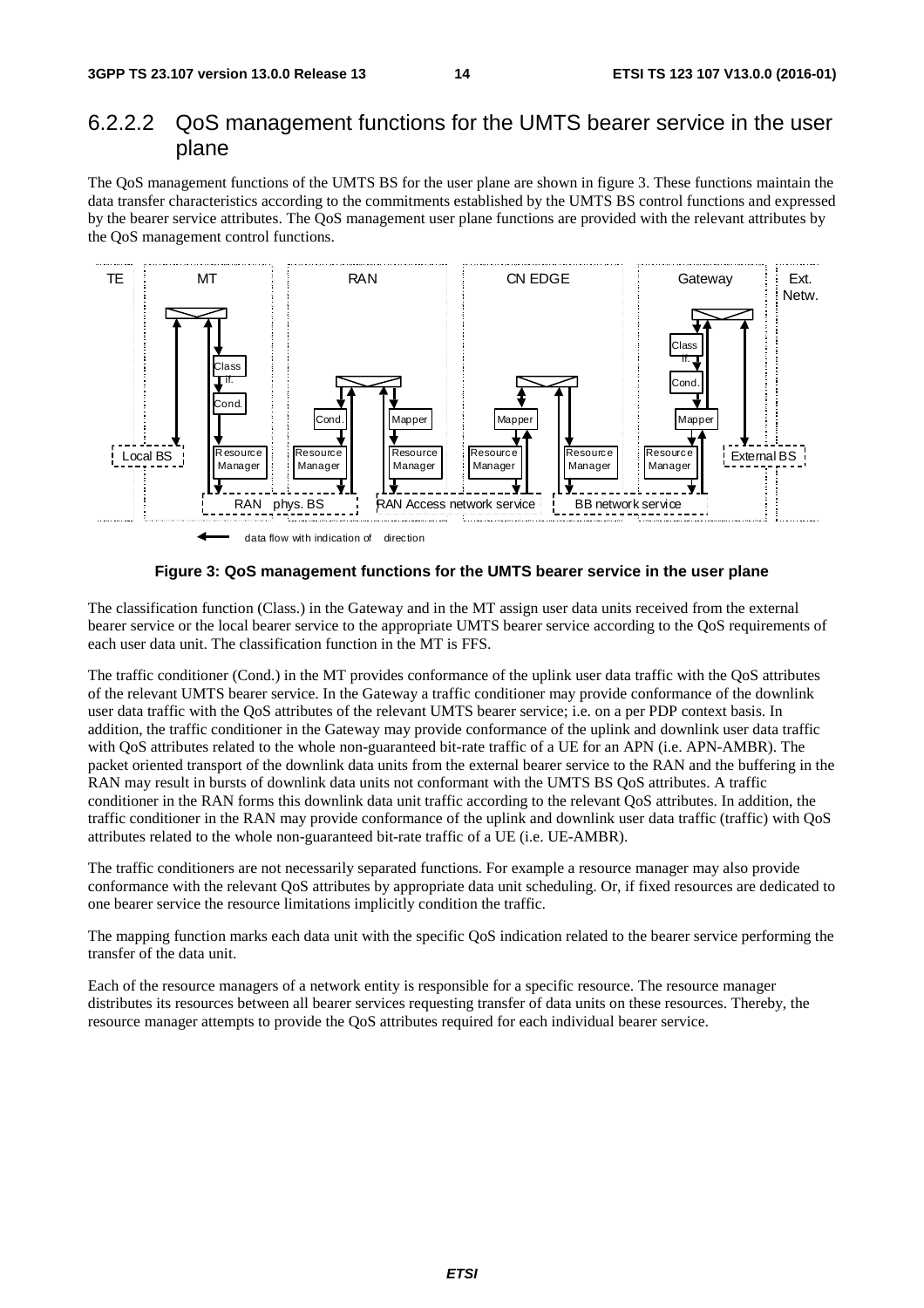### 6.2.2.2 QoS management functions for the UMTS bearer service in the user plane

The QoS management functions of the UMTS BS for the user plane are shown in figure 3. These functions maintain the data transfer characteristics according to the commitments established by the UMTS BS control functions and expressed by the bearer service attributes. The QoS management user plane functions are provided with the relevant attributes by the QoS management control functions.

**Figure 3: QoS management functions for the UMTS bearer service in the user plane**

The classification function (Class.) in the Gateway and in the MT assign user data units received from the external bearer service or the local bearer service to the appropriate UMTS bearer service according to the QoS requirements of each user data unit. The classification function in the MT is FFS.

The traffic conditioner (Cond.) in the MT provides conformance of the uplink user data traffic with the QoS attributes of the relevant UMTS bearer service. In the Gateway a traffic conditioner may provide conformance of the downlink user data traffic with the QoS attributes of the relevant UMTS bearer service; i.e. on a per PDP context basis. In addition, the traffic conditioner in the Gateway may provide conformance of the uplink and downlink user data traffic with QoS attributes related to the whole non-guaranteed bit-rate traffic of a UE for an APN (i.e. APN-AMBR). The packet oriented transport of the downlink data units from the external bearer service to the RAN and the buffering in the RAN may result in bursts of downlink data units not conformant with the UMTS BS QoS attributes. A traffic conditioner in the RAN forms this downlink data unit traffic according to the relevant QoS attributes. In addition, the traffic conditioner in the RAN may provide conformance of the uplink and downlink user data traffic (traffic) with QoS attributes related to the whole non-guaranteed bit-rate traffic of a UE (i.e. UE-AMBR).

The traffic conditioners are not necessarily separated functions. For example a resource manager may also provide conformance with the relevant QoS attributes by appropriate data unit scheduling. Or, if fixed resources are dedicated to one bearer service the resource limitations implicitly condition the traffic.

The mapping function marks each data unit with the specific QoS indication related to the bearer service performing the transfer of the data unit.

Each of the resource managers of a network entity is responsible for a specific resource. The resource manager distributes its resources between all bearer services requesting transfer of data units on these resources. Thereby, the resource manager attempts to provide the QoS attributes required for each individual bearer service.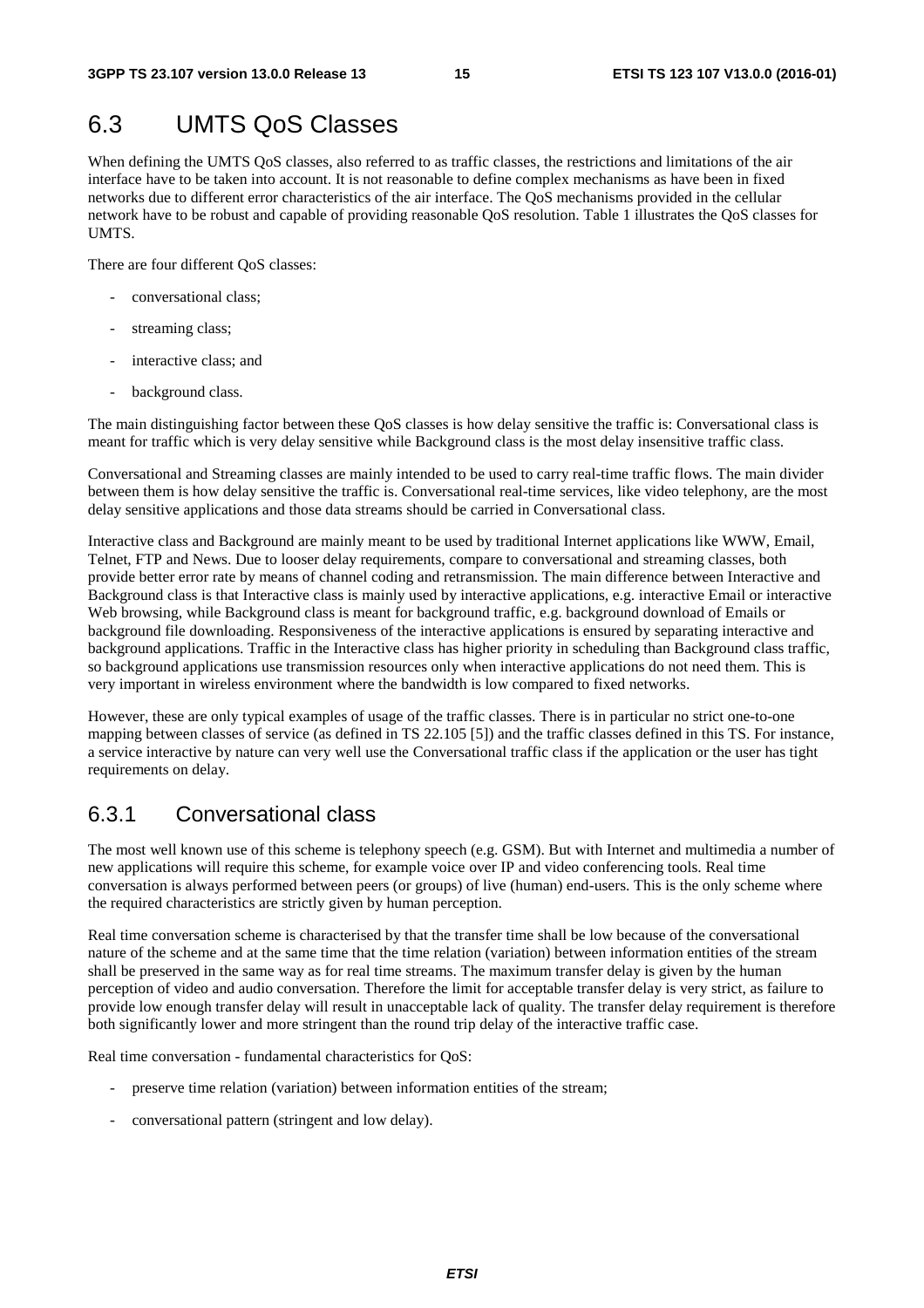## 6.3 UMTS QoS Classes

When defining the UMTS QoS classes, also referred to as traffic classes, the restrictions and limitations of the air interface have to be taken into account. It is not reasonable to define complex mechanisms as have been in fixed networks due to different error characteristics of the air interface. The QoS mechanisms provided in the cellular network have to be robust and capable of providing reasonable QoS resolution. Table 1 illustrates the QoS classes for UMTS.

There are four different QoS classes:

- conversational class;
- streaming class;
- interactive class; and
- background class.

The main distinguishing factor between these QoS classes is how delay sensitive the traffic is: Conversational class is meant for traffic which is very delay sensitive while Background class is the most delay insensitive traffic class.

Conversational and Streaming classes are mainly intended to be used to carry real-time traffic flows. The main divider between them is how delay sensitive the traffic is. Conversational real-time services, like video telephony, are the most delay sensitive applications and those data streams should be carried in Conversational class.

Interactive class and Background are mainly meant to be used by traditional Internet applications like WWW, Email, Telnet, FTP and News. Due to looser delay requirements, compare to conversational and streaming classes, both provide better error rate by means of channel coding and retransmission. The main difference between Interactive and Background class is that Interactive class is mainly used by interactive applications, e.g. interactive Email or interactive Web browsing, while Background class is meant for background traffic, e.g. background download of Emails or background file downloading. Responsiveness of the interactive applications is ensured by separating interactive and background applications. Traffic in the Interactive class has higher priority in scheduling than Background class traffic, so background applications use transmission resources only when interactive applications do not need them. This is very important in wireless environment where the bandwidth is low compared to fixed networks.

However, these are only typical examples of usage of the traffic classes. There is in particular no strict one-to-one mapping between classes of service (as defined in TS 22.105 [5]) and the traffic classes defined in this TS. For instance, a service interactive by nature can very well use the Conversational traffic class if the application or the user has tight requirements on delay.

### 6.3.1 Conversational class

The most well known use of this scheme is telephony speech (e.g. GSM). But with Internet and multimedia a number of new applications will require this scheme, for example voice over IP and video conferencing tools. Real time conversation is always performed between peers (or groups) of live (human) end-users. This is the only scheme where the required characteristics are strictly given by human perception.

Real time conversation scheme is characterised by that the transfer time shall be low because of the conversational nature of the scheme and at the same time that the time relation (variation) between information entities of the stream shall be preserved in the same way as for real time streams. The maximum transfer delay is given by the human perception of video and audio conversation. Therefore the limit for acceptable transfer delay is very strict, as failure to provide low enough transfer delay will result in unacceptable lack of quality. The transfer delay requirement is therefore both significantly lower and more stringent than the round trip delay of the interactive traffic case.

Real time conversation - fundamental characteristics for QoS:

- preserve time relation (variation) between information entities of the stream;
- conversational pattern (stringent and low delay).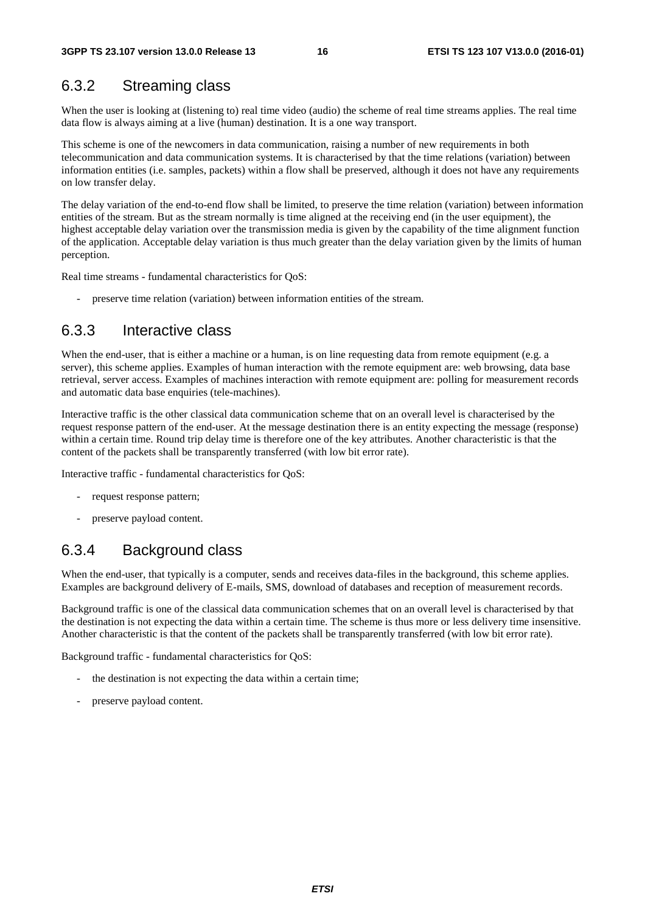### 6.3.2 Streaming class

When the user is looking at (listening to) real time video (audio) the scheme of real time streams applies. The real time data flow is always aiming at a live (human) destination. It is a one way transport.

This scheme is one of the newcomers in data communication, raising a number of new requirements in both telecommunication and data communication systems. It is characterised by that the time relations (variation) between information entities (i.e. samples, packets) within a flow shall be preserved, although it does not have any requirements on low transfer delay.

The delay variation of the end-to-end flow shall be limited, to preserve the time relation (variation) between information entities of the stream. But as the stream normally is time aligned at the receiving end (in the user equipment), the highest acceptable delay variation over the transmission media is given by the capability of the time alignment function of the application. Acceptable delay variation is thus much greater than the delay variation given by the limits of human perception.

Real time streams - fundamental characteristics for QoS:

- preserve time relation (variation) between information entities of the stream.

### 6.3.3 Interactive class

When the end-user, that is either a machine or a human, is on line requesting data from remote equipment (e.g. a server), this scheme applies. Examples of human interaction with the remote equipment are: web browsing, data base retrieval, server access. Examples of machines interaction with remote equipment are: polling for measurement records and automatic data base enquiries (tele-machines).

Interactive traffic is the other classical data communication scheme that on an overall level is characterised by the request response pattern of the end-user. At the message destination there is an entity expecting the message (response) within a certain time. Round trip delay time is therefore one of the key attributes. Another characteristic is that the content of the packets shall be transparently transferred (with low bit error rate).

Interactive traffic - fundamental characteristics for QoS:

- request response pattern;
- preserve payload content.

### 6.3.4 Background class

When the end-user, that typically is a computer, sends and receives data-files in the background, this scheme applies. Examples are background delivery of E-mails, SMS, download of databases and reception of measurement records.

Background traffic is one of the classical data communication schemes that on an overall level is characterised by that the destination is not expecting the data within a certain time. The scheme is thus more or less delivery time insensitive. Another characteristic is that the content of the packets shall be transparently transferred (with low bit error rate).

Background traffic - fundamental characteristics for QoS:

- the destination is not expecting the data within a certain time;
- preserve payload content.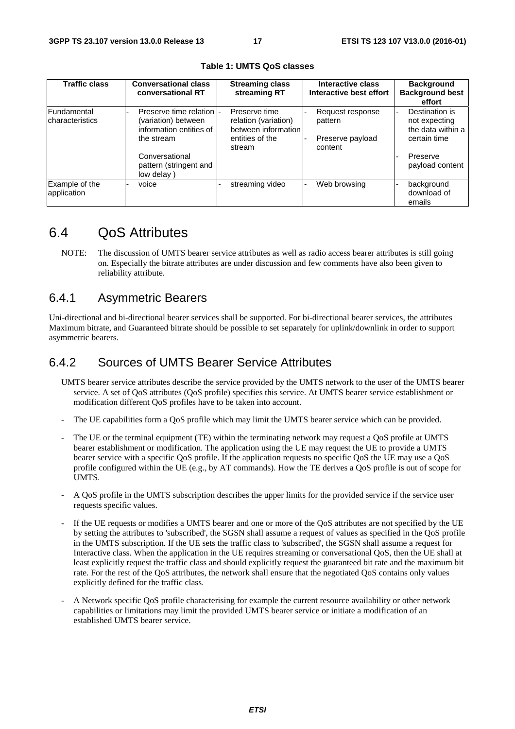**Table 1: UMTS QoS classes**

| Traffic class | Conversational class conversational RT | Streaming class streaming RT | Interactive class Interactive best effort | Background Background best effort |
|---|---|---|---|---|
| Fundamental characteristics | - Preserve time relation (variation) between information entities of the stream<br><br>Conversational pattern (stringent and low delay ) | - Preserve time relation (variation) between information entities of the stream | - Request response pattern<br><br>- Preserve payload content | - Destination is not expecting the data within a certain time<br><br>- Preserve payload content |
| Example of the application | - voice | - streaming video | - Web browsing | - background download of emails |

## 6.4 QoS Attributes

NOTE: The discussion of UMTS bearer service attributes as well as radio access bearer attributes is still going on. Especially the bitrate attributes are under discussion and few comments have also been given to reliability attribute.

### 6.4.1 Asymmetric Bearers

Uni-directional and bi-directional bearer services shall be supported. For bi-directional bearer services, the attributes Maximum bitrate, and Guaranteed bitrate should be possible to set separately for uplink/downlink in order to support asymmetric bearers.

### 6.4.2 Sources of UMTS Bearer Service Attributes

UMTS bearer service attributes describe the service provided by the UMTS network to the user of the UMTS bearer service. A set of QoS attributes (QoS profile) specifies this service. At UMTS bearer service establishment or modification different QoS profiles have to be taken into account.

- The UE capabilities form a QoS profile which may limit the UMTS bearer service which can be provided.
- The UE or the terminal equipment (TE) within the terminating network may request a QoS profile at UMTS bearer establishment or modification. The application using the UE may request the UE to provide a UMTS bearer service with a specific QoS profile. If the application requests no specific QoS the UE may use a QoS profile configured within the UE (e.g., by AT commands). How the TE derives a QoS profile is out of scope for UMTS.
- A QoS profile in the UMTS subscription describes the upper limits for the provided service if the service user requests specific values.
- If the UE requests or modifies a UMTS bearer and one or more of the QoS attributes are not specified by the UE by setting the attributes to 'subscribed', the SGSN shall assume a request of values as specified in the QoS profile in the UMTS subscription. If the UE sets the traffic class to 'subscribed', the SGSN shall assume a request for Interactive class. When the application in the UE requires streaming or conversational QoS, then the UE shall at least explicitly request the traffic class and should explicitly request the guaranteed bit rate and the maximum bit rate. For the rest of the QoS attributes, the network shall ensure that the negotiated QoS contains only values explicitly defined for the traffic class.
- A Network specific QoS profile characterising for example the current resource availability or other network capabilities or limitations may limit the provided UMTS bearer service or initiate a modification of an established UMTS bearer service.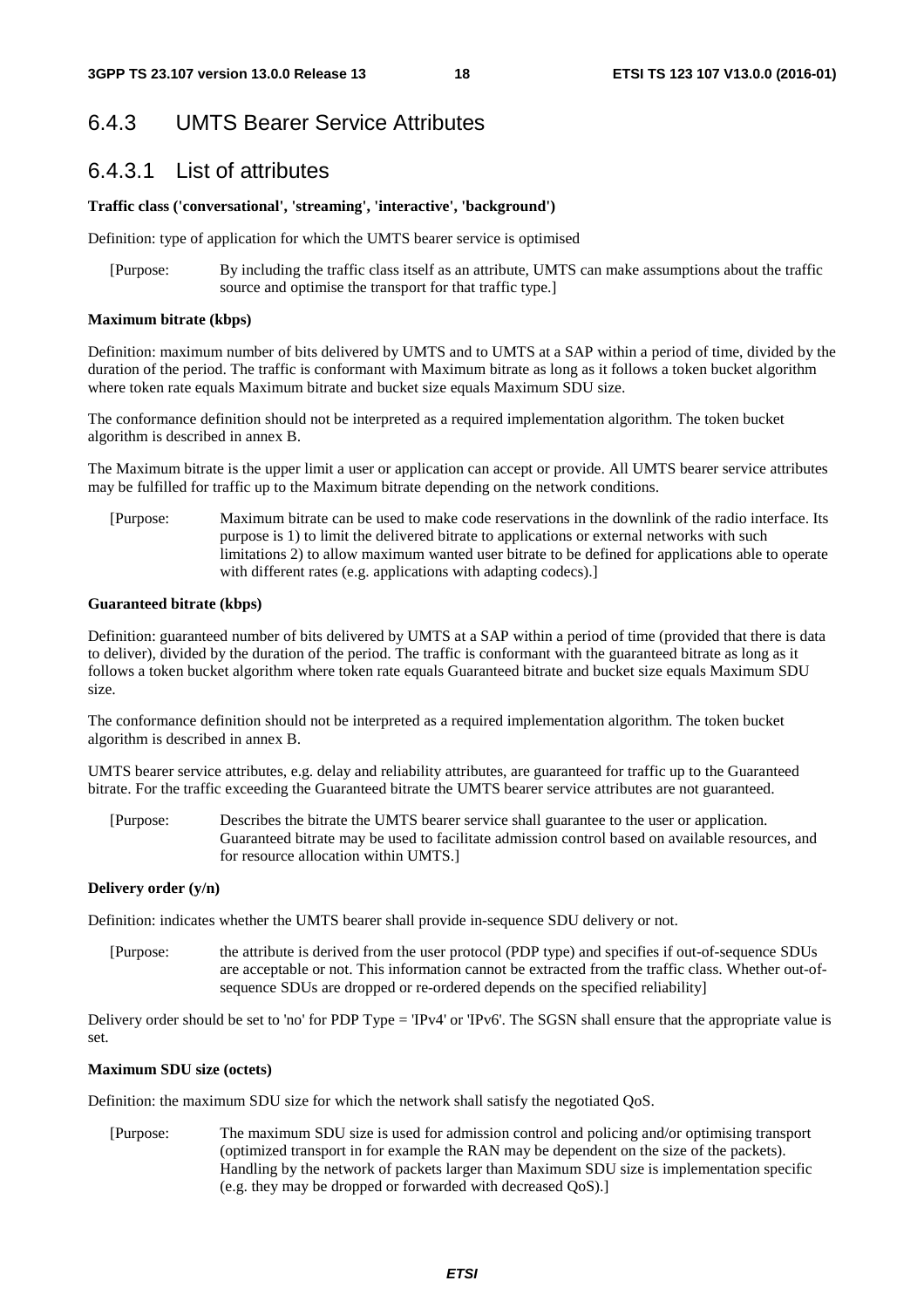## 6.4.3 UMTS Bearer Service Attributes

### 6.4.3.1 List of attributes

**Traffic class ('conversational', 'streaming', 'interactive', 'background')**

Definition: type of application for which the UMTS bearer service is optimised

[Purpose: By including the traffic class itself as an attribute, UMTS can make assumptions about the traffic source and optimise the transport for that traffic type.]

**Maximum bitrate (kbps)**

Definition: maximum number of bits delivered by UMTS and to UMTS at a SAP within a period of time, divided by the duration of the period. The traffic is conformant with Maximum bitrate as long as it follows a token bucket algorithm where token rate equals Maximum bitrate and bucket size equals Maximum SDU size.

The conformance definition should not be interpreted as a required implementation algorithm. The token bucket algorithm is described in annex B.

The Maximum bitrate is the upper limit a user or application can accept or provide. All UMTS bearer service attributes may be fulfilled for traffic up to the Maximum bitrate depending on the network conditions.

[Purpose: Maximum bitrate can be used to make code reservations in the downlink of the radio interface. Its purpose is 1) to limit the delivered bitrate to applications or external networks with such limitations 2) to allow maximum wanted user bitrate to be defined for applications able to operate with different rates (e.g. applications with adapting codecs).]

**Guaranteed bitrate (kbps)**

Definition: guaranteed number of bits delivered by UMTS at a SAP within a period of time (provided that there is data to deliver), divided by the duration of the period. The traffic is conformant with the guaranteed bitrate as long as it follows a token bucket algorithm where token rate equals Guaranteed bitrate and bucket size equals Maximum SDU size.

The conformance definition should not be interpreted as a required implementation algorithm. The token bucket algorithm is described in annex B.

UMTS bearer service attributes, e.g. delay and reliability attributes, are guaranteed for traffic up to the Guaranteed bitrate. For the traffic exceeding the Guaranteed bitrate the UMTS bearer service attributes are not guaranteed.

[Purpose: Describes the bitrate the UMTS bearer service shall guarantee to the user or application. Guaranteed bitrate may be used to facilitate admission control based on available resources, and for resource allocation within UMTS.]

**Delivery order (y/n)**

Definition: indicates whether the UMTS bearer shall provide in-sequence SDU delivery or not.

[Purpose: the attribute is derived from the user protocol (PDP type) and specifies if out-of-sequence SDUs are acceptable or not. This information cannot be extracted from the traffic class. Whether out-of-sequence SDUs are dropped or re-ordered depends on the specified reliability]

Delivery order should be set to 'no' for PDP Type = 'IPv4' or 'IPv6'. The SGSN shall ensure that the appropriate value is set.

**Maximum SDU size (octets)**

Definition: the maximum SDU size for which the network shall satisfy the negotiated QoS.

[Purpose: The maximum SDU size is used for admission control and policing and/or optimising transport (optimized transport in for example the RAN may be dependent on the size of the packets). Handling by the network of packets larger than Maximum SDU size is implementation specific (e.g. they may be dropped or forwarded with decreased QoS).]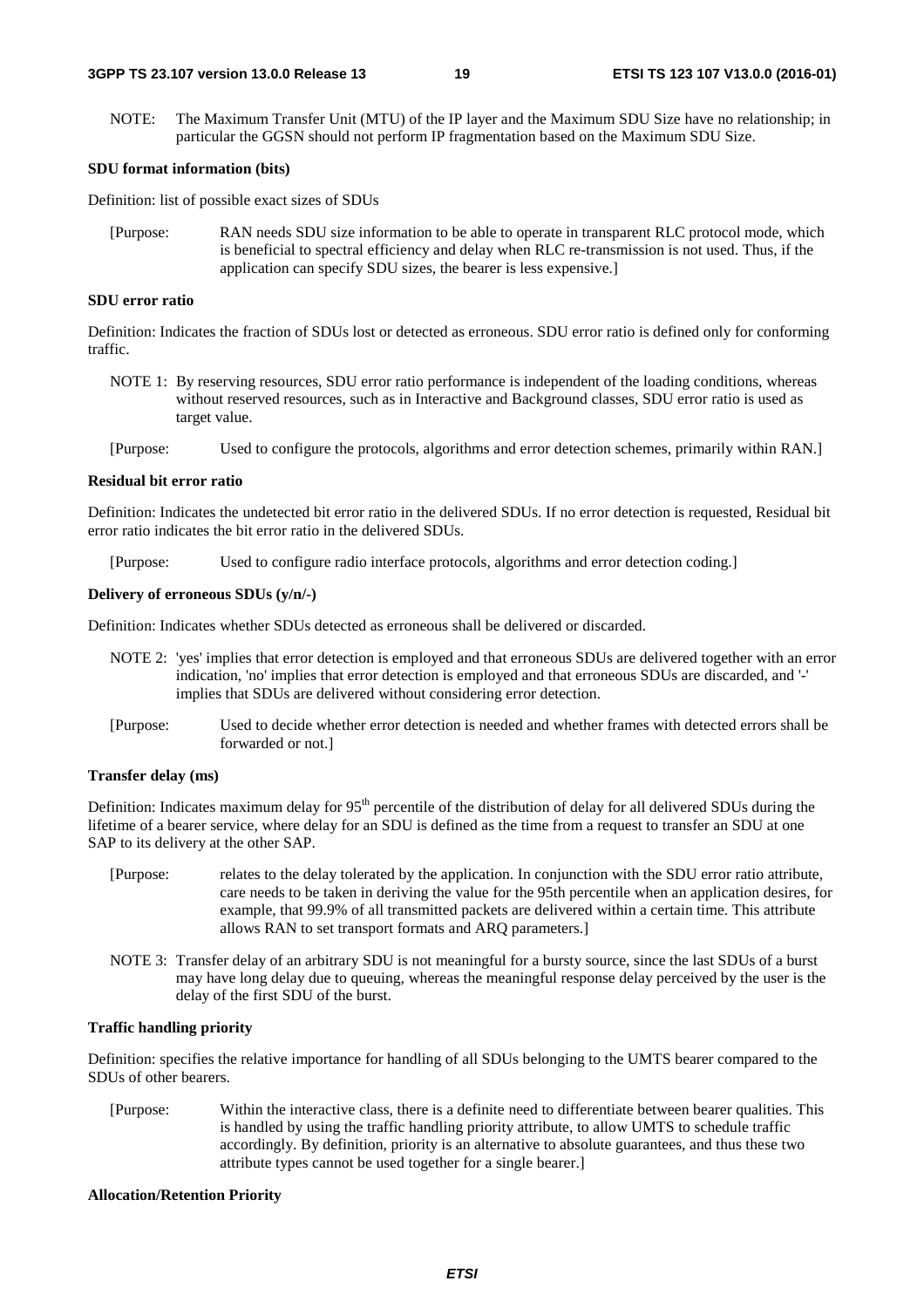NOTE: The Maximum Transfer Unit (MTU) of the IP layer and the Maximum SDU Size have no relationship; in particular the GGSN should not perform IP fragmentation based on the Maximum SDU Size.

**SDU format information (bits)**

Definition: list of possible exact sizes of SDUs

[Purpose: RAN needs SDU size information to be able to operate in transparent RLC protocol mode, which is beneficial to spectral efficiency and delay when RLC re-transmission is not used. Thus, if the application can specify SDU sizes, the bearer is less expensive.]

**SDU error ratio**

Definition: Indicates the fraction of SDUs lost or detected as erroneous. SDU error ratio is defined only for conforming traffic.

NOTE 1: By reserving resources, SDU error ratio performance is independent of the loading conditions, whereas without reserved resources, such as in Interactive and Background classes, SDU error ratio is used as target value.

[Purpose: Used to configure the protocols, algorithms and error detection schemes, primarily within RAN.]

**Residual bit error ratio**

Definition: Indicates the undetected bit error ratio in the delivered SDUs. If no error detection is requested, Residual bit error ratio indicates the bit error ratio in the delivered SDUs.

[Purpose: Used to configure radio interface protocols, algorithms and error detection coding.]

**Delivery of erroneous SDUs (y/n/-)**

Definition: Indicates whether SDUs detected as erroneous shall be delivered or discarded.

NOTE 2: 'yes' implies that error detection is employed and that erroneous SDUs are delivered together with an error indication, 'no' implies that error detection is employed and that erroneous SDUs are discarded, and '-' implies that SDUs are delivered without considering error detection.

[Purpose: Used to decide whether error detection is needed and whether frames with detected errors shall be forwarded or not.]

**Transfer delay (ms)**

Definition: Indicates maximum delay for 95$^{th}$ percentile of the distribution of delay for all delivered SDUs during the lifetime of a bearer service, where delay for an SDU is defined as the time from a request to transfer an SDU at one SAP to its delivery at the other SAP.

[Purpose: relates to the delay tolerated by the application. In conjunction with the SDU error ratio attribute, care needs to be taken in deriving the value for the 95th percentile when an application desires, for example, that 99.9% of all transmitted packets are delivered within a certain time. This attribute allows RAN to set transport formats and ARQ parameters.]

NOTE 3: Transfer delay of an arbitrary SDU is not meaningful for a bursty source, since the last SDUs of a burst may have long delay due to queuing, whereas the meaningful response delay perceived by the user is the delay of the first SDU of the burst.

**Traffic handling priority**

Definition: specifies the relative importance for handling of all SDUs belonging to the UMTS bearer compared to the SDUs of other bearers.

[Purpose: Within the interactive class, there is a definite need to differentiate between bearer qualities. This is handled by using the traffic handling priority attribute, to allow UMTS to schedule traffic accordingly. By definition, priority is an alternative to absolute guarantees, and thus these two attribute types cannot be used together for a single bearer.]

**Allocation/Retention Priority**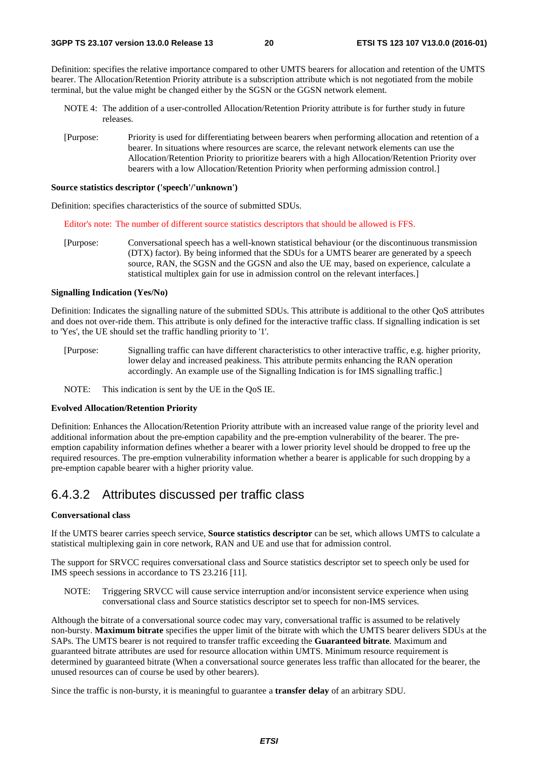Definition: specifies the relative importance compared to other UMTS bearers for allocation and retention of the UMTS bearer. The Allocation/Retention Priority attribute is a subscription attribute which is not negotiated from the mobile terminal, but the value might be changed either by the SGSN or the GGSN network element.

NOTE 4: The addition of a user-controlled Allocation/Retention Priority attribute is for further study in future releases.

[Purpose: Priority is used for differentiating between bearers when performing allocation and retention of a bearer. In situations where resources are scarce, the relevant network elements can use the Allocation/Retention Priority to prioritize bearers with a high Allocation/Retention Priority over bearers with a low Allocation/Retention Priority when performing admission control.]

**Source statistics descriptor ('speech'/'unknown')**

Definition: specifies characteristics of the source of submitted SDUs.

Editor's note: The number of different source statistics descriptors that should be allowed is FFS.

[Purpose: Conversational speech has a well-known statistical behaviour (or the discontinuous transmission (DTX) factor). By being informed that the SDUs for a UMTS bearer are generated by a speech source, RAN, the SGSN and the GGSN and also the UE may, based on experience, calculate a statistical multiplex gain for use in admission control on the relevant interfaces.]

**Signalling Indication (Yes/No)**

Definition: Indicates the signalling nature of the submitted SDUs. This attribute is additional to the other QoS attributes and does not over-ride them. This attribute is only defined for the interactive traffic class. If signalling indication is set to 'Yes', the UE should set the traffic handling priority to '1'.

[Purpose: Signalling traffic can have different characteristics to other interactive traffic, e.g. higher priority, lower delay and increased peakiness. This attribute permits enhancing the RAN operation accordingly. An example use of the Signalling Indication is for IMS signalling traffic.]

NOTE: This indication is sent by the UE in the QoS IE.

**Evolved Allocation/Retention Priority**

Definition: Enhances the Allocation/Retention Priority attribute with an increased value range of the priority level and additional information about the pre-emption capability and the pre-emption vulnerability of the bearer. The pre-emption capability information defines whether a bearer with a lower priority level should be dropped to free up the required resources. The pre-emption vulnerability information whether a bearer is applicable for such dropping by a pre-emption capable bearer with a higher priority value.

### 6.4.3.2 Attributes discussed per traffic class

**Conversational class**

If the UMTS bearer carries speech service, **Source statistics descriptor** can be set, which allows UMTS to calculate a statistical multiplexing gain in core network, RAN and UE and use that for admission control.

The support for SRVCC requires conversational class and Source statistics descriptor set to speech only be used for IMS speech sessions in accordance to TS 23.216 [11].

NOTE: Triggering SRVCC will cause service interruption and/or inconsistent service experience when using conversational class and Source statistics descriptor set to speech for non-IMS services.

Although the bitrate of a conversational source codec may vary, conversational traffic is assumed to be relatively non-bursty. **Maximum bitrate** specifies the upper limit of the bitrate with which the UMTS bearer delivers SDUs at the SAPs. The UMTS bearer is not required to transfer traffic exceeding the **Guaranteed bitrate**. Maximum and guaranteed bitrate attributes are used for resource allocation within UMTS. Minimum resource requirement is determined by guaranteed bitrate (When a conversational source generates less traffic than allocated for the bearer, the unused resources can of course be used by other bearers).

Since the traffic is non-bursty, it is meaningful to guarantee a **transfer delay** of an arbitrary SDU.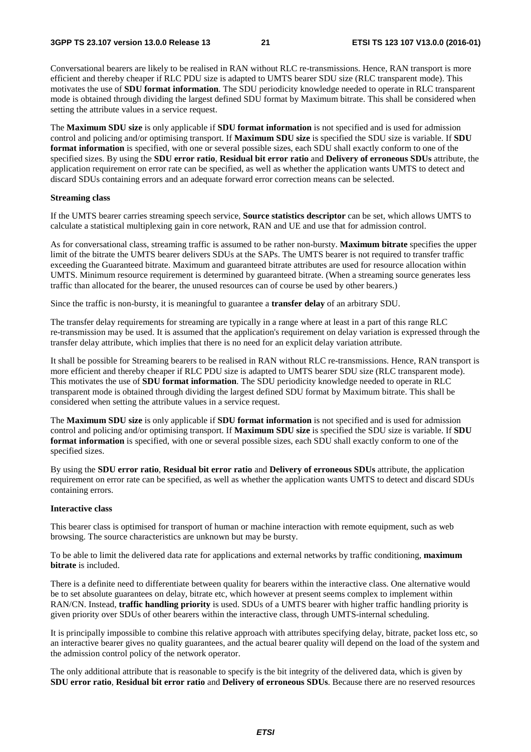Conversational bearers are likely to be realised in RAN without RLC re-transmissions. Hence, RAN transport is more efficient and thereby cheaper if RLC PDU size is adapted to UMTS bearer SDU size (RLC transparent mode). This motivates the use of **SDU format information**. The SDU periodicity knowledge needed to operate in RLC transparent mode is obtained through dividing the largest defined SDU format by Maximum bitrate. This shall be considered when setting the attribute values in a service request.

The **Maximum SDU size** is only applicable if **SDU format information** is not specified and is used for admission control and policing and/or optimising transport. If **Maximum SDU size** is specified the SDU size is variable. If **SDU format information** is specified, with one or several possible sizes, each SDU shall exactly conform to one of the specified sizes. By using the **SDU error ratio**, **Residual bit error ratio** and **Delivery of erroneous SDUs** attribute, the application requirement on error rate can be specified, as well as whether the application wants UMTS to detect and discard SDUs containing errors and an adequate forward error correction means can be selected.

**Streaming class**

If the UMTS bearer carries streaming speech service, **Source statistics descriptor** can be set, which allows UMTS to calculate a statistical multiplexing gain in core network, RAN and UE and use that for admission control.

As for conversational class, streaming traffic is assumed to be rather non-bursty. **Maximum bitrate** specifies the upper limit of the bitrate the UMTS bearer delivers SDUs at the SAPs. The UMTS bearer is not required to transfer traffic exceeding the Guaranteed bitrate. Maximum and guaranteed bitrate attributes are used for resource allocation within UMTS. Minimum resource requirement is determined by guaranteed bitrate. (When a streaming source generates less traffic than allocated for the bearer, the unused resources can of course be used by other bearers.)

Since the traffic is non-bursty, it is meaningful to guarantee a **transfer delay** of an arbitrary SDU.

The transfer delay requirements for streaming are typically in a range where at least in a part of this range RLC re-transmission may be used. It is assumed that the application's requirement on delay variation is expressed through the transfer delay attribute, which implies that there is no need for an explicit delay variation attribute.

It shall be possible for Streaming bearers to be realised in RAN without RLC re-transmissions. Hence, RAN transport is more efficient and thereby cheaper if RLC PDU size is adapted to UMTS bearer SDU size (RLC transparent mode). This motivates the use of **SDU format information**. The SDU periodicity knowledge needed to operate in RLC transparent mode is obtained through dividing the largest defined SDU format by Maximum bitrate. This shall be considered when setting the attribute values in a service request.

The **Maximum SDU size** is only applicable if **SDU format information** is not specified and is used for admission control and policing and/or optimising transport. If **Maximum SDU size** is specified the SDU size is variable. If **SDU format information** is specified, with one or several possible sizes, each SDU shall exactly conform to one of the specified sizes.

By using the **SDU error ratio**, **Residual bit error ratio** and **Delivery of erroneous SDUs** attribute, the application requirement on error rate can be specified, as well as whether the application wants UMTS to detect and discard SDUs containing errors.

**Interactive class**

This bearer class is optimised for transport of human or machine interaction with remote equipment, such as web browsing. The source characteristics are unknown but may be bursty.

To be able to limit the delivered data rate for applications and external networks by traffic conditioning, **maximum bitrate** is included.

There is a definite need to differentiate between quality for bearers within the interactive class. One alternative would be to set absolute guarantees on delay, bitrate etc, which however at present seems complex to implement within RAN/CN. Instead, **traffic handling priority** is used. SDUs of a UMTS bearer with higher traffic handling priority is given priority over SDUs of other bearers within the interactive class, through UMTS-internal scheduling.

It is principally impossible to combine this relative approach with attributes specifying delay, bitrate, packet loss etc, so an interactive bearer gives no quality guarantees, and the actual bearer quality will depend on the load of the system and the admission control policy of the network operator.

The only additional attribute that is reasonable to specify is the bit integrity of the delivered data, which is given by **SDU error ratio**, **Residual bit error ratio** and **Delivery of erroneous SDUs**. Because there are no reserved resources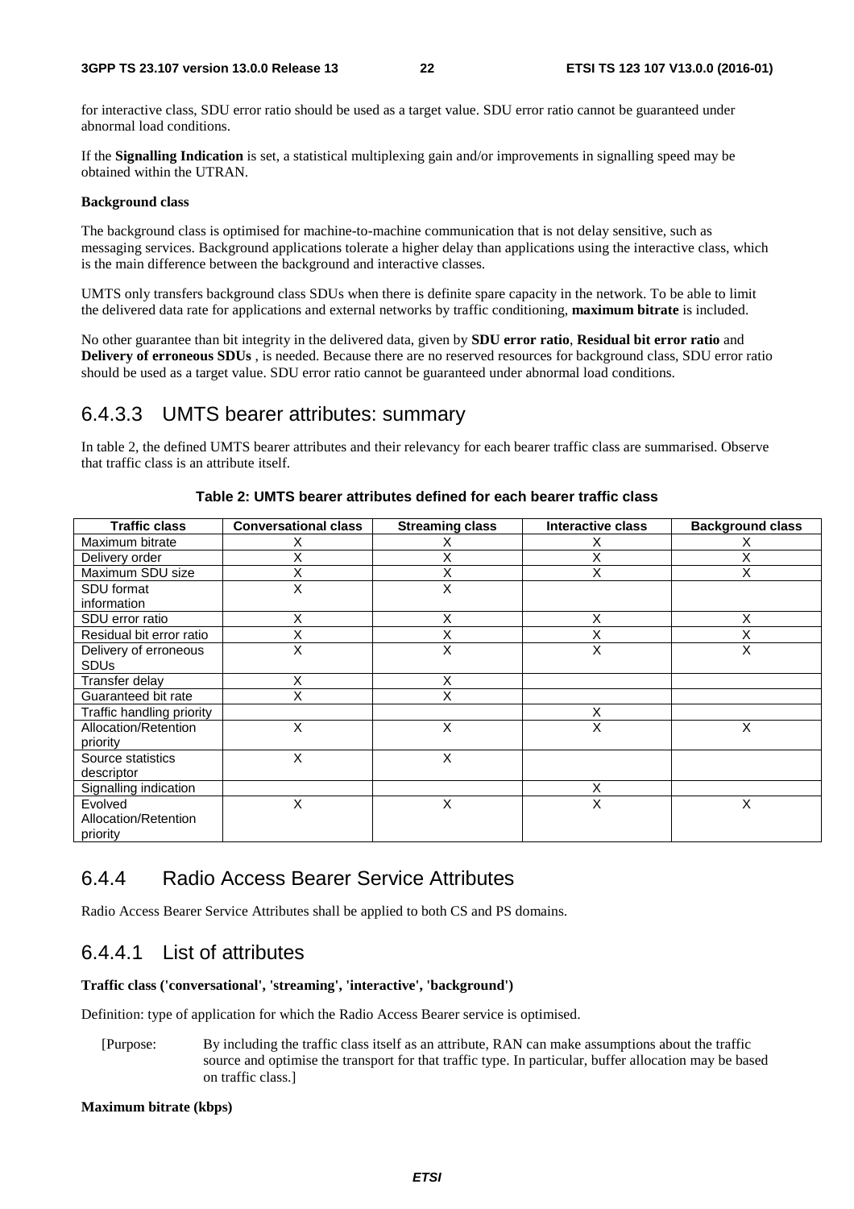for interactive class, SDU error ratio should be used as a target value. SDU error ratio cannot be guaranteed under abnormal load conditions.

If the **Signalling Indication** is set, a statistical multiplexing gain and/or improvements in signalling speed may be obtained within the UTRAN.

**Background class**

The background class is optimised for machine-to-machine communication that is not delay sensitive, such as messaging services. Background applications tolerate a higher delay than applications using the interactive class, which is the main difference between the background and interactive classes.

UMTS only transfers background class SDUs when there is definite spare capacity in the network. To be able to limit the delivered data rate for applications and external networks by traffic conditioning, **maximum bitrate** is included.

No other guarantee than bit integrity in the delivered data, given by **SDU error ratio**, **Residual bit error ratio** and **Delivery of erroneous SDUs** , is needed. Because there are no reserved resources for background class, SDU error ratio should be used as a target value. SDU error ratio cannot be guaranteed under abnormal load conditions.

### 6.4.3.3 UMTS bearer attributes: summary

In table 2, the defined UMTS bearer attributes and their relevancy for each bearer traffic class are summarised. Observe that traffic class is an attribute itself.

**Table 2: UMTS bearer attributes defined for each bearer traffic class**

| Traffic class | Conversational class | Streaming class | Interactive class | Background class |
|---|---|---|---|---|
| Maximum bitrate | X | X | X | X |
| Delivery order | X | X | X | X |
| Maximum SDU size | X | X | X | X |
| SDU format information | X | X | | |
| SDU error ratio | X | X | X | X |
| Residual bit error ratio | X | X | X | X |
| Delivery of erroneous SDUs | X | X | X | X |
| Transfer delay | X | X | | |
| Guaranteed bit rate | X | X | | |
| Traffic handling priority | | | X | |
| Allocation/Retention priority | X | X | X | X |
| Source statistics descriptor | X | X | | |
| Signalling indication | | | X | |
| Evolved Allocation/Retention priority | X | X | X | X |

## 6.4.4 Radio Access Bearer Service Attributes

Radio Access Bearer Service Attributes shall be applied to both CS and PS domains.

### 6.4.4.1 List of attributes

**Traffic class ('conversational', 'streaming', 'interactive', 'background')**

Definition: type of application for which the Radio Access Bearer service is optimised.

[Purpose: By including the traffic class itself as an attribute, RAN can make assumptions about the traffic source and optimise the transport for that traffic type. In particular, buffer allocation may be based on traffic class.]

**Maximum bitrate (kbps)**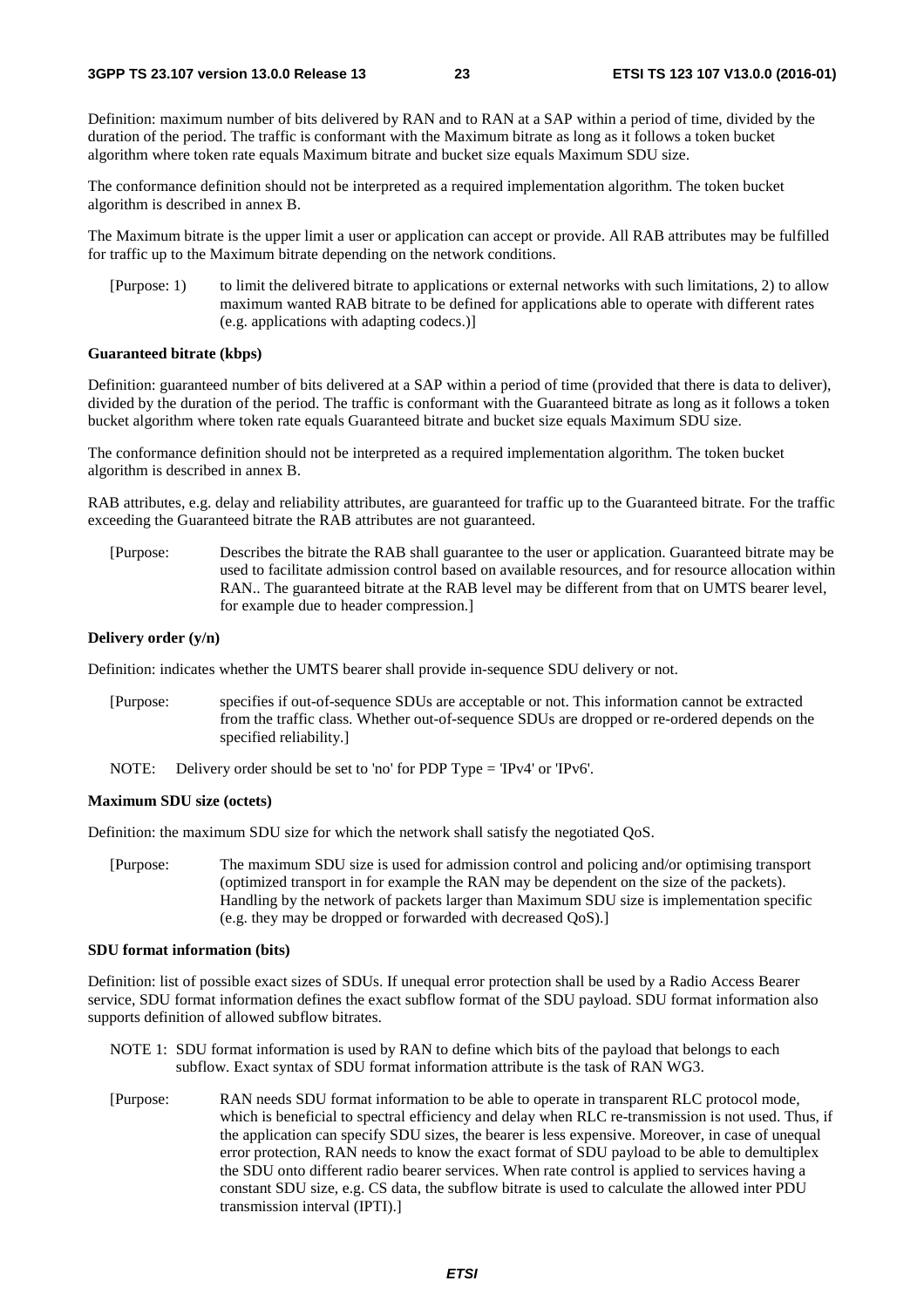Definition: maximum number of bits delivered by RAN and to RAN at a SAP within a period of time, divided by the duration of the period. The traffic is conformant with the Maximum bitrate as long as it follows a token bucket algorithm where token rate equals Maximum bitrate and bucket size equals Maximum SDU size.

The conformance definition should not be interpreted as a required implementation algorithm. The token bucket algorithm is described in annex B.

The Maximum bitrate is the upper limit a user or application can accept or provide. All RAB attributes may be fulfilled for traffic up to the Maximum bitrate depending on the network conditions.

[Purpose: 1) to limit the delivered bitrate to applications or external networks with such limitations, 2) to allow maximum wanted RAB bitrate to be defined for applications able to operate with different rates (e.g. applications with adapting codecs.)]

**Guaranteed bitrate (kbps)**

Definition: guaranteed number of bits delivered at a SAP within a period of time (provided that there is data to deliver), divided by the duration of the period. The traffic is conformant with the Guaranteed bitrate as long as it follows a token bucket algorithm where token rate equals Guaranteed bitrate and bucket size equals Maximum SDU size.

The conformance definition should not be interpreted as a required implementation algorithm. The token bucket algorithm is described in annex B.

RAB attributes, e.g. delay and reliability attributes, are guaranteed for traffic up to the Guaranteed bitrate. For the traffic exceeding the Guaranteed bitrate the RAB attributes are not guaranteed.

[Purpose: Describes the bitrate the RAB shall guarantee to the user or application. Guaranteed bitrate may be used to facilitate admission control based on available resources, and for resource allocation within RAN.. The guaranteed bitrate at the RAB level may be different from that on UMTS bearer level, for example due to header compression.]

**Delivery order (y/n)**

Definition: indicates whether the UMTS bearer shall provide in-sequence SDU delivery or not.

[Purpose: specifies if out-of-sequence SDUs are acceptable or not. This information cannot be extracted from the traffic class. Whether out-of-sequence SDUs are dropped or re-ordered depends on the specified reliability.]

NOTE: Delivery order should be set to 'no' for PDP Type = 'IPv4' or 'IPv6'.

**Maximum SDU size (octets)**

Definition: the maximum SDU size for which the network shall satisfy the negotiated QoS.

[Purpose: The maximum SDU size is used for admission control and policing and/or optimising transport (optimized transport in for example the RAN may be dependent on the size of the packets). Handling by the network of packets larger than Maximum SDU size is implementation specific (e.g. they may be dropped or forwarded with decreased QoS).]

**SDU format information (bits)**

Definition: list of possible exact sizes of SDUs. If unequal error protection shall be used by a Radio Access Bearer service, SDU format information defines the exact subflow format of the SDU payload. SDU format information also supports definition of allowed subflow bitrates.

NOTE 1: SDU format information is used by RAN to define which bits of the payload that belongs to each subflow. Exact syntax of SDU format information attribute is the task of RAN WG3.

[Purpose: RAN needs SDU format information to be able to operate in transparent RLC protocol mode, which is beneficial to spectral efficiency and delay when RLC re-transmission is not used. Thus, if the application can specify SDU sizes, the bearer is less expensive. Moreover, in case of unequal error protection, RAN needs to know the exact format of SDU payload to be able to demultiplex the SDU onto different radio bearer services. When rate control is applied to services having a constant SDU size, e.g. CS data, the subflow bitrate is used to calculate the allowed inter PDU transmission interval (IPTI).]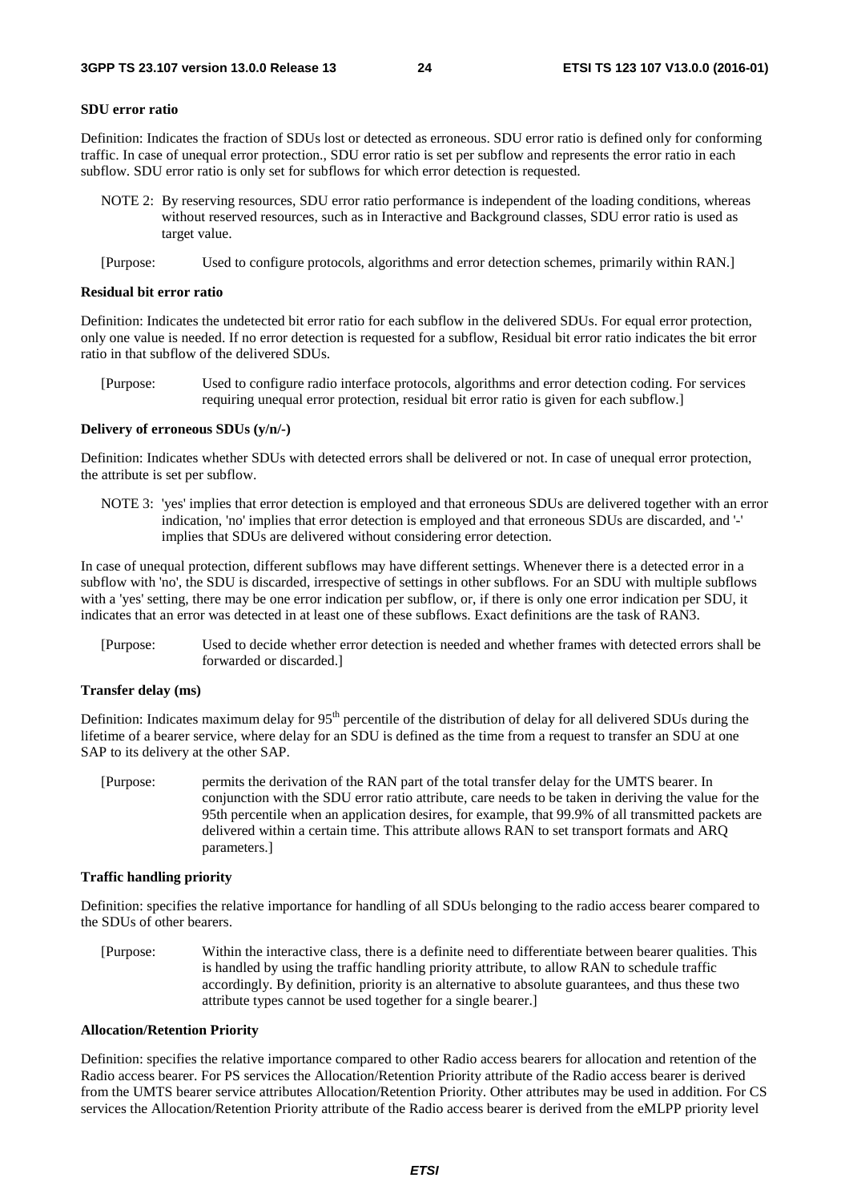**SDU error ratio**

Definition: Indicates the fraction of SDUs lost or detected as erroneous. SDU error ratio is defined only for conforming traffic. In case of unequal error protection., SDU error ratio is set per subflow and represents the error ratio in each subflow. SDU error ratio is only set for subflows for which error detection is requested.

NOTE 2: By reserving resources, SDU error ratio performance is independent of the loading conditions, whereas without reserved resources, such as in Interactive and Background classes, SDU error ratio is used as target value.

[Purpose: Used to configure protocols, algorithms and error detection schemes, primarily within RAN.]

**Residual bit error ratio**

Definition: Indicates the undetected bit error ratio for each subflow in the delivered SDUs. For equal error protection, only one value is needed. If no error detection is requested for a subflow, Residual bit error ratio indicates the bit error ratio in that subflow of the delivered SDUs.

[Purpose: Used to configure radio interface protocols, algorithms and error detection coding. For services requiring unequal error protection, residual bit error ratio is given for each subflow.]

**Delivery of erroneous SDUs (y/n/-)**

Definition: Indicates whether SDUs with detected errors shall be delivered or not. In case of unequal error protection, the attribute is set per subflow.

NOTE 3: 'yes' implies that error detection is employed and that erroneous SDUs are delivered together with an error indication, 'no' implies that error detection is employed and that erroneous SDUs are discarded, and '-' implies that SDUs are delivered without considering error detection.

In case of unequal protection, different subflows may have different settings. Whenever there is a detected error in a subflow with 'no', the SDU is discarded, irrespective of settings in other subflows. For an SDU with multiple subflows with a 'yes' setting, there may be one error indication per subflow, or, if there is only one error indication per SDU, it indicates that an error was detected in at least one of these subflows. Exact definitions are the task of RAN3.

[Purpose: Used to decide whether error detection is needed and whether frames with detected errors shall be forwarded or discarded.]

**Transfer delay (ms)**

Definition: Indicates maximum delay for 95$^{th}$ percentile of the distribution of delay for all delivered SDUs during the lifetime of a bearer service, where delay for an SDU is defined as the time from a request to transfer an SDU at one SAP to its delivery at the other SAP.

[Purpose: permits the derivation of the RAN part of the total transfer delay for the UMTS bearer. In conjunction with the SDU error ratio attribute, care needs to be taken in deriving the value for the 95th percentile when an application desires, for example, that 99.9% of all transmitted packets are delivered within a certain time. This attribute allows RAN to set transport formats and ARQ parameters.]

**Traffic handling priority**

Definition: specifies the relative importance for handling of all SDUs belonging to the radio access bearer compared to the SDUs of other bearers.

[Purpose: Within the interactive class, there is a definite need to differentiate between bearer qualities. This is handled by using the traffic handling priority attribute, to allow RAN to schedule traffic accordingly. By definition, priority is an alternative to absolute guarantees, and thus these two attribute types cannot be used together for a single bearer.]

**Allocation/Retention Priority**

Definition: specifies the relative importance compared to other Radio access bearers for allocation and retention of the Radio access bearer. For PS services the Allocation/Retention Priority attribute of the Radio access bearer is derived from the UMTS bearer service attributes Allocation/Retention Priority. Other attributes may be used in addition. For CS services the Allocation/Retention Priority attribute of the Radio access bearer is derived from the eMLPP priority level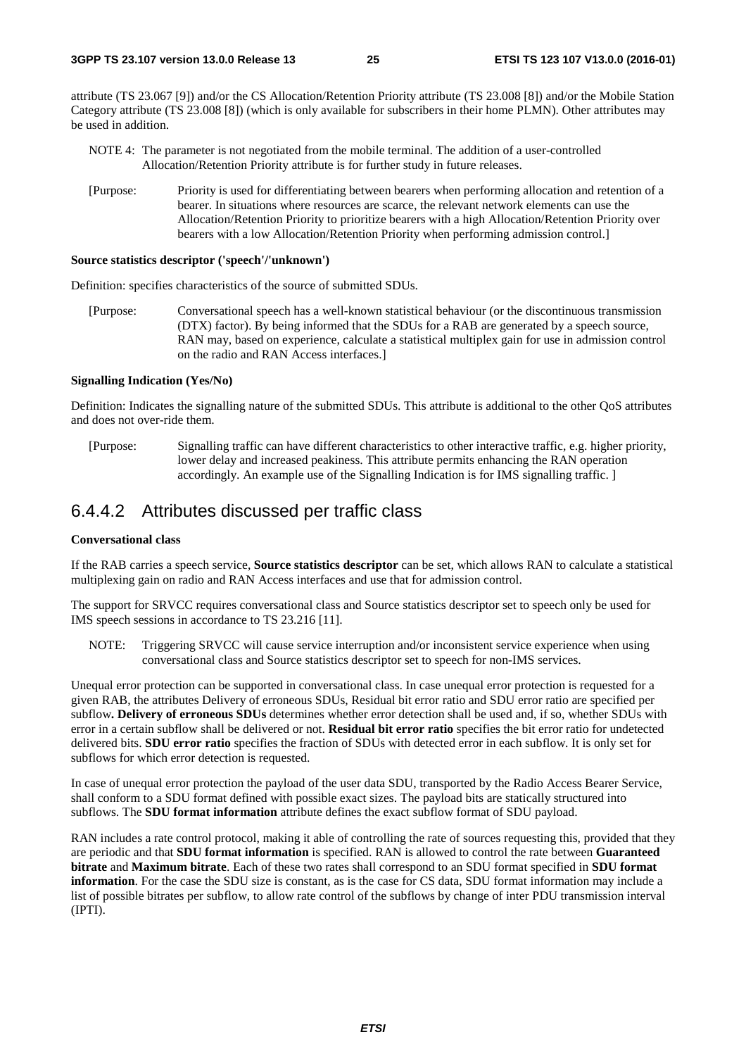attribute (TS 23.067 [9]) and/or the CS Allocation/Retention Priority attribute (TS 23.008 [8]) and/or the Mobile Station Category attribute (TS 23.008 [8]) (which is only available for subscribers in their home PLMN). Other attributes may be used in addition.

NOTE 4: The parameter is not negotiated from the mobile terminal. The addition of a user-controlled Allocation/Retention Priority attribute is for further study in future releases.

[Purpose: Priority is used for differentiating between bearers when performing allocation and retention of a bearer. In situations where resources are scarce, the relevant network elements can use the Allocation/Retention Priority to prioritize bearers with a high Allocation/Retention Priority over bearers with a low Allocation/Retention Priority when performing admission control.]

**Source statistics descriptor ('speech'/'unknown')**

Definition: specifies characteristics of the source of submitted SDUs.

[Purpose: Conversational speech has a well-known statistical behaviour (or the discontinuous transmission (DTX) factor). By being informed that the SDUs for a RAB are generated by a speech source, RAN may, based on experience, calculate a statistical multiplex gain for use in admission control on the radio and RAN Access interfaces.]

**Signalling Indication (Yes/No)**

Definition: Indicates the signalling nature of the submitted SDUs. This attribute is additional to the other QoS attributes and does not over-ride them.

[Purpose: Signalling traffic can have different characteristics to other interactive traffic, e.g. higher priority, lower delay and increased peakiness. This attribute permits enhancing the RAN operation accordingly. An example use of the Signalling Indication is for IMS signalling traffic. ]

### 6.4.4.2 Attributes discussed per traffic class

**Conversational class**

If the RAB carries a speech service, **Source statistics descriptor** can be set, which allows RAN to calculate a statistical multiplexing gain on radio and RAN Access interfaces and use that for admission control.

The support for SRVCC requires conversational class and Source statistics descriptor set to speech only be used for IMS speech sessions in accordance to TS 23.216 [11].

NOTE: Triggering SRVCC will cause service interruption and/or inconsistent service experience when using conversational class and Source statistics descriptor set to speech for non-IMS services.

Unequal error protection can be supported in conversational class. In case unequal error protection is requested for a given RAB, the attributes Delivery of erroneous SDUs, Residual bit error ratio and SDU error ratio are specified per subflow**. Delivery of erroneous SDUs** determines whether error detection shall be used and, if so, whether SDUs with error in a certain subflow shall be delivered or not. **Residual bit error ratio** specifies the bit error ratio for undetected delivered bits. **SDU error ratio** specifies the fraction of SDUs with detected error in each subflow. It is only set for subflows for which error detection is requested.

In case of unequal error protection the payload of the user data SDU, transported by the Radio Access Bearer Service, shall conform to a SDU format defined with possible exact sizes. The payload bits are statically structured into subflows. The **SDU format information** attribute defines the exact subflow format of SDU payload.

RAN includes a rate control protocol, making it able of controlling the rate of sources requesting this, provided that they are periodic and that **SDU format information** is specified. RAN is allowed to control the rate between **Guaranteed bitrate** and **Maximum bitrate**. Each of these two rates shall correspond to an SDU format specified in **SDU format information**. For the case the SDU size is constant, as is the case for CS data, SDU format information may include a list of possible bitrates per subflow, to allow rate control of the subflows by change of inter PDU transmission interval (IPTI).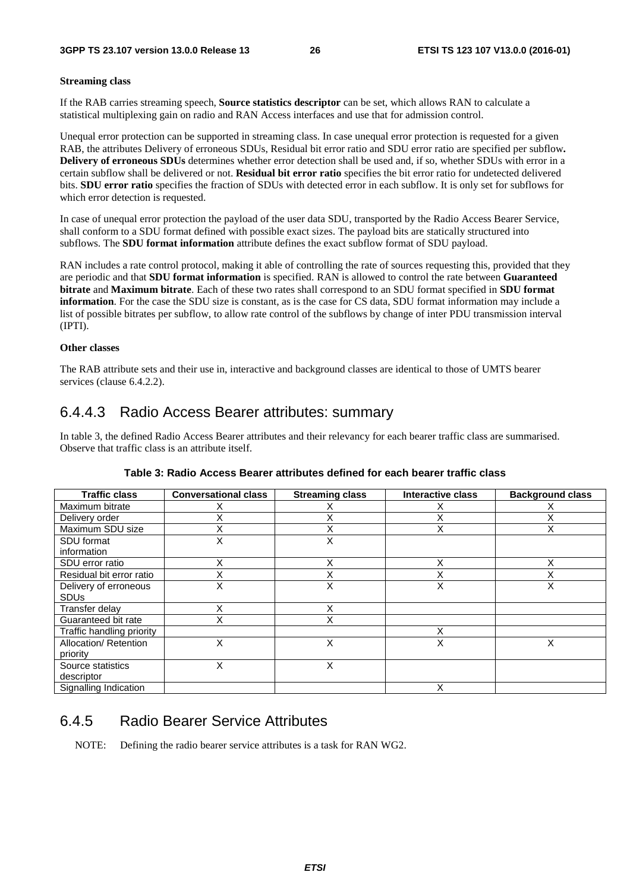**Streaming class**

If the RAB carries streaming speech, **Source statistics descriptor** can be set, which allows RAN to calculate a statistical multiplexing gain on radio and RAN Access interfaces and use that for admission control.

Unequal error protection can be supported in streaming class. In case unequal error protection is requested for a given RAB, the attributes Delivery of erroneous SDUs, Residual bit error ratio and SDU error ratio are specified per subflow**.** **Delivery of erroneous SDUs** determines whether error detection shall be used and, if so, whether SDUs with error in a certain subflow shall be delivered or not. **Residual bit error ratio** specifies the bit error ratio for undetected delivered bits. **SDU error ratio** specifies the fraction of SDUs with detected error in each subflow. It is only set for subflows for which error detection is requested.

In case of unequal error protection the payload of the user data SDU, transported by the Radio Access Bearer Service, shall conform to a SDU format defined with possible exact sizes. The payload bits are statically structured into subflows. The **SDU format information** attribute defines the exact subflow format of SDU payload.

RAN includes a rate control protocol, making it able of controlling the rate of sources requesting this, provided that they are periodic and that **SDU format information** is specified. RAN is allowed to control the rate between **Guaranteed bitrate** and **Maximum bitrate**. Each of these two rates shall correspond to an SDU format specified in **SDU format information**. For the case the SDU size is constant, as is the case for CS data, SDU format information may include a list of possible bitrates per subflow, to allow rate control of the subflows by change of inter PDU transmission interval (IPTI).

**Other classes**

The RAB attribute sets and their use in, interactive and background classes are identical to those of UMTS bearer services (clause 6.4.2.2).

### 6.4.4.3 Radio Access Bearer attributes: summary

In table 3, the defined Radio Access Bearer attributes and their relevancy for each bearer traffic class are summarised. Observe that traffic class is an attribute itself.

**Table 3: Radio Access Bearer attributes defined for each bearer traffic class**

| Traffic class | Conversational class | Streaming class | Interactive class | Background class |
|---|---|---|---|---|
| Maximum bitrate | X | X | X | X |
| Delivery order | X | X | X | X |
| Maximum SDU size | X | X | X | X |
| SDU format information | X | X | | |
| SDU error ratio | X | X | X | X |
| Residual bit error ratio | X | X | X | X |
| Delivery of erroneous SDUs | X | X | X | X |
| Transfer delay | X | X | | |
| Guaranteed bit rate | X | X | | |
| Traffic handling priority | | | X | |
| Allocation/ Retention priority | X | X | X | X |
| Source statistics descriptor | X | X | | |
| Signalling Indication | | | X | |

## 6.4.5 Radio Bearer Service Attributes

NOTE: Defining the radio bearer service attributes is a task for RAN WG2.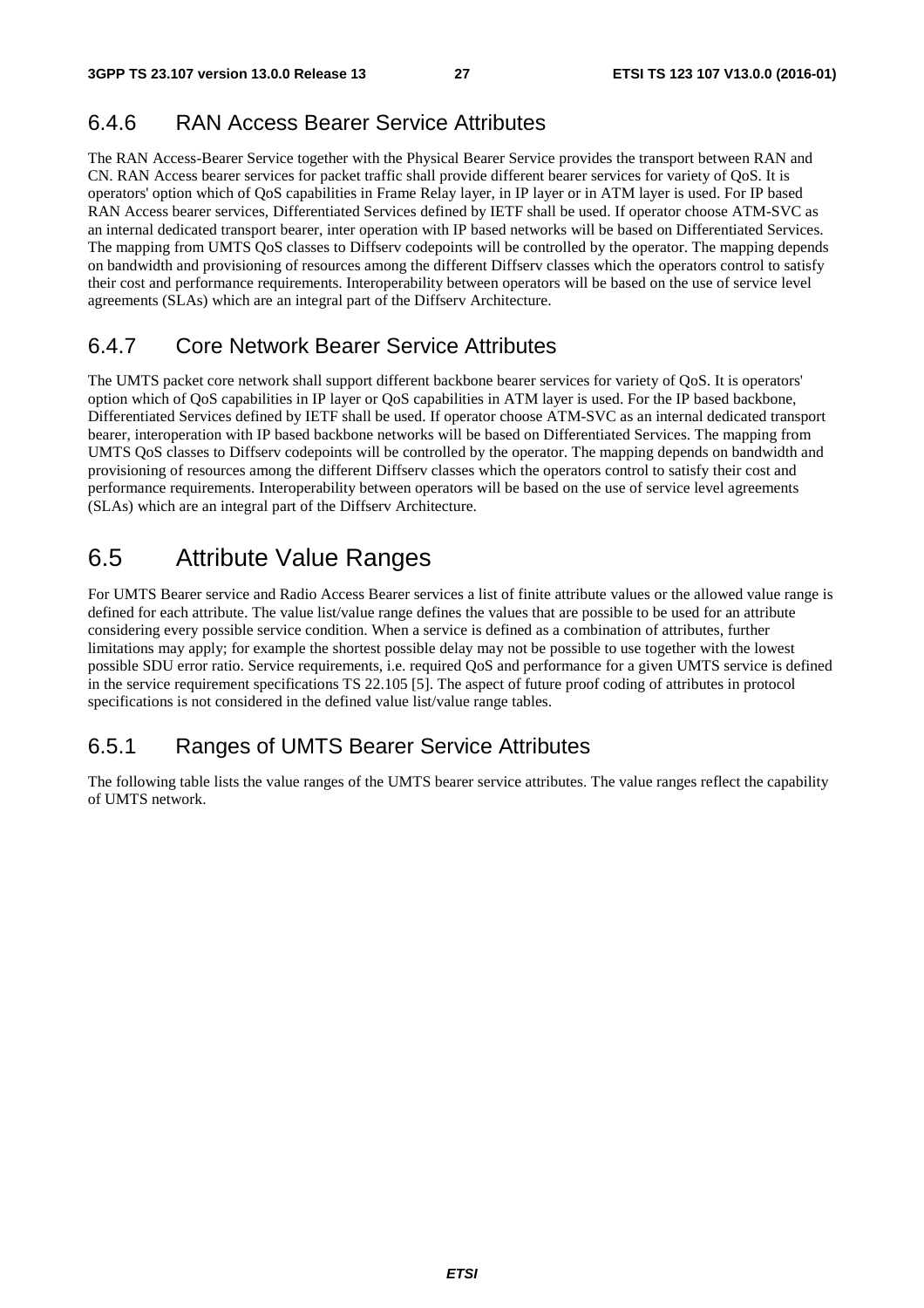### 6.4.6 RAN Access Bearer Service Attributes

The RAN Access-Bearer Service together with the Physical Bearer Service provides the transport between RAN and CN. RAN Access bearer services for packet traffic shall provide different bearer services for variety of QoS. It is operators' option which of QoS capabilities in Frame Relay layer, in IP layer or in ATM layer is used. For IP based RAN Access bearer services, Differentiated Services defined by IETF shall be used. If operator choose ATM-SVC as an internal dedicated transport bearer, inter operation with IP based networks will be based on Differentiated Services. The mapping from UMTS QoS classes to Diffserv codepoints will be controlled by the operator. The mapping depends on bandwidth and provisioning of resources among the different Diffserv classes which the operators control to satisfy their cost and performance requirements. Interoperability between operators will be based on the use of service level agreements (SLAs) which are an integral part of the Diffserv Architecture.

### 6.4.7 Core Network Bearer Service Attributes

The UMTS packet core network shall support different backbone bearer services for variety of QoS. It is operators' option which of QoS capabilities in IP layer or QoS capabilities in ATM layer is used. For the IP based backbone, Differentiated Services defined by IETF shall be used. If operator choose ATM-SVC as an internal dedicated transport bearer, interoperation with IP based backbone networks will be based on Differentiated Services. The mapping from UMTS QoS classes to Diffserv codepoints will be controlled by the operator. The mapping depends on bandwidth and provisioning of resources among the different Diffserv classes which the operators control to satisfy their cost and performance requirements. Interoperability between operators will be based on the use of service level agreements (SLAs) which are an integral part of the Diffserv Architecture.

## 6.5 Attribute Value Ranges

For UMTS Bearer service and Radio Access Bearer services a list of finite attribute values or the allowed value range is defined for each attribute. The value list/value range defines the values that are possible to be used for an attribute considering every possible service condition. When a service is defined as a combination of attributes, further limitations may apply; for example the shortest possible delay may not be possible to use together with the lowest possible SDU error ratio. Service requirements, i.e. required QoS and performance for a given UMTS service is defined in the service requirement specifications TS 22.105 [5]. The aspect of future proof coding of attributes in protocol specifications is not considered in the defined value list/value range tables.

### 6.5.1 Ranges of UMTS Bearer Service Attributes

The following table lists the value ranges of the UMTS bearer service attributes. The value ranges reflect the capability of UMTS network.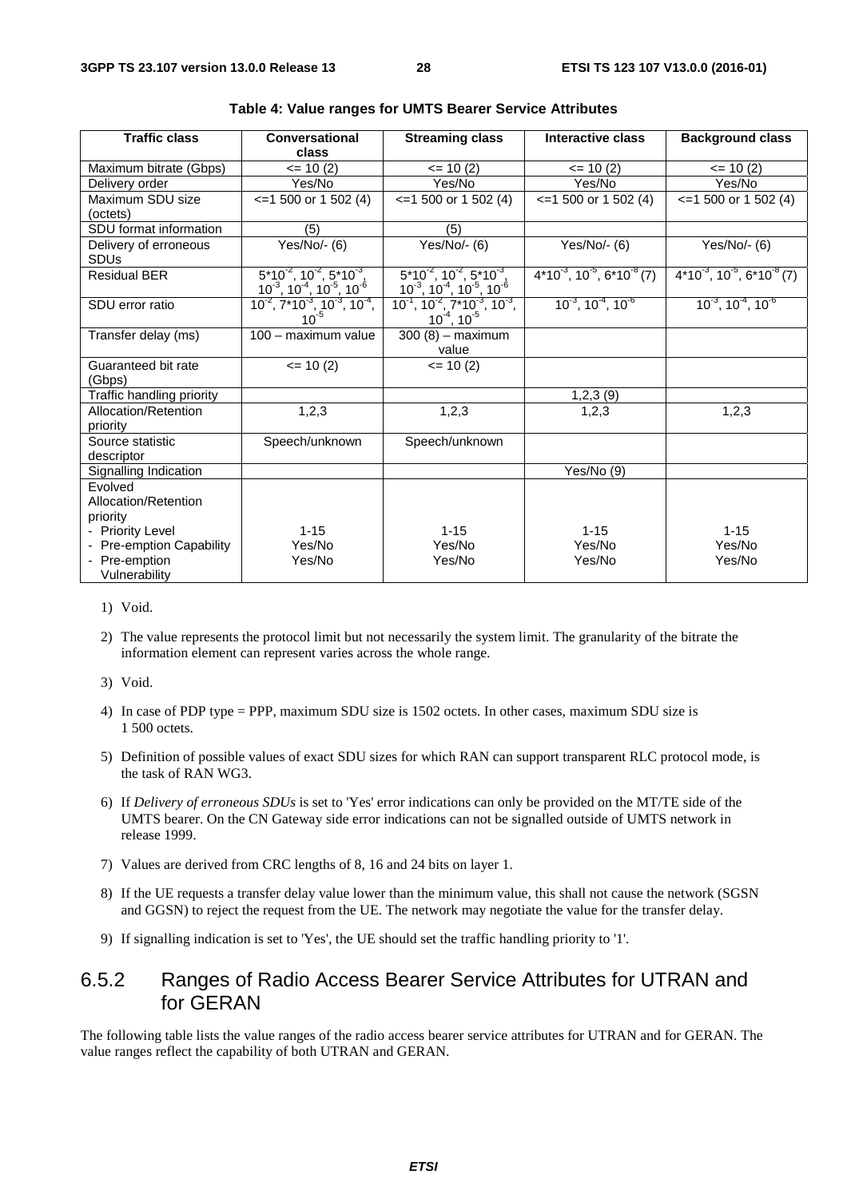**Table 4: Value ranges for UMTS Bearer Service Attributes**

| Traffic class | Conversational class | Streaming class | Interactive class | Background class |
|---|---|---|---|---|
| Maximum bitrate (Gbps) | <= 10 (2) | <= 10 (2) | <= 10 (2) | <= 10 (2) |
| Delivery order | Yes/No | Yes/No | Yes/No | Yes/No |
| Maximum SDU size (octets) | <=1 500 or 1 502 (4) | <=1 500 or 1 502 (4) | <=1 500 or 1 502 (4) | <=1 500 or 1 502 (4) |
| SDU format information | (5) | (5) | | |
| Delivery of erroneous SDUs | Yes/No/- (6) | Yes/No/- (6) | Yes/No/- (6) | Yes/No/- (6) |
| Residual BER | $5*10^{-2}$, $10^{-2}$, $5*10^{-3}$, $10^{-3}$, $10^{-4}$, $10^{-5}$, $10^{-6}$ | $5*10^{-2}$, $10^{-2}$, $5*10^{-3}$, $10^{-3}$, $10^{-4}$, $10^{-5}$, $10^{-6}$ | $4*10^{-3}$, $10^{-5}$, $6*10^{-8}$ (7) | $4*10^{-3}$, $10^{-5}$, $6*10^{-8}$ (7) |
| SDU error ratio | $10^{-2}$, $7*10^{-3}$, $10^{-3}$, $10^{-4}$, $10^{-5}$ | $10^{-1}$, $10^{-2}$, $7*10^{-3}$, $10^{-3}$, $10^{-4}$, $10^{-5}$ | $10^{-3}$, $10^{-4}$, $10^{-6}$ | $10^{-3}$, $10^{-4}$, $10^{-6}$ |
| Transfer delay (ms) | 100 – maximum value | 300 (8) – maximum value | | |
| Guaranteed bit rate (Gbps) | <= 10 (2) | <= 10 (2) | | |
| Traffic handling priority | | | 1,2,3 (9) | |
| Allocation/Retention priority | 1,2,3 | 1,2,3 | 1,2,3 | 1,2,3 |
| Source statistic descriptor | Speech/unknown | Speech/unknown | | |
| Signalling Indication | | | Yes/No (9) | |
| Evolved Allocation/Retention priority<br>- Priority Level<br>- Pre-emption Capability<br>- Pre-emption Vulnerability | <br><br>1-15<br>Yes/No<br>Yes/No | <br><br>1-15<br>Yes/No<br>Yes/No | <br><br>1-15<br>Yes/No<br>Yes/No | <br><br>1-15<br>Yes/No<br>Yes/No |

1) Void.

2) The value represents the protocol limit but not necessarily the system limit. The granularity of the bitrate the information element can represent varies across the whole range.

3) Void.

4) In case of PDP type = PPP, maximum SDU size is 1502 octets. In other cases, maximum SDU size is 1 500 octets.

5) Definition of possible values of exact SDU sizes for which RAN can support transparent RLC protocol mode, is the task of RAN WG3.

6) If *Delivery of erroneous SDUs* is set to 'Yes' error indications can only be provided on the MT/TE side of the UMTS bearer. On the CN Gateway side error indications can not be signalled outside of UMTS network in release 1999.

7) Values are derived from CRC lengths of 8, 16 and 24 bits on layer 1.

8) If the UE requests a transfer delay value lower than the minimum value, this shall not cause the network (SGSN and GGSN) to reject the request from the UE. The network may negotiate the value for the transfer delay.

9) If signalling indication is set to 'Yes', the UE should set the traffic handling priority to '1'.

### 6.5.2 Ranges of Radio Access Bearer Service Attributes for UTRAN and for GERAN

The following table lists the value ranges of the radio access bearer service attributes for UTRAN and for GERAN. The value ranges reflect the capability of both UTRAN and GERAN.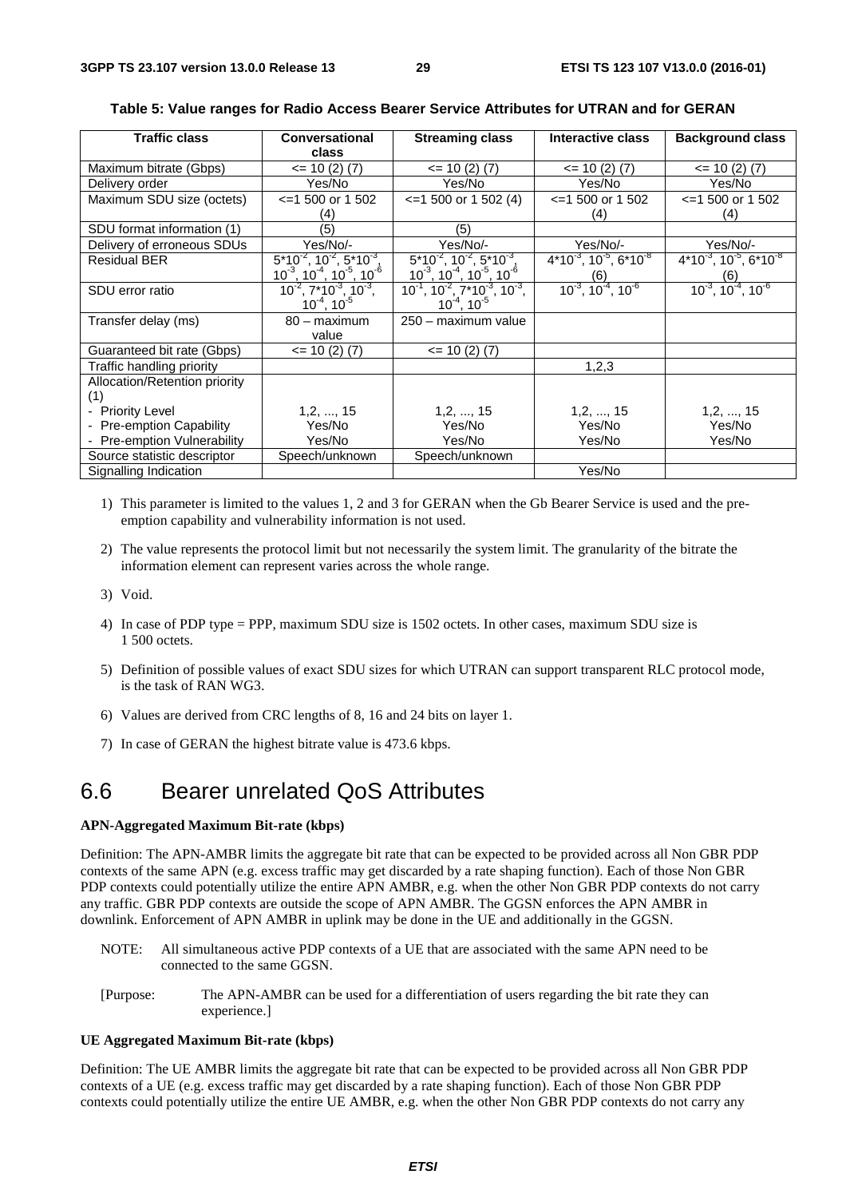**Table 5: Value ranges for Radio Access Bearer Service Attributes for UTRAN and for GERAN**

| Traffic class | Conversational class | Streaming class | Interactive class | Background class |
|---|---|---|---|---|
| Maximum bitrate (Gbps) | <= 10 (2) (7) | <= 10 (2) (7) | <= 10 (2) (7) | <= 10 (2) (7) |
| Delivery order | Yes/No | Yes/No | Yes/No | Yes/No |
| Maximum SDU size (octets) | <=1 500 or 1 502 (4) | <=1 500 or 1 502 (4) | <=1 500 or 1 502 (4) | <=1 500 or 1 502 (4) |
| SDU format information (1) | (5) | (5) | | |
| Delivery of erroneous SDUs | Yes/No/- | Yes/No/- | Yes/No/- | Yes/No/- |
| Residual BER | $5*10^{-2}$, $10^{-2}$, $5*10^{-3}$, $10^{-3}$, $10^{-4}$, $10^{-5}$, $10^{-6}$ | $5*10^{-2}$, $10^{-2}$, $5*10^{-3}$, $10^{-3}$, $10^{-4}$, $10^{-5}$, $10^{-6}$ | $4*10^{-3}$, $10^{-5}$, $6*10^{-8}$ (6) | $4*10^{-3}$, $10^{-5}$, $6*10^{-8}$ (6) |
| SDU error ratio | $10^{-2}$, $7*10^{-3}$, $10^{-3}$, $10^{-4}$, $10^{-5}$ | $10^{-1}$, $10^{-2}$, $7*10^{-3}$, $10^{-3}$, $10^{-4}$, $10^{-5}$ | $10^{-3}$, $10^{-4}$, $10^{-6}$ | $10^{-3}$, $10^{-4}$, $10^{-6}$ |
| Transfer delay (ms) | 80 – maximum value | 250 – maximum value | | |
| Guaranteed bit rate (Gbps) | <= 10 (2) (7) | <= 10 (2) (7) | | |
| Traffic handling priority | | | 1,2,3 | |
| Allocation/Retention priority (1)<br>- Priority Level<br>- Pre-emption Capability<br>- Pre-emption Vulnerability | <br>1,2, ..., 15<br>Yes/No<br>Yes/No | <br>1,2, ..., 15<br>Yes/No<br>Yes/No | <br>1,2, ..., 15<br>Yes/No<br>Yes/No | <br>1,2, ..., 15<br>Yes/No<br>Yes/No |
| Source statistic descriptor | Speech/unknown | Speech/unknown | | |
| Signalling Indication | | | Yes/No | |

1) This parameter is limited to the values 1, 2 and 3 for GERAN when the Gb Bearer Service is used and the pre-emption capability and vulnerability information is not used.

2) The value represents the protocol limit but not necessarily the system limit. The granularity of the bitrate the information element can represent varies across the whole range.

3) Void.

4) In case of PDP type = PPP, maximum SDU size is 1502 octets. In other cases, maximum SDU size is 1 500 octets.

5) Definition of possible values of exact SDU sizes for which UTRAN can support transparent RLC protocol mode, is the task of RAN WG3.

6) Values are derived from CRC lengths of 8, 16 and 24 bits on layer 1.

7) In case of GERAN the highest bitrate value is 473.6 kbps.

## 6.6 Bearer unrelated QoS Attributes

**APN-Aggregated Maximum Bit-rate (kbps)**

Definition: The APN-AMBR limits the aggregate bit rate that can be expected to be provided across all Non GBR PDP contexts of the same APN (e.g. excess traffic may get discarded by a rate shaping function). Each of those Non GBR PDP contexts could potentially utilize the entire APN AMBR, e.g. when the other Non GBR PDP contexts do not carry any traffic. GBR PDP contexts are outside the scope of APN AMBR. The GGSN enforces the APN AMBR in downlink. Enforcement of APN AMBR in uplink may be done in the UE and additionally in the GGSN.

NOTE: All simultaneous active PDP contexts of a UE that are associated with the same APN need to be connected to the same GGSN.

[Purpose: The APN-AMBR can be used for a differentiation of users regarding the bit rate they can experience.]

**UE Aggregated Maximum Bit-rate (kbps)**

Definition: The UE AMBR limits the aggregate bit rate that can be expected to be provided across all Non GBR PDP contexts of a UE (e.g. excess traffic may get discarded by a rate shaping function). Each of those Non GBR PDP contexts could potentially utilize the entire UE AMBR, e.g. when the other Non GBR PDP contexts do not carry any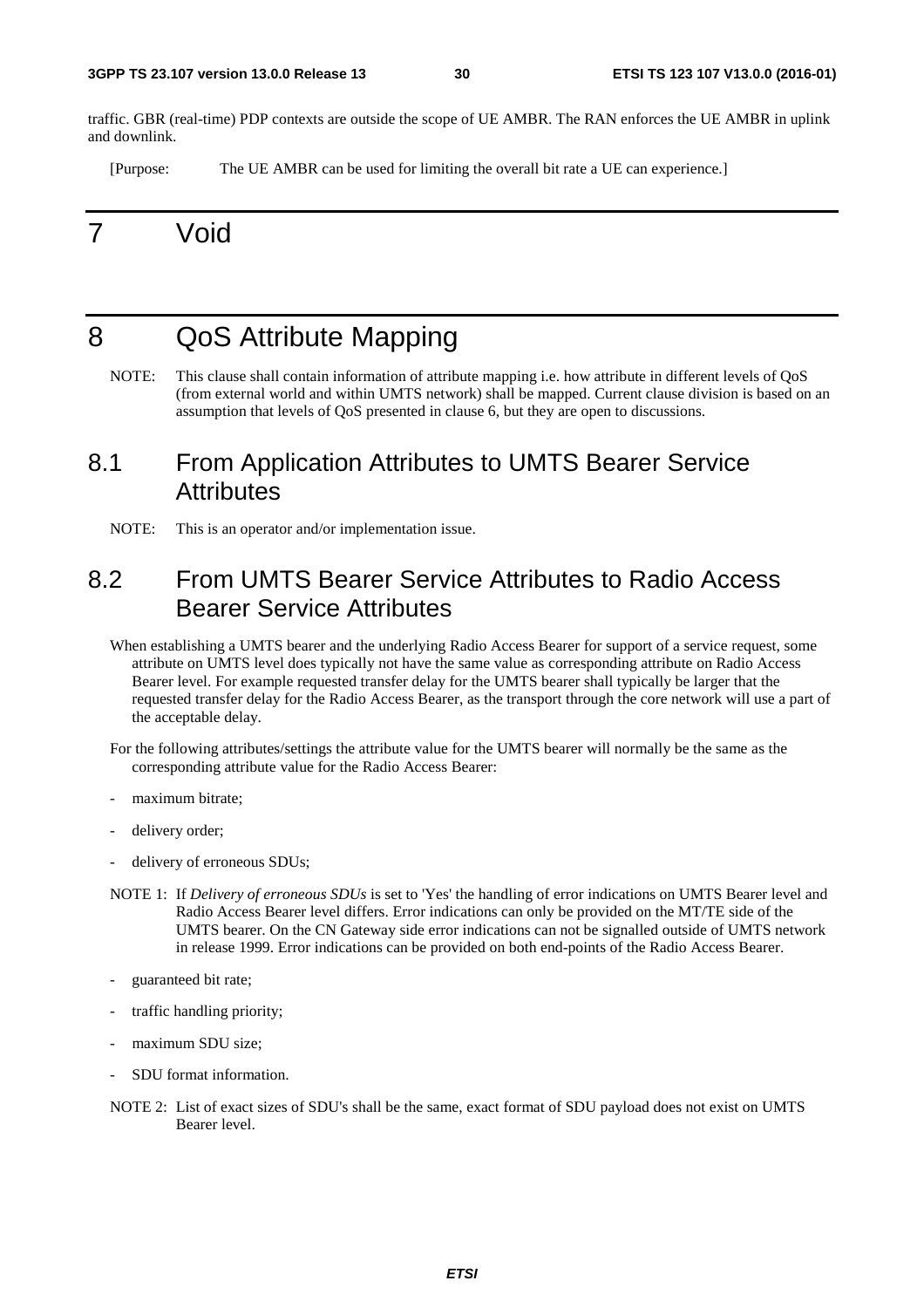traffic. GBR (real-time) PDP contexts are outside the scope of UE AMBR. The RAN enforces the UE AMBR in uplink and downlink.

[Purpose: The UE AMBR can be used for limiting the overall bit rate a UE can experience.]

# 7 Void

# 8 QoS Attribute Mapping

NOTE: This clause shall contain information of attribute mapping i.e. how attribute in different levels of QoS (from external world and within UMTS network) shall be mapped. Current clause division is based on an assumption that levels of QoS presented in clause 6, but they are open to discussions.

## 8.1 From Application Attributes to UMTS Bearer Service Attributes

NOTE: This is an operator and/or implementation issue.

## 8.2 From UMTS Bearer Service Attributes to Radio Access Bearer Service Attributes

When establishing a UMTS bearer and the underlying Radio Access Bearer for support of a service request, some attribute on UMTS level does typically not have the same value as corresponding attribute on Radio Access Bearer level. For example requested transfer delay for the UMTS bearer shall typically be larger that the requested transfer delay for the Radio Access Bearer, as the transport through the core network will use a part of the acceptable delay.

For the following attributes/settings the attribute value for the UMTS bearer will normally be the same as the corresponding attribute value for the Radio Access Bearer:

- maximum bitrate;
- delivery order;
- delivery of erroneous SDUs;

NOTE 1: If *Delivery of erroneous SDUs* is set to 'Yes' the handling of error indications on UMTS Bearer level and Radio Access Bearer level differs. Error indications can only be provided on the MT/TE side of the UMTS bearer. On the CN Gateway side error indications can not be signalled outside of UMTS network in release 1999. Error indications can be provided on both end-points of the Radio Access Bearer.

- guaranteed bit rate;
- traffic handling priority;
- maximum SDU size;
- SDU format information.

NOTE 2: List of exact sizes of SDU's shall be the same, exact format of SDU payload does not exist on UMTS Bearer level.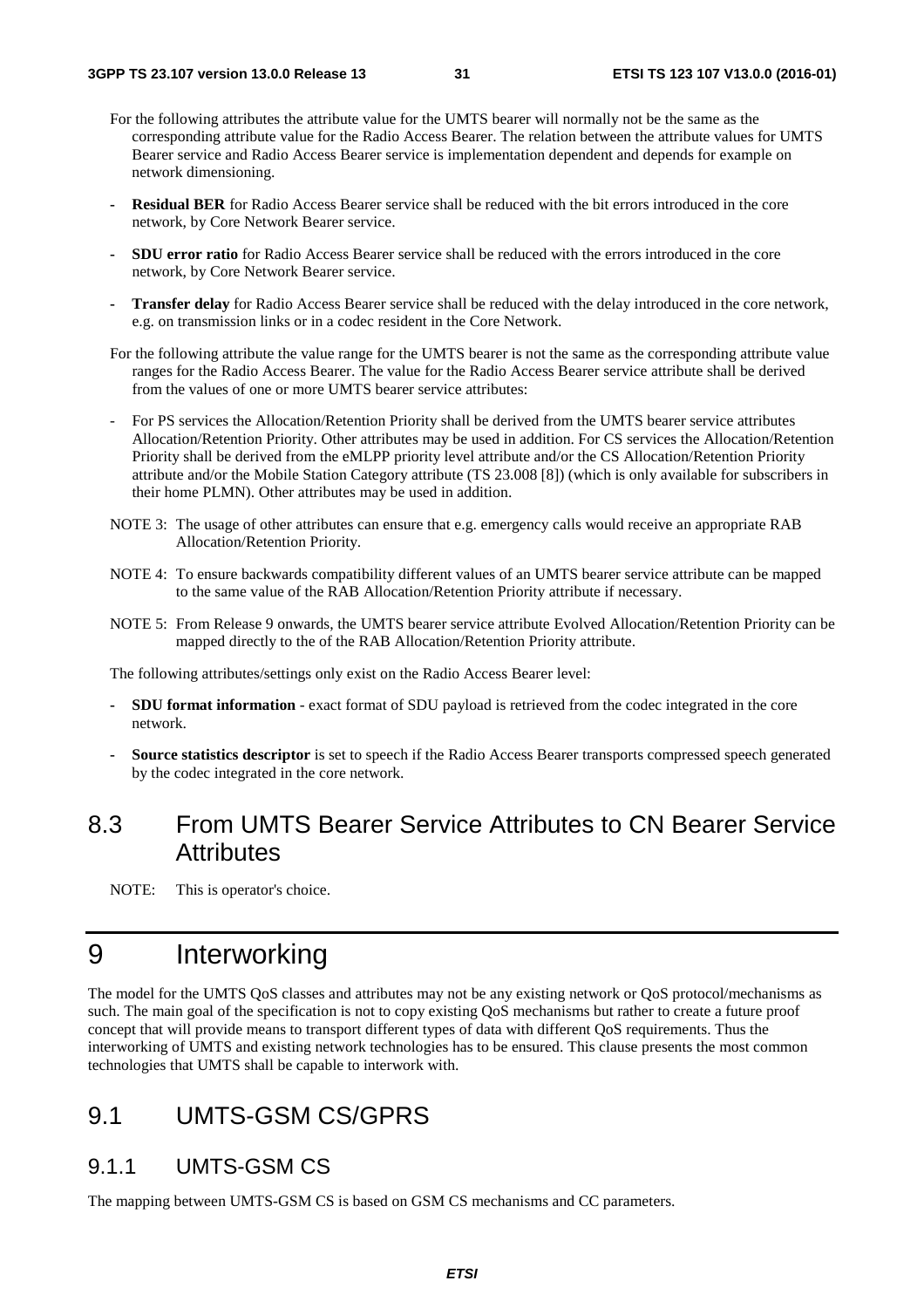For the following attributes the attribute value for the UMTS bearer will normally not be the same as the corresponding attribute value for the Radio Access Bearer. The relation between the attribute values for UMTS Bearer service and Radio Access Bearer service is implementation dependent and depends for example on network dimensioning.

- **Residual BER** for Radio Access Bearer service shall be reduced with the bit errors introduced in the core network, by Core Network Bearer service.
- **SDU error ratio** for Radio Access Bearer service shall be reduced with the errors introduced in the core network, by Core Network Bearer service.
- **Transfer delay** for Radio Access Bearer service shall be reduced with the delay introduced in the core network, e.g. on transmission links or in a codec resident in the Core Network.

For the following attribute the value range for the UMTS bearer is not the same as the corresponding attribute value ranges for the Radio Access Bearer. The value for the Radio Access Bearer service attribute shall be derived from the values of one or more UMTS bearer service attributes:

- For PS services the Allocation/Retention Priority shall be derived from the UMTS bearer service attributes Allocation/Retention Priority. Other attributes may be used in addition. For CS services the Allocation/Retention Priority shall be derived from the eMLPP priority level attribute and/or the CS Allocation/Retention Priority attribute and/or the Mobile Station Category attribute (TS 23.008 [8]) (which is only available for subscribers in their home PLMN). Other attributes may be used in addition.

NOTE 3: The usage of other attributes can ensure that e.g. emergency calls would receive an appropriate RAB Allocation/Retention Priority.

NOTE 4: To ensure backwards compatibility different values of an UMTS bearer service attribute can be mapped to the same value of the RAB Allocation/Retention Priority attribute if necessary.

NOTE 5: From Release 9 onwards, the UMTS bearer service attribute Evolved Allocation/Retention Priority can be mapped directly to the of the RAB Allocation/Retention Priority attribute.

The following attributes/settings only exist on the Radio Access Bearer level:

- **SDU format information** - exact format of SDU payload is retrieved from the codec integrated in the core network.
- **Source statistics descriptor** is set to speech if the Radio Access Bearer transports compressed speech generated by the codec integrated in the core network.

## 8.3 From UMTS Bearer Service Attributes to CN Bearer Service Attributes

NOTE: This is operator's choice.

# 9 Interworking

The model for the UMTS QoS classes and attributes may not be any existing network or QoS protocol/mechanisms as such. The main goal of the specification is not to copy existing QoS mechanisms but rather to create a future proof concept that will provide means to transport different types of data with different QoS requirements. Thus the interworking of UMTS and existing network technologies has to be ensured. This clause presents the most common technologies that UMTS shall be capable to interwork with.

## 9.1 UMTS-GSM CS/GPRS

### 9.1.1 UMTS-GSM CS

The mapping between UMTS-GSM CS is based on GSM CS mechanisms and CC parameters.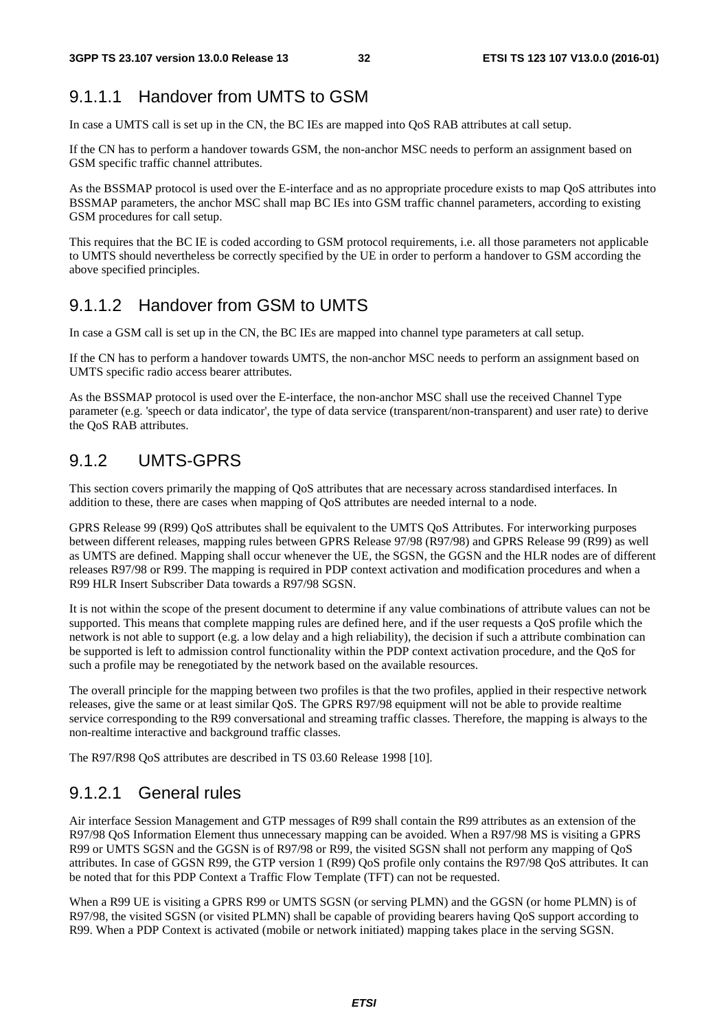#### 9.1.1.1 Handover from UMTS to GSM

In case a UMTS call is set up in the CN, the BC IEs are mapped into QoS RAB attributes at call setup.

If the CN has to perform a handover towards GSM, the non-anchor MSC needs to perform an assignment based on GSM specific traffic channel attributes.

As the BSSMAP protocol is used over the E-interface and as no appropriate procedure exists to map QoS attributes into BSSMAP parameters, the anchor MSC shall map BC IEs into GSM traffic channel parameters, according to existing GSM procedures for call setup.

This requires that the BC IE is coded according to GSM protocol requirements, i.e. all those parameters not applicable to UMTS should nevertheless be correctly specified by the UE in order to perform a handover to GSM according the above specified principles.

#### 9.1.1.2 Handover from GSM to UMTS

In case a GSM call is set up in the CN, the BC IEs are mapped into channel type parameters at call setup.

If the CN has to perform a handover towards UMTS, the non-anchor MSC needs to perform an assignment based on UMTS specific radio access bearer attributes.

As the BSSMAP protocol is used over the E-interface, the non-anchor MSC shall use the received Channel Type parameter (e.g. 'speech or data indicator', the type of data service (transparent/non-transparent) and user rate) to derive the QoS RAB attributes.

### 9.1.2 UMTS-GPRS

This section covers primarily the mapping of QoS attributes that are necessary across standardised interfaces. In addition to these, there are cases when mapping of QoS attributes are needed internal to a node.

GPRS Release 99 (R99) QoS attributes shall be equivalent to the UMTS QoS Attributes. For interworking purposes between different releases, mapping rules between GPRS Release 97/98 (R97/98) and GPRS Release 99 (R99) as well as UMTS are defined. Mapping shall occur whenever the UE, the SGSN, the GGSN and the HLR nodes are of different releases R97/98 or R99. The mapping is required in PDP context activation and modification procedures and when a R99 HLR Insert Subscriber Data towards a R97/98 SGSN.

It is not within the scope of the present document to determine if any value combinations of attribute values can not be supported. This means that complete mapping rules are defined here, and if the user requests a QoS profile which the network is not able to support (e.g. a low delay and a high reliability), the decision if such a attribute combination can be supported is left to admission control functionality within the PDP context activation procedure, and the QoS for such a profile may be renegotiated by the network based on the available resources.

The overall principle for the mapping between two profiles is that the two profiles, applied in their respective network releases, give the same or at least similar QoS. The GPRS R97/98 equipment will not be able to provide realtime service corresponding to the R99 conversational and streaming traffic classes. Therefore, the mapping is always to the non-realtime interactive and background traffic classes.

The R97/R98 QoS attributes are described in TS 03.60 Release 1998 [10].

#### 9.1.2.1 General rules

Air interface Session Management and GTP messages of R99 shall contain the R99 attributes as an extension of the R97/98 QoS Information Element thus unnecessary mapping can be avoided. When a R97/98 MS is visiting a GPRS R99 or UMTS SGSN and the GGSN is of R97/98 or R99, the visited SGSN shall not perform any mapping of QoS attributes. In case of GGSN R99, the GTP version 1 (R99) QoS profile only contains the R97/98 QoS attributes. It can be noted that for this PDP Context a Traffic Flow Template (TFT) can not be requested.

When a R99 UE is visiting a GPRS R99 or UMTS SGSN (or serving PLMN) and the GGSN (or home PLMN) is of R97/98, the visited SGSN (or visited PLMN) shall be capable of providing bearers having QoS support according to R99. When a PDP Context is activated (mobile or network initiated) mapping takes place in the serving SGSN.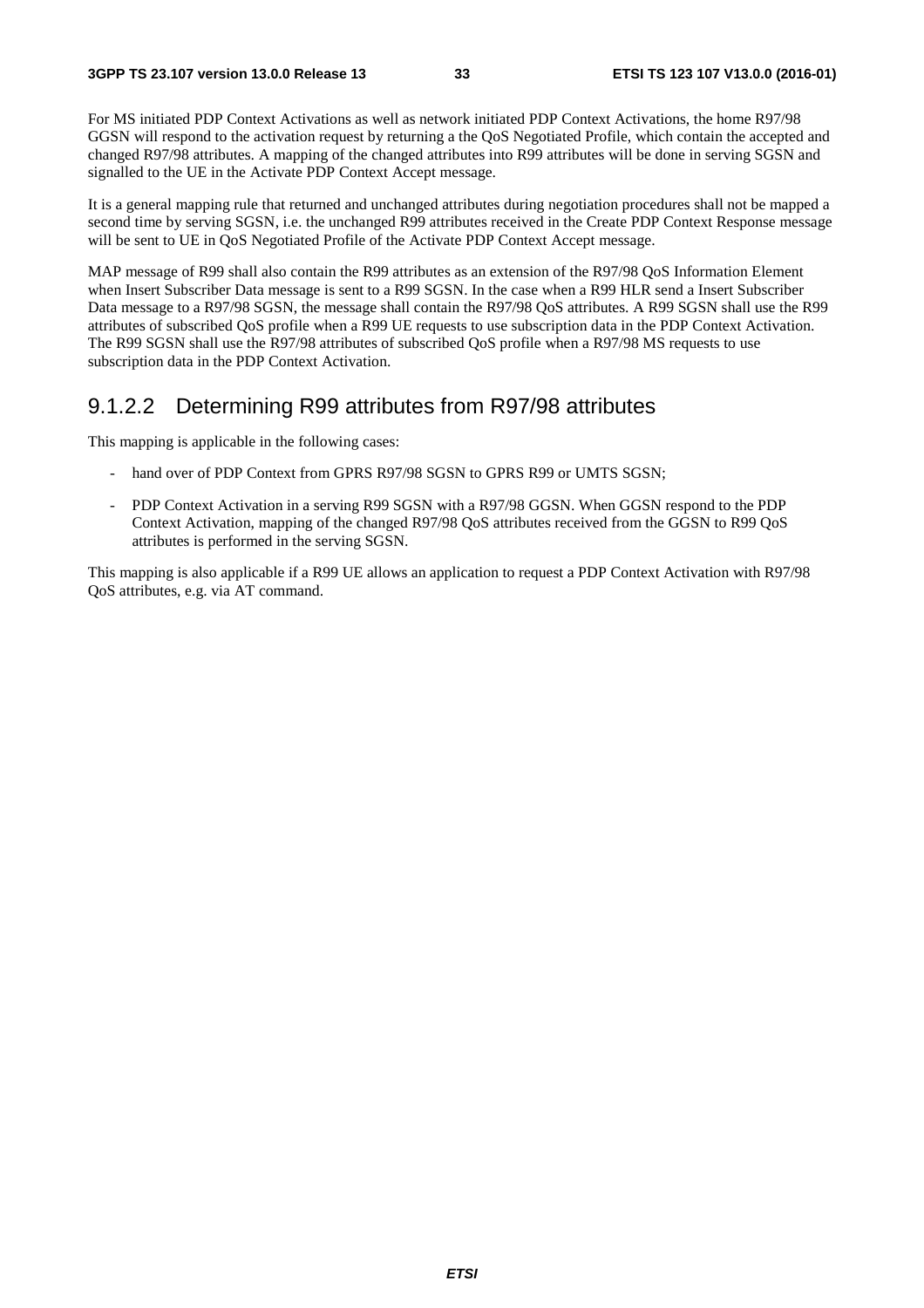For MS initiated PDP Context Activations as well as network initiated PDP Context Activations, the home R97/98 GGSN will respond to the activation request by returning a the QoS Negotiated Profile, which contain the accepted and changed R97/98 attributes. A mapping of the changed attributes into R99 attributes will be done in serving SGSN and signalled to the UE in the Activate PDP Context Accept message.

It is a general mapping rule that returned and unchanged attributes during negotiation procedures shall not be mapped a second time by serving SGSN, i.e. the unchanged R99 attributes received in the Create PDP Context Response message will be sent to UE in QoS Negotiated Profile of the Activate PDP Context Accept message.

MAP message of R99 shall also contain the R99 attributes as an extension of the R97/98 QoS Information Element when Insert Subscriber Data message is sent to a R99 SGSN. In the case when a R99 HLR send a Insert Subscriber Data message to a R97/98 SGSN, the message shall contain the R97/98 QoS attributes. A R99 SGSN shall use the R99 attributes of subscribed QoS profile when a R99 UE requests to use subscription data in the PDP Context Activation. The R99 SGSN shall use the R97/98 attributes of subscribed QoS profile when a R97/98 MS requests to use subscription data in the PDP Context Activation.

### 9.1.2.2 Determining R99 attributes from R97/98 attributes

This mapping is applicable in the following cases:

- hand over of PDP Context from GPRS R97/98 SGSN to GPRS R99 or UMTS SGSN;
- PDP Context Activation in a serving R99 SGSN with a R97/98 GGSN. When GGSN respond to the PDP Context Activation, mapping of the changed R97/98 QoS attributes received from the GGSN to R99 QoS attributes is performed in the serving SGSN.

This mapping is also applicable if a R99 UE allows an application to request a PDP Context Activation with R97/98 QoS attributes, e.g. via AT command.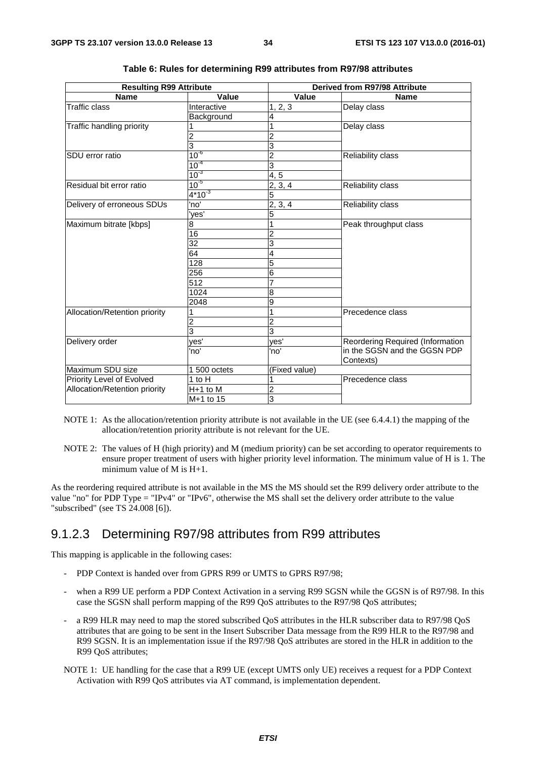**Table 6: Rules for determining R99 attributes from R97/98 attributes**

| Resulting R99 Attribute | | Derived from R97/98 Attribute | |
|---|---|---|---|
| **Name** | **Value** | **Value** | **Name** |
| Traffic class | Interactive | 1, 2, 3 | Delay class |
| | Background | 4 | |
| Traffic handling priority | 1 | 1 | Delay class |
| | 2 | 2 | |
| | 3 | 3 | |
| SDU error ratio | $10^{-6}$ | 2 | Reliability class |
| | $10^{-4}$ | 3 | |
| | $10^{-3}$ | 4, 5 | |
| Residual bit error ratio | $10^{-5}$ | 2, 3, 4 | Reliability class |
| | $4*10^{-3}$ | 5 | |
| Delivery of erroneous SDUs | 'no' | 2, 3, 4 | Reliability class |
| | 'yes' | 5 | |
| Maximum bitrate [kbps] | 8 | 1 | Peak throughput class |
| | 16 | 2 | |
| | 32 | 3 | |
| | 64 | 4 | |
| | 128 | 5 | |
| | 256 | 6 | |
| | 512 | 7 | |
| | 1024 | 8 | |
| | 2048 | 9 | |
| Allocation/Retention priority | 1 | 1 | Precedence class |
| | 2 | 2 | |
| | 3 | 3 | |
| Delivery order | yes' | yes' | Reordering Required (Information in the SGSN and the GGSN PDP Contexts) |
| | 'no' | 'no' | |
| Maximum SDU size | 1 500 octets | (Fixed value) | |
| Priority Level of Evolved Allocation/Retention priority | 1 to H | 1 | Precedence class |
| | H+1 to M | 2 | |
| | M+1 to 15 | 3 | |

NOTE 1: As the allocation/retention priority attribute is not available in the UE (see 6.4.4.1) the mapping of the allocation/retention priority attribute is not relevant for the UE.

NOTE 2: The values of H (high priority) and M (medium priority) can be set according to operator requirements to ensure proper treatment of users with higher priority level information. The minimum value of H is 1. The minimum value of M is H+1.

As the reordering required attribute is not available in the MS the MS should set the R99 delivery order attribute to the value "no" for PDP Type = "IPv4" or "IPv6", otherwise the MS shall set the delivery order attribute to the value "subscribed" (see TS 24.008 [6]).

### 9.1.2.3 Determining R97/98 attributes from R99 attributes

This mapping is applicable in the following cases:

- PDP Context is handed over from GPRS R99 or UMTS to GPRS R97/98;
- when a R99 UE perform a PDP Context Activation in a serving R99 SGSN while the GGSN is of R97/98. In this case the SGSN shall perform mapping of the R99 QoS attributes to the R97/98 QoS attributes;
- a R99 HLR may need to map the stored subscribed QoS attributes in the HLR subscriber data to R97/98 QoS attributes that are going to be sent in the Insert Subscriber Data message from the R99 HLR to the R97/98 and R99 SGSN. It is an implementation issue if the R97/98 QoS attributes are stored in the HLR in addition to the R99 QoS attributes;

NOTE 1: UE handling for the case that a R99 UE (except UMTS only UE) receives a request for a PDP Context Activation with R99 QoS attributes via AT command, is implementation dependent.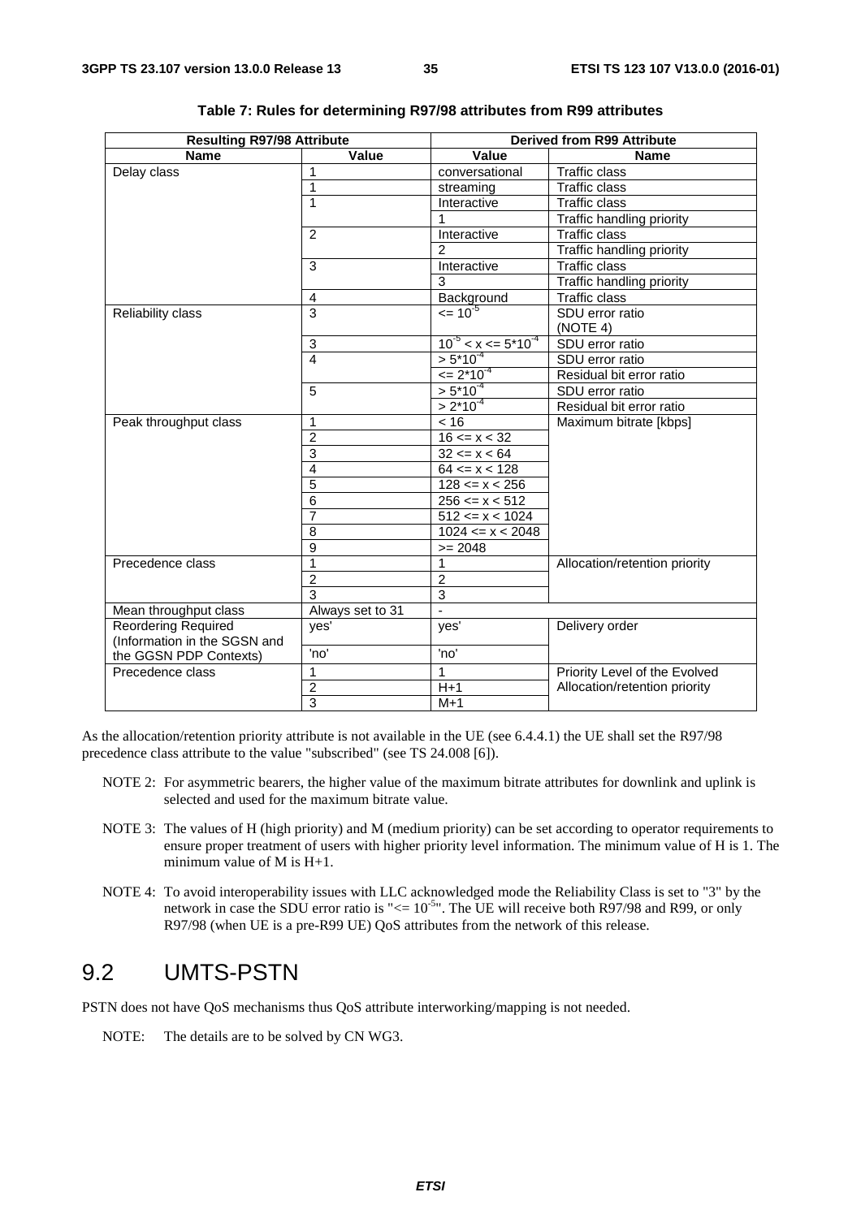**Table 7: Rules for determining R97/98 attributes from R99 attributes**

| Resulting R97/98 Attribute | | Derived from R99 Attribute | |
|---|---|---|---|
| **Name** | **Value** | **Value** | **Name** |
| Delay class | 1 | conversational | Traffic class |
| | 1 | streaming | Traffic class |
| | 1 | Interactive | Traffic class |
| | | 1 | Traffic handling priority |
| | 2 | Interactive | Traffic class |
| | | 2 | Traffic handling priority |
| | 3 | Interactive | Traffic class |
| | | 3 | Traffic handling priority |
| | 4 | Background | Traffic class |
| Reliability class | 3 | $<= 10^{-5}$ | SDU error ratio (NOTE 4) |
| | 3 | $10^{-5} < x <= 5*10^{-4}$ | SDU error ratio |
| | 4 | $> 5*10^{-4}$ | SDU error ratio |
| | | $<= 2*10^{-4}$ | Residual bit error ratio |
| | 5 | $> 5*10^{-4}$ | SDU error ratio |
| | | $> 2*10^{-4}$ | Residual bit error ratio |
| Peak throughput class | 1 | < 16 | Maximum bitrate [kbps] |
| | 2 | 16 <= x < 32 | |
| | 3 | 32 <= x < 64 | |
| | 4 | 64 <= x < 128 | |
| | 5 | 128 <= x < 256 | |
| | 6 | 256 <= x < 512 | |
| | 7 | 512 <= x < 1024 | |
| | 8 | 1024 <= x < 2048 | |
| | 9 | >= 2048 | |
| Precedence class | 1 | 1 | Allocation/retention priority |
| | 2 | 2 | |
| | 3 | 3 | |
| Mean throughput class | Always set to 31 | - | |
| Reordering Required (Information in the SGSN and the GGSN PDP Contexts) | yes' | yes' | Delivery order |
| | 'no' | 'no' | |
| Precedence class | 1 | 1 | Priority Level of the Evolved Allocation/retention priority |
| | 2 | H+1 | |
| | 3 | M+1 | |

As the allocation/retention priority attribute is not available in the UE (see 6.4.4.1) the UE shall set the R97/98 precedence class attribute to the value "subscribed" (see TS 24.008 [6]).

NOTE 2: For asymmetric bearers, the higher value of the maximum bitrate attributes for downlink and uplink is selected and used for the maximum bitrate value.

NOTE 3: The values of H (high priority) and M (medium priority) can be set according to operator requirements to ensure proper treatment of users with higher priority level information. The minimum value of H is 1. The minimum value of M is H+1.

NOTE 4: To avoid interoperability issues with LLC acknowledged mode the Reliability Class is set to "3" by the network in case the SDU error ratio is "$<= 10^{-5}$". The UE will receive both R97/98 and R99, or only R97/98 (when UE is a pre-R99 UE) QoS attributes from the network of this release.

## 9.2 UMTS-PSTN

PSTN does not have QoS mechanisms thus QoS attribute interworking/mapping is not needed.

NOTE: The details are to be solved by CN WG3.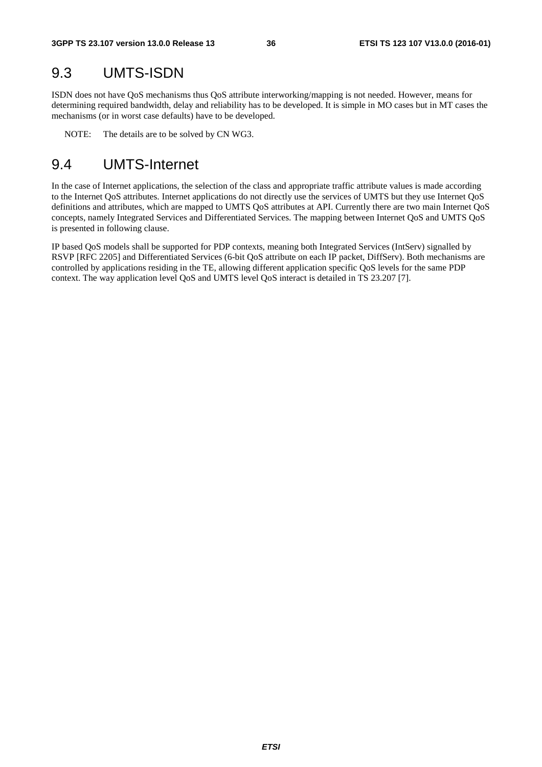## 9.3 UMTS-ISDN

ISDN does not have QoS mechanisms thus QoS attribute interworking/mapping is not needed. However, means for determining required bandwidth, delay and reliability has to be developed. It is simple in MO cases but in MT cases the mechanisms (or in worst case defaults) have to be developed.

NOTE: The details are to be solved by CN WG3.

## 9.4 UMTS-Internet

In the case of Internet applications, the selection of the class and appropriate traffic attribute values is made according to the Internet QoS attributes. Internet applications do not directly use the services of UMTS but they use Internet QoS definitions and attributes, which are mapped to UMTS QoS attributes at API. Currently there are two main Internet QoS concepts, namely Integrated Services and Differentiated Services. The mapping between Internet QoS and UMTS QoS is presented in following clause.

IP based QoS models shall be supported for PDP contexts, meaning both Integrated Services (IntServ) signalled by RSVP [RFC 2205] and Differentiated Services (6-bit QoS attribute on each IP packet, DiffServ). Both mechanisms are controlled by applications residing in the TE, allowing different application specific QoS levels for the same PDP context. The way application level QoS and UMTS level QoS interact is detailed in TS 23.207 [7].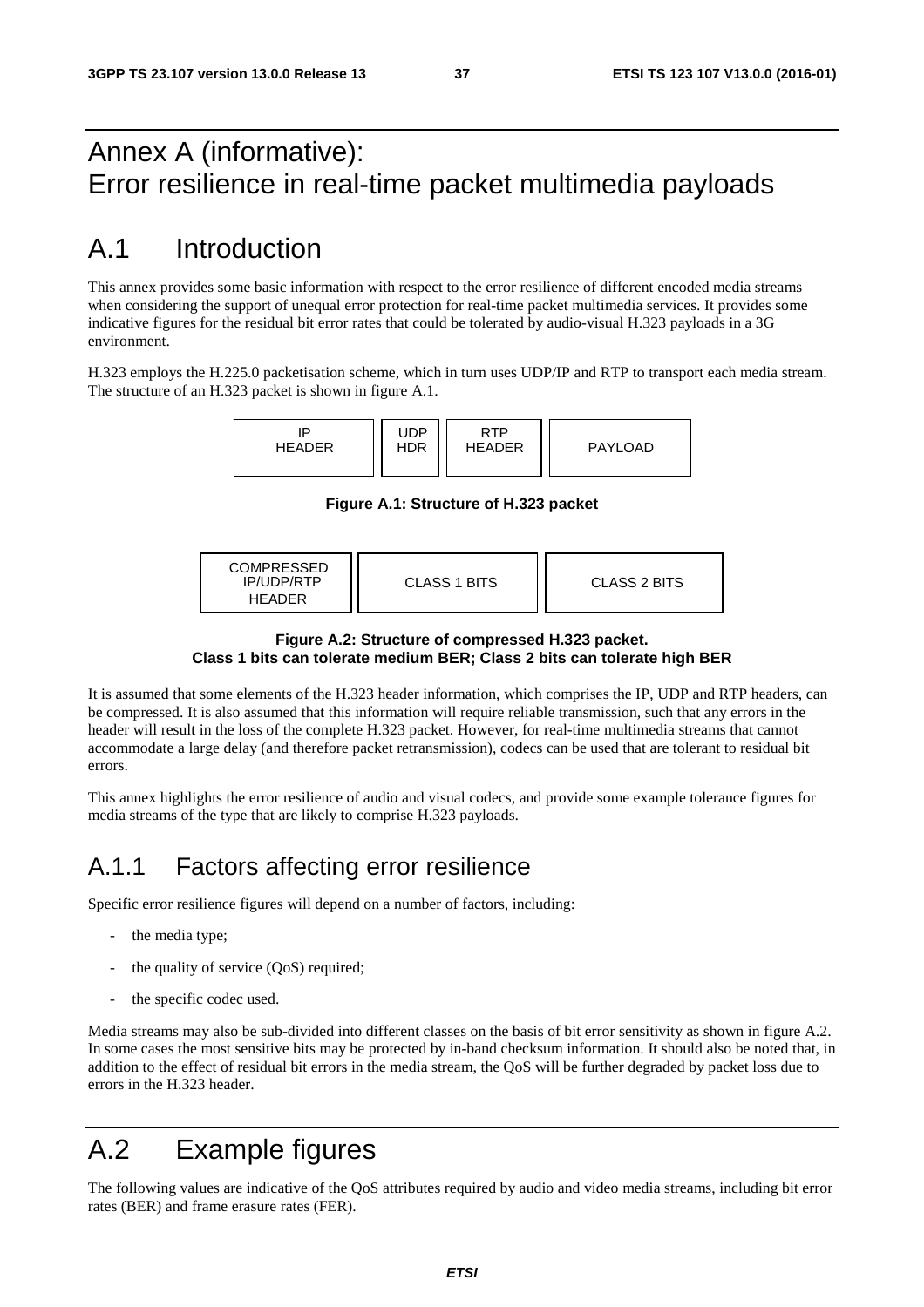# Annex A (informative): Error resilience in real-time packet multimedia payloads

# A.1 Introduction

This annex provides some basic information with respect to the error resilience of different encoded media streams when considering the support of unequal error protection for real-time packet multimedia services. It provides some indicative figures for the residual bit error rates that could be tolerated by audio-visual H.323 payloads in a 3G environment.

H.323 employs the H.225.0 packetisation scheme, which in turn uses UDP/IP and RTP to transport each media stream. The structure of an H.323 packet is shown in figure A.1.

| IP HEADER | UDP HDR | RTP HEADER | PAYLOAD |
|---|---|---|---|

**Figure A.1: Structure of H.323 packet**

| COMPRESSED IP/UDP/RTP HEADER | CLASS 1 BITS | CLASS 2 BITS |
|---|---|---|

**Figure A.2: Structure of compressed H.323 packet. Class 1 bits can tolerate medium BER; Class 2 bits can tolerate high BER**

It is assumed that some elements of the H.323 header information, which comprises the IP, UDP and RTP headers, can be compressed. It is also assumed that this information will require reliable transmission, such that any errors in the header will result in the loss of the complete H.323 packet. However, for real-time multimedia streams that cannot accommodate a large delay (and therefore packet retransmission), codecs can be used that are tolerant to residual bit errors.

This annex highlights the error resilience of audio and visual codecs, and provide some example tolerance figures for media streams of the type that are likely to comprise H.323 payloads.

## A.1.1 Factors affecting error resilience

Specific error resilience figures will depend on a number of factors, including:

- the media type;
- the quality of service (QoS) required;
- the specific codec used.

Media streams may also be sub-divided into different classes on the basis of bit error sensitivity as shown in figure A.2. In some cases the most sensitive bits may be protected by in-band checksum information. It should also be noted that, in addition to the effect of residual bit errors in the media stream, the QoS will be further degraded by packet loss due to errors in the H.323 header.

# A.2 Example figures

The following values are indicative of the QoS attributes required by audio and video media streams, including bit error rates (BER) and frame erasure rates (FER).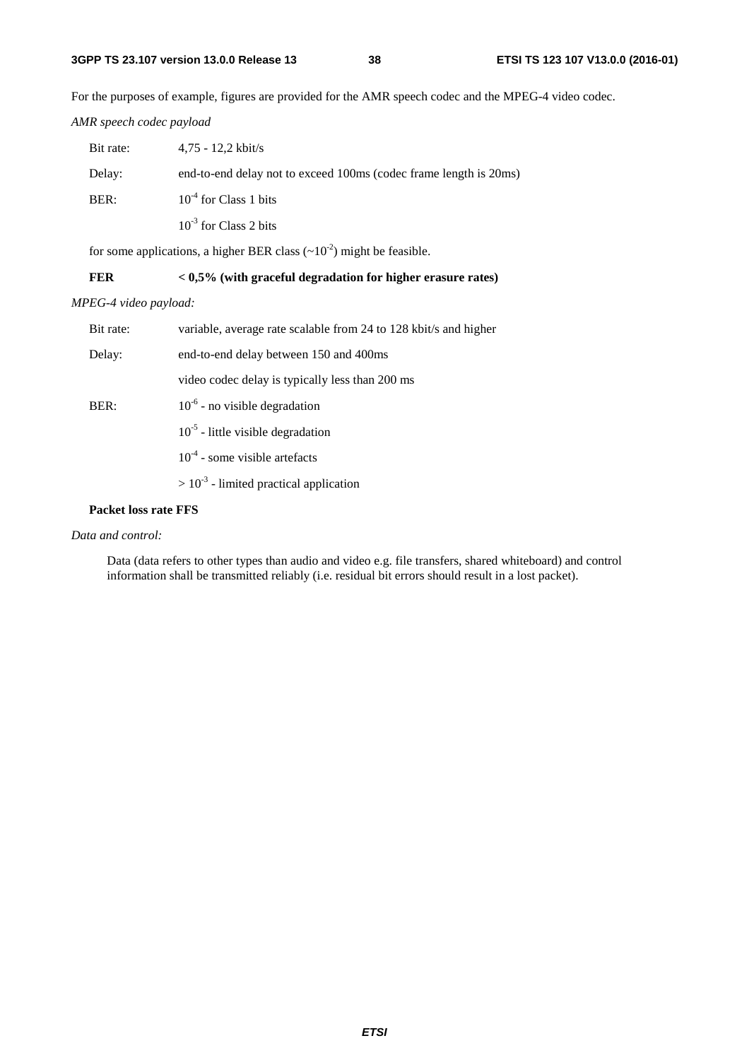For the purposes of example, figures are provided for the AMR speech codec and the MPEG-4 video codec.

*AMR speech codec payload*

| | |
|---|---|
| Bit rate: | 4,75 - 12,2 kbit/s |
| Delay: | end-to-end delay not to exceed 100ms (codec frame length is 20ms) |
| BER: | $10^{-4}$ for Class 1 bits |
| | $10^{-3}$ for Class 2 bits |

for some applications, a higher BER class ($\sim10^{-2}$) might be feasible.

**FER < 0,5% (with graceful degradation for higher erasure rates)**

*MPEG-4 video payload:*

| | |
|---|---|
| Bit rate: | variable, average rate scalable from 24 to 128 kbit/s and higher |
| Delay: | end-to-end delay between 150 and 400ms |
| | video codec delay is typically less than 200 ms |
| BER: | $10^{-6}$ - no visible degradation |
| | $10^{-5}$ - little visible degradation |
| | $10^{-4}$ - some visible artefacts |
| | $> 10^{-3}$ - limited practical application |

**Packet loss rate FFS**

*Data and control:*

Data (data refers to other types than audio and video e.g. file transfers, shared whiteboard) and control information shall be transmitted reliably (i.e. residual bit errors should result in a lost packet).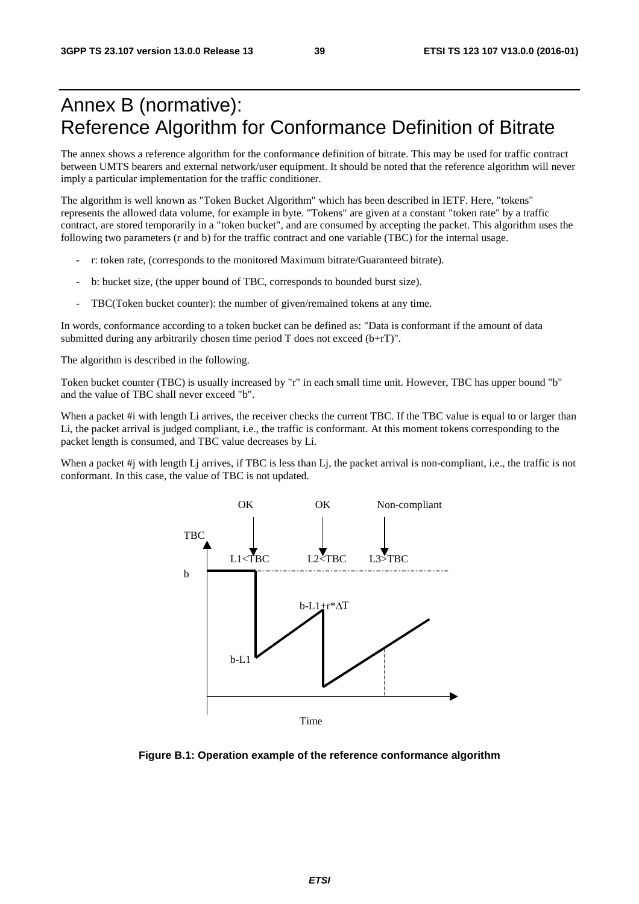# Annex B (normative): Reference Algorithm for Conformance Definition of Bitrate

The annex shows a reference algorithm for the conformance definition of bitrate. This may be used for traffic contract between UMTS bearers and external network/user equipment. It should be noted that the reference algorithm will never imply a particular implementation for the traffic conditioner.

The algorithm is well known as "Token Bucket Algorithm" which has been described in IETF. Here, "tokens" represents the allowed data volume, for example in byte. "Tokens" are given at a constant "token rate" by a traffic contract, are stored temporarily in a "token bucket", and are consumed by accepting the packet. This algorithm uses the following two parameters (r and b) for the traffic contract and one variable (TBC) for the internal usage.

- r: token rate, (corresponds to the monitored Maximum bitrate/Guaranteed bitrate).
- b: bucket size, (the upper bound of TBC, corresponds to bounded burst size).
- TBC(Token bucket counter): the number of given/remained tokens at any time.

In words, conformance according to a token bucket can be defined as: "Data is conformant if the amount of data submitted during any arbitrarily chosen time period T does not exceed (b+rT)".

The algorithm is described in the following.

Token bucket counter (TBC) is usually increased by "r" in each small time unit. However, TBC has upper bound "b" and the value of TBC shall never exceed "b".

When a packet #i with length Li arrives, the receiver checks the current TBC. If the TBC value is equal to or larger than Li, the packet arrival is judged compliant, i.e., the traffic is conformant. At this moment tokens corresponding to the packet length is consumed, and TBC value decreases by Li.

When a packet #j with length Lj arrives, if TBC is less than Lj, the packet arrival is non-compliant, i.e., the traffic is not conformant. In this case, the value of TBC is not updated.

**Figure B.1: Operation example of the reference conformance algorithm**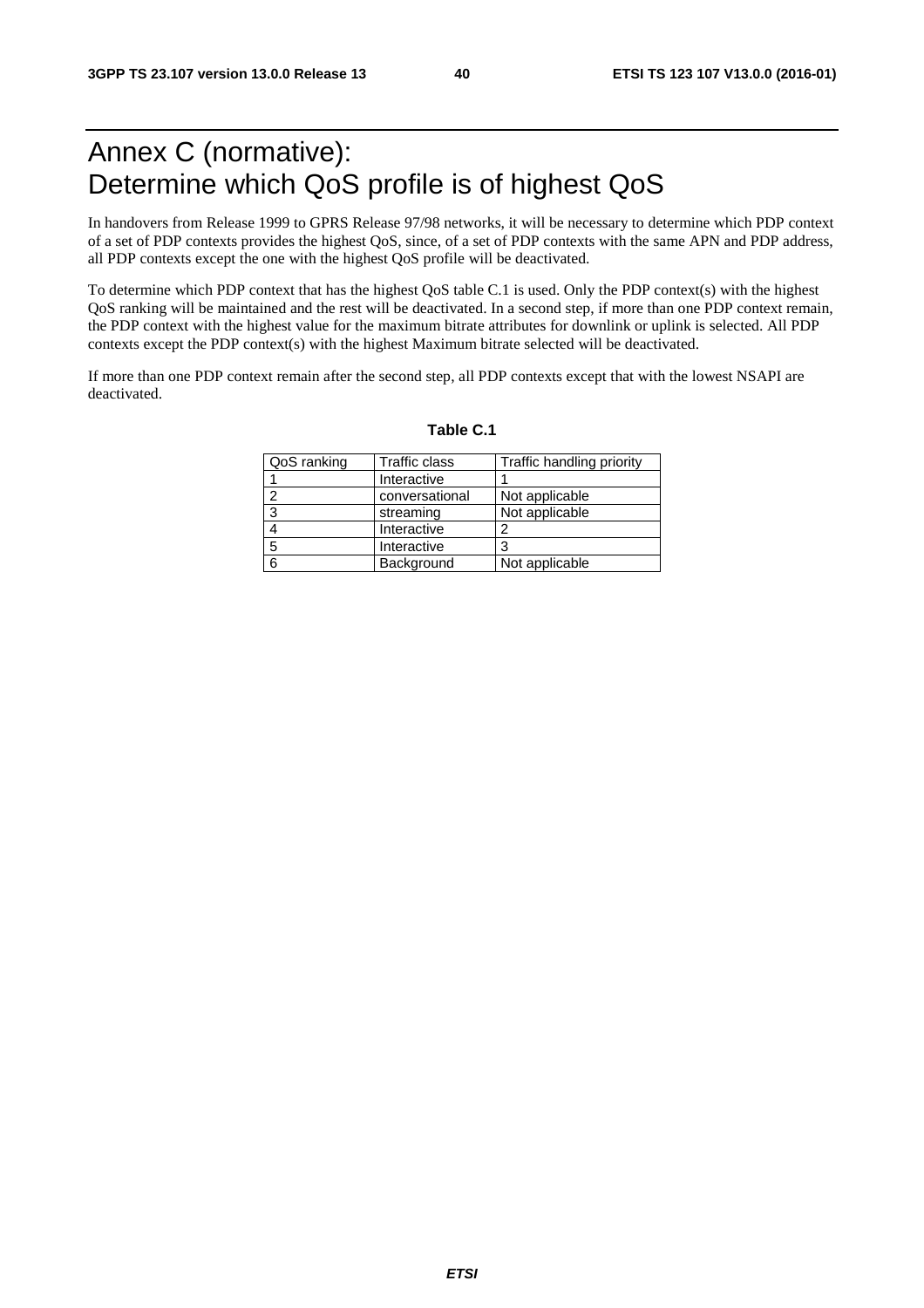# Annex C (normative): Determine which QoS profile is of highest QoS

In handovers from Release 1999 to GPRS Release 97/98 networks, it will be necessary to determine which PDP context of a set of PDP contexts provides the highest QoS, since, of a set of PDP contexts with the same APN and PDP address, all PDP contexts except the one with the highest QoS profile will be deactivated.

To determine which PDP context that has the highest QoS table C.1 is used. Only the PDP context(s) with the highest QoS ranking will be maintained and the rest will be deactivated. In a second step, if more than one PDP context remain, the PDP context with the highest value for the maximum bitrate attributes for downlink or uplink is selected. All PDP contexts except the PDP context(s) with the highest Maximum bitrate selected will be deactivated.

If more than one PDP context remain after the second step, all PDP contexts except that with the lowest NSAPI are deactivated.

**Table C.1**

| QoS ranking | Traffic class | Traffic handling priority |
|---|---|---|
| 1 | Interactive | 1 |
| 2 | conversational | Not applicable |
| 3 | streaming | Not applicable |
| 4 | Interactive | 2 |
| 5 | Interactive | 3 |
| 6 | Background | Not applicable |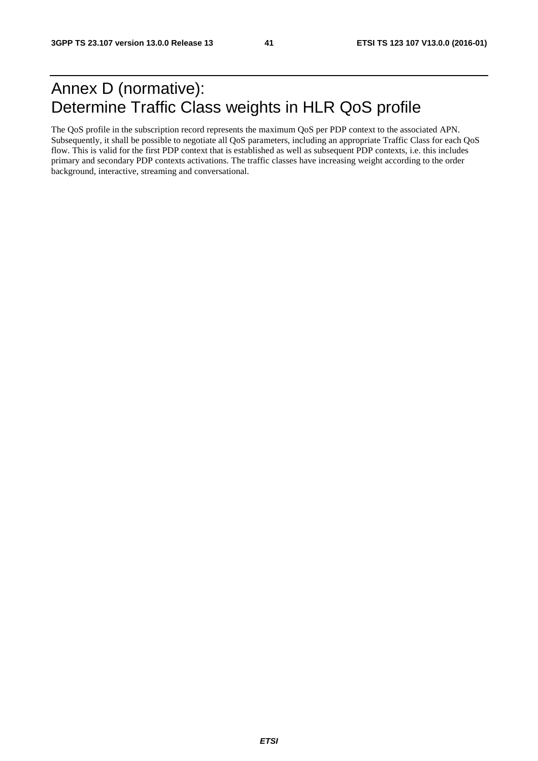# Annex D (normative): Determine Traffic Class weights in HLR QoS profile

The QoS profile in the subscription record represents the maximum QoS per PDP context to the associated APN. Subsequently, it shall be possible to negotiate all QoS parameters, including an appropriate Traffic Class for each QoS flow. This is valid for the first PDP context that is established as well as subsequent PDP contexts, i.e. this includes primary and secondary PDP contexts activations. The traffic classes have increasing weight according to the order background, interactive, streaming and conversational.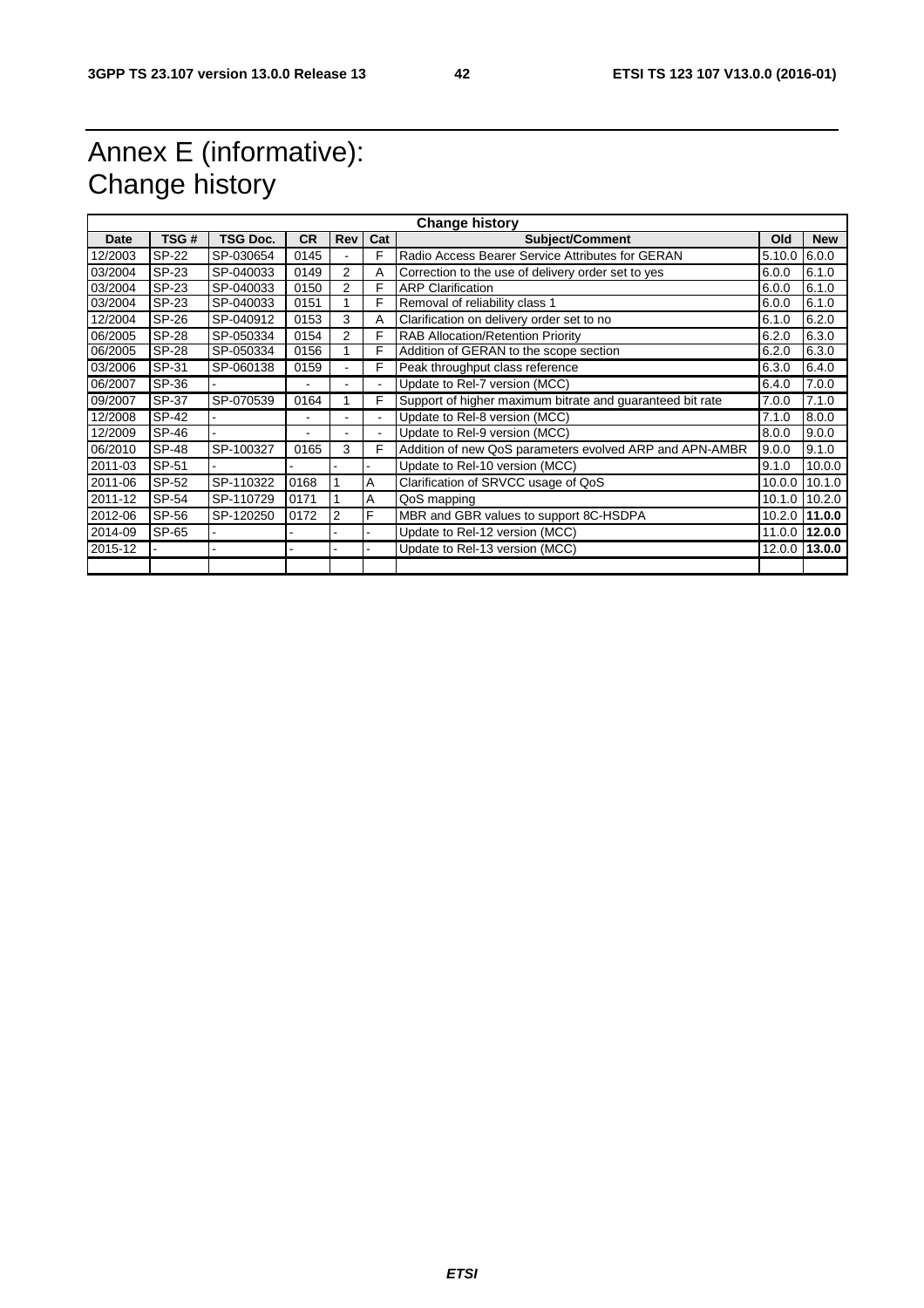# Annex E (informative): Change history

| Change history | | | | | | | | |
|---|---|---|---|---|---|---|---|---|
| **Date** | **TSG #** | **TSG Doc.** | **CR** | **Rev** | **Cat** | **Subject/Comment** | **Old** | **New** |
| 12/2003 | SP-22 | SP-030654 | 0145 | - | F | Radio Access Bearer Service Attributes for GERAN | 5.10.0 | 6.0.0 |
| 03/2004 | SP-23 | SP-040033 | 0149 | 2 | A | Correction to the use of delivery order set to yes | 6.0.0 | 6.1.0 |
| 03/2004 | SP-23 | SP-040033 | 0150 | 2 | F | ARP Clarification | 6.0.0 | 6.1.0 |
| 03/2004 | SP-23 | SP-040033 | 0151 | 1 | F | Removal of reliability class 1 | 6.0.0 | 6.1.0 |
| 12/2004 | SP-26 | SP-040912 | 0153 | 3 | A | Clarification on delivery order set to no | 6.1.0 | 6.2.0 |
| 06/2005 | SP-28 | SP-050334 | 0154 | 2 | F | RAB Allocation/Retention Priority | 6.2.0 | 6.3.0 |
| 06/2005 | SP-28 | SP-050334 | 0156 | 1 | F | Addition of GERAN to the scope section | 6.2.0 | 6.3.0 |
| 03/2006 | SP-31 | SP-060138 | 0159 | - | F | Peak throughput class reference | 6.3.0 | 6.4.0 |
| 06/2007 | SP-36 | - | - | - | - | Update to Rel-7 version (MCC) | 6.4.0 | 7.0.0 |
| 09/2007 | SP-37 | SP-070539 | 0164 | 1 | F | Support of higher maximum bitrate and guaranteed bit rate | 7.0.0 | 7.1.0 |
| 12/2008 | SP-42 | - | - | - | - | Update to Rel-8 version (MCC) | 7.1.0 | 8.0.0 |
| 12/2009 | SP-46 | - | - | - | - | Update to Rel-9 version (MCC) | 8.0.0 | 9.0.0 |
| 06/2010 | SP-48 | SP-100327 | 0165 | 3 | F | Addition of new QoS parameters evolved ARP and APN-AMBR | 9.0.0 | 9.1.0 |
| 2011-03 | SP-51 | - | - | - | - | Update to Rel-10 version (MCC) | 9.1.0 | 10.0.0 |
| 2011-06 | SP-52 | SP-110322 | 0168 | 1 | A | Clarification of SRVCC usage of QoS | 10.0.0 | 10.1.0 |
| 2011-12 | SP-54 | SP-110729 | 0171 | 1 | A | QoS mapping | 10.1.0 | 10.2.0 |
| 2012-06 | SP-56 | SP-120250 | 0172 | 2 | F | MBR and GBR values to support 8C-HSDPA | 10.2.0 | **11.0.0** |
| 2014-09 | SP-65 | - | - | - | - | Update to Rel-12 version (MCC) | 11.0.0 | **12.0.0** |
| 2015-12 | - | - | - | - | - | Update to Rel-13 version (MCC) | 12.0.0 | **13.0.0** |
| | | | | | | | | |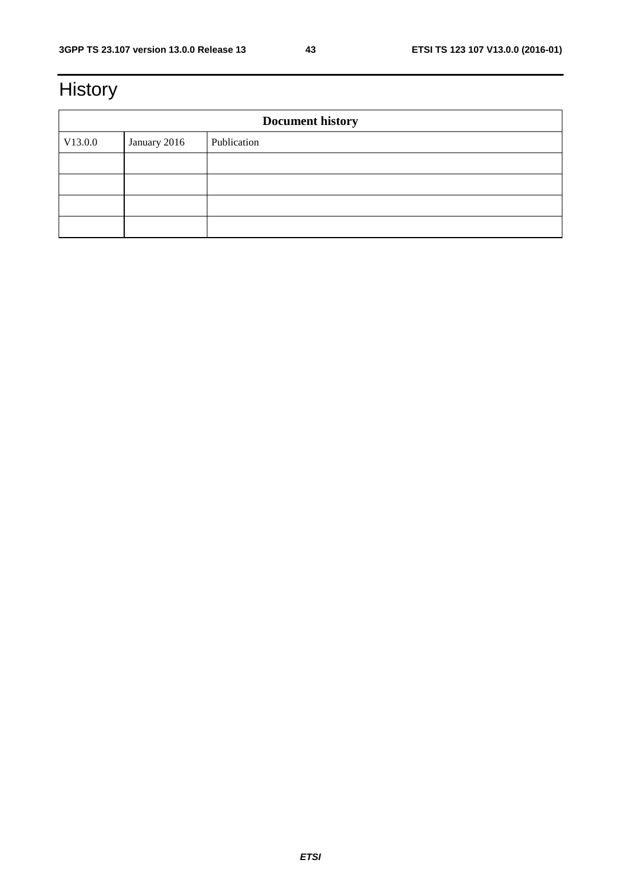# History

| Document history | | |
|---|---|---|
| V13.0.0 | January 2016 | Publication |
| | | |
| | | |
| | | |
| | | |